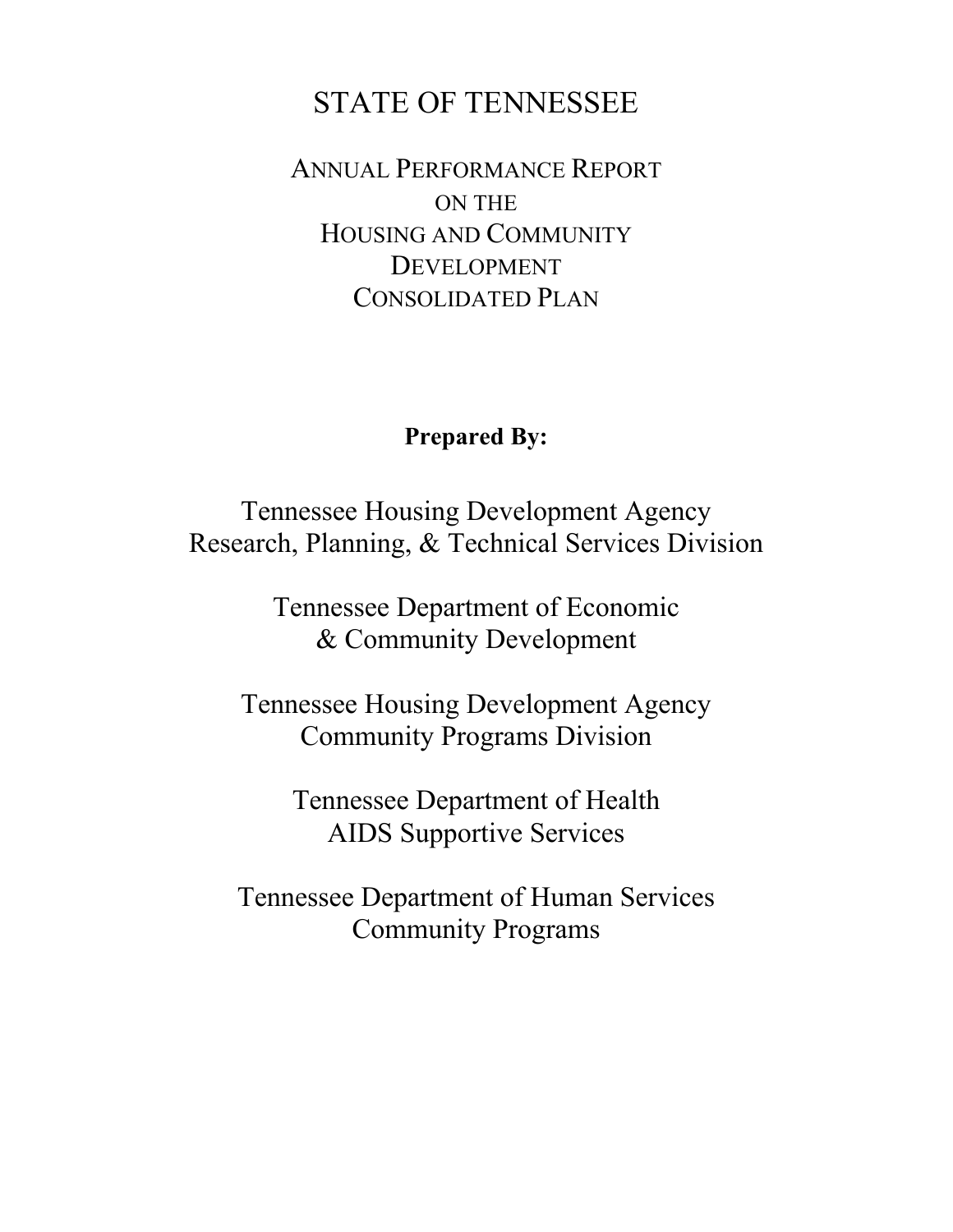# STATE OF TENNESSEE

## ANNUAL PERFORMANCE REPORT ON THE HOUSING AND COMMUNITY DEVELOPMENT CONSOLIDATED PLAN

**Prepared By:**

Tennessee Housing Development Agency
Research, Planning, & Technical Services Division

Tennessee Department of Economic
& Community Development

Tennessee Housing Development Agency
Community Programs Division

Tennessee Department of Health
AIDS Supportive Services

Tennessee Department of Human Services
Community Programs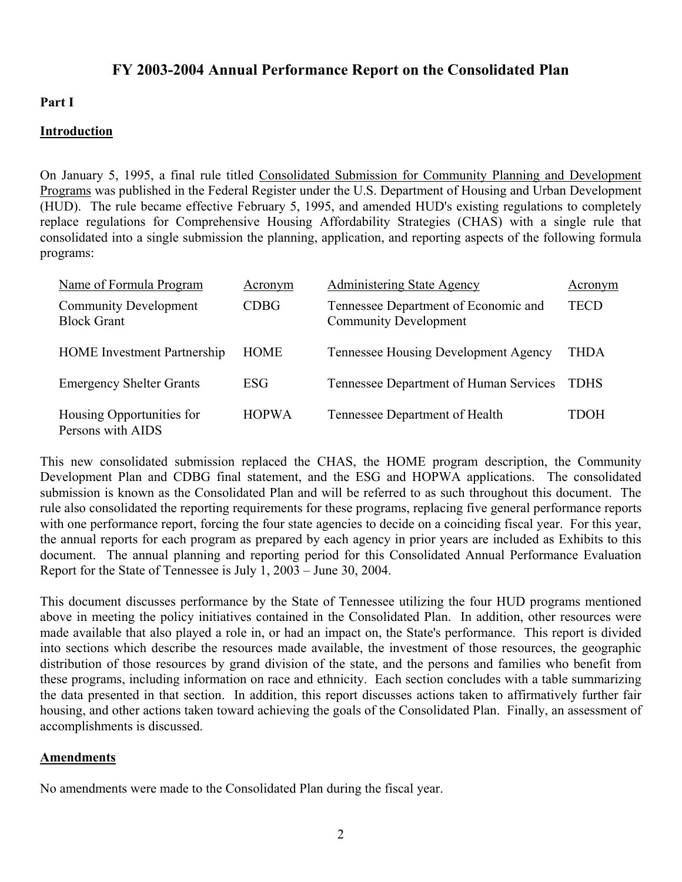# FY 2003-2004 Annual Performance Report on the Consolidated Plan

**Part I**

## Introduction

On January 5, 1995, a final rule titled Consolidated Submission for Community Planning and Development Programs was published in the Federal Register under the U.S. Department of Housing and Urban Development (HUD). The rule became effective February 5, 1995, and amended HUD's existing regulations to completely replace regulations for Comprehensive Housing Affordability Strategies (CHAS) with a single rule that consolidated into a single submission the planning, application, and reporting aspects of the following formula programs:

| Name of Formula Program | Acronym | Administering State Agency | Acronym |
|---|---|---|---|
| Community Development Block Grant | CDBG | Tennessee Department of Economic and Community Development | TECD |
| HOME Investment Partnership | HOME | Tennessee Housing Development Agency | THDA |
| Emergency Shelter Grants | ESG | Tennessee Department of Human Services | TDHS |
| Housing Opportunities for Persons with AIDS | HOPWA | Tennessee Department of Health | TDOH |

This new consolidated submission replaced the CHAS, the HOME program description, the Community Development Plan and CDBG final statement, and the ESG and HOPWA applications. The consolidated submission is known as the Consolidated Plan and will be referred to as such throughout this document. The rule also consolidated the reporting requirements for these programs, replacing five general performance reports with one performance report, forcing the four state agencies to decide on a coinciding fiscal year. For this year, the annual reports for each program as prepared by each agency in prior years are included as Exhibits to this document. The annual planning and reporting period for this Consolidated Annual Performance Evaluation Report for the State of Tennessee is July 1, 2003 – June 30, 2004.

This document discusses performance by the State of Tennessee utilizing the four HUD programs mentioned above in meeting the policy initiatives contained in the Consolidated Plan. In addition, other resources were made available that also played a role in, or had an impact on, the State's performance. This report is divided into sections which describe the resources made available, the investment of those resources, the geographic distribution of those resources by grand division of the state, and the persons and families who benefit from these programs, including information on race and ethnicity. Each section concludes with a table summarizing the data presented in that section. In addition, this report discusses actions taken to affirmatively further fair housing, and other actions taken toward achieving the goals of the Consolidated Plan. Finally, an assessment of accomplishments is discussed.

## Amendments

No amendments were made to the Consolidated Plan during the fiscal year.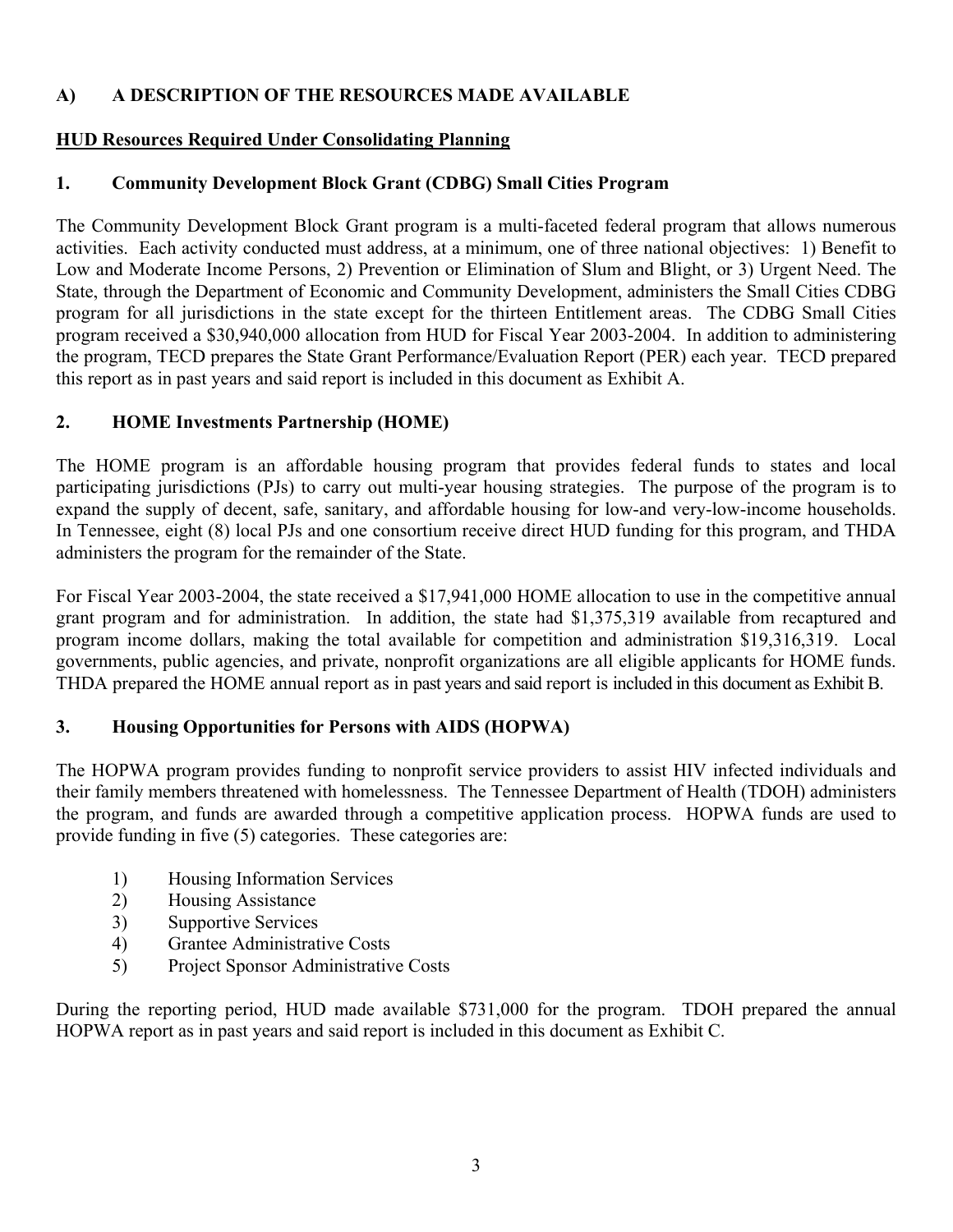## A) A DESCRIPTION OF THE RESOURCES MADE AVAILABLE

**HUD Resources Required Under Consolidating Planning**

### 1. Community Development Block Grant (CDBG) Small Cities Program

The Community Development Block Grant program is a multi-faceted federal program that allows numerous activities. Each activity conducted must address, at a minimum, one of three national objectives: 1) Benefit to Low and Moderate Income Persons, 2) Prevention or Elimination of Slum and Blight, or 3) Urgent Need. The State, through the Department of Economic and Community Development, administers the Small Cities CDBG program for all jurisdictions in the state except for the thirteen Entitlement areas. The CDBG Small Cities program received a $30,940,000 allocation from HUD for Fiscal Year 2003-2004. In addition to administering the program, TECD prepares the State Grant Performance/Evaluation Report (PER) each year. TECD prepared this report as in past years and said report is included in this document as Exhibit A.

### 2. HOME Investments Partnership (HOME)

The HOME program is an affordable housing program that provides federal funds to states and local participating jurisdictions (PJs) to carry out multi-year housing strategies. The purpose of the program is to expand the supply of decent, safe, sanitary, and affordable housing for low-and very-low-income households. In Tennessee, eight (8) local PJs and one consortium receive direct HUD funding for this program, and THDA administers the program for the remainder of the State.

For Fiscal Year 2003-2004, the state received a $17,941,000 HOME allocation to use in the competitive annual grant program and for administration. In addition, the state had $1,375,319 available from recaptured and program income dollars, making the total available for competition and administration $19,316,319. Local governments, public agencies, and private, nonprofit organizations are all eligible applicants for HOME funds. THDA prepared the HOME annual report as in past years and said report is included in this document as Exhibit B.

### 3. Housing Opportunities for Persons with AIDS (HOPWA)

The HOPWA program provides funding to nonprofit service providers to assist HIV infected individuals and their family members threatened with homelessness. The Tennessee Department of Health (TDOH) administers the program, and funds are awarded through a competitive application process. HOPWA funds are used to provide funding in five (5) categories. These categories are:

1) Housing Information Services
2) Housing Assistance
3) Supportive Services
4) Grantee Administrative Costs
5) Project Sponsor Administrative Costs

During the reporting period, HUD made available $731,000 for the program. TDOH prepared the annual HOPWA report as in past years and said report is included in this document as Exhibit C.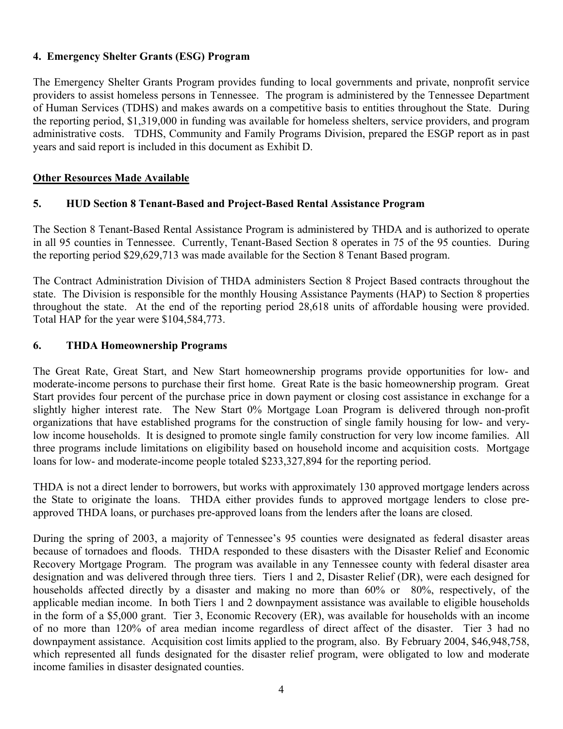### 4. Emergency Shelter Grants (ESG) Program

The Emergency Shelter Grants Program provides funding to local governments and private, nonprofit service providers to assist homeless persons in Tennessee. The program is administered by the Tennessee Department of Human Services (TDHS) and makes awards on a competitive basis to entities throughout the State. During the reporting period, $1,319,000 in funding was available for homeless shelters, service providers, and program administrative costs. TDHS, Community and Family Programs Division, prepared the ESGP report as in past years and said report is included in this document as Exhibit D.

## Other Resources Made Available

### 5. HUD Section 8 Tenant-Based and Project-Based Rental Assistance Program

The Section 8 Tenant-Based Rental Assistance Program is administered by THDA and is authorized to operate in all 95 counties in Tennessee. Currently, Tenant-Based Section 8 operates in 75 of the 95 counties. During the reporting period $29,629,713 was made available for the Section 8 Tenant Based program.

The Contract Administration Division of THDA administers Section 8 Project Based contracts throughout the state. The Division is responsible for the monthly Housing Assistance Payments (HAP) to Section 8 properties throughout the state. At the end of the reporting period 28,618 units of affordable housing were provided. Total HAP for the year were $104,584,773.

### 6. THDA Homeownership Programs

The Great Rate, Great Start, and New Start homeownership programs provide opportunities for low- and moderate-income persons to purchase their first home. Great Rate is the basic homeownership program. Great Start provides four percent of the purchase price in down payment or closing cost assistance in exchange for a slightly higher interest rate. The New Start 0% Mortgage Loan Program is delivered through non-profit organizations that have established programs for the construction of single family housing for low- and very-low income households. It is designed to promote single family construction for very low income families. All three programs include limitations on eligibility based on household income and acquisition costs. Mortgage loans for low- and moderate-income people totaled $233,327,894 for the reporting period.

THDA is not a direct lender to borrowers, but works with approximately 130 approved mortgage lenders across the State to originate the loans. THDA either provides funds to approved mortgage lenders to close pre-approved THDA loans, or purchases pre-approved loans from the lenders after the loans are closed.

During the spring of 2003, a majority of Tennessee's 95 counties were designated as federal disaster areas because of tornadoes and floods. THDA responded to these disasters with the Disaster Relief and Economic Recovery Mortgage Program. The program was available in any Tennessee county with federal disaster area designation and was delivered through three tiers. Tiers 1 and 2, Disaster Relief (DR), were each designed for households affected directly by a disaster and making no more than 60% or 80%, respectively, of the applicable median income. In both Tiers 1 and 2 downpayment assistance was available to eligible households in the form of a $5,000 grant. Tier 3, Economic Recovery (ER), was available for households with an income of no more than 120% of area median income regardless of direct affect of the disaster. Tier 3 had no downpayment assistance. Acquisition cost limits applied to the program, also. By February 2004, $46,948,758, which represented all funds designated for the disaster relief program, were obligated to low and moderate income families in disaster designated counties.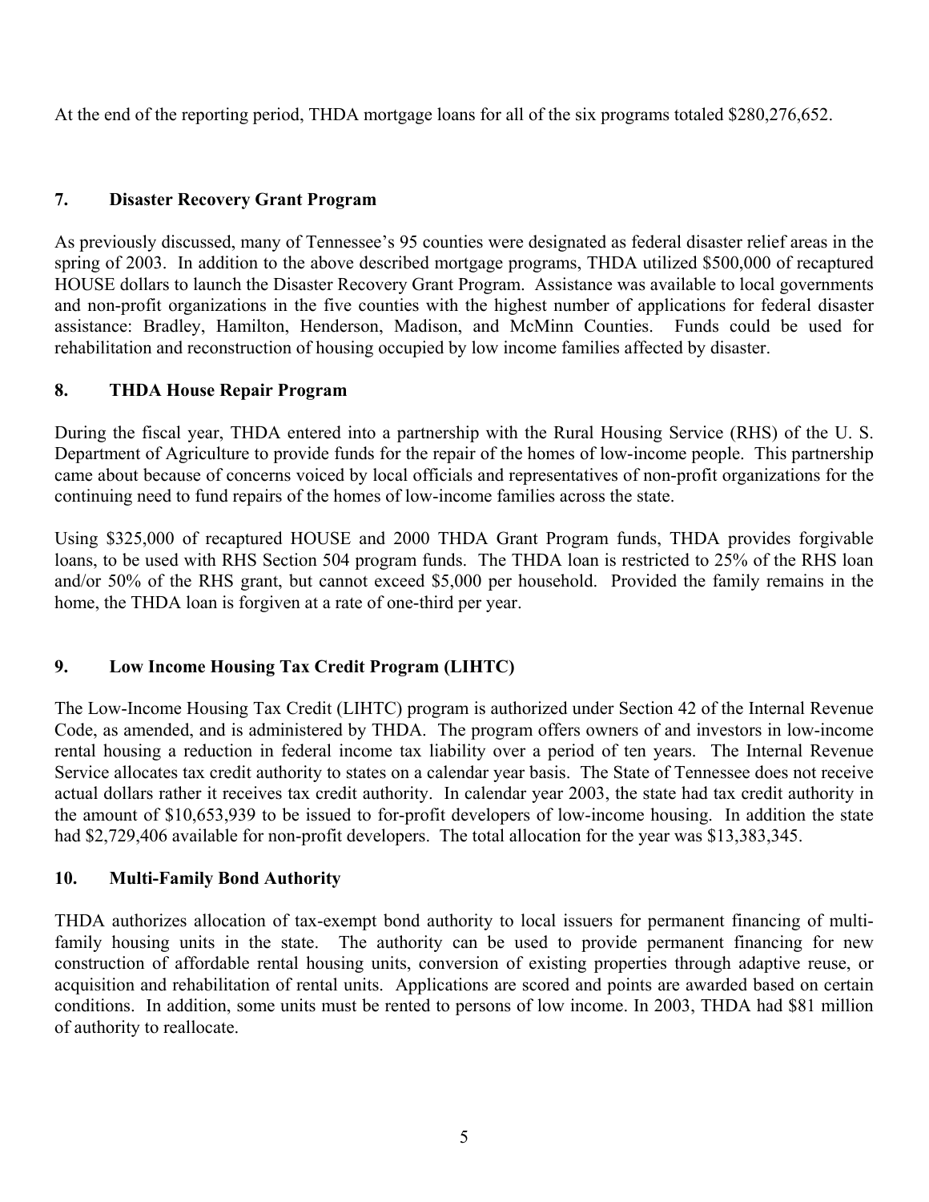At the end of the reporting period, THDA mortgage loans for all of the six programs totaled $280,276,652.

### 7. Disaster Recovery Grant Program

As previously discussed, many of Tennessee's 95 counties were designated as federal disaster relief areas in the spring of 2003. In addition to the above described mortgage programs, THDA utilized $500,000 of recaptured HOUSE dollars to launch the Disaster Recovery Grant Program. Assistance was available to local governments and non-profit organizations in the five counties with the highest number of applications for federal disaster assistance: Bradley, Hamilton, Henderson, Madison, and McMinn Counties. Funds could be used for rehabilitation and reconstruction of housing occupied by low income families affected by disaster.

### 8. THDA House Repair Program

During the fiscal year, THDA entered into a partnership with the Rural Housing Service (RHS) of the U. S. Department of Agriculture to provide funds for the repair of the homes of low-income people. This partnership came about because of concerns voiced by local officials and representatives of non-profit organizations for the continuing need to fund repairs of the homes of low-income families across the state.

Using $325,000 of recaptured HOUSE and 2000 THDA Grant Program funds, THDA provides forgivable loans, to be used with RHS Section 504 program funds. The THDA loan is restricted to 25% of the RHS loan and/or 50% of the RHS grant, but cannot exceed $5,000 per household. Provided the family remains in the home, the THDA loan is forgiven at a rate of one-third per year.

### 9. Low Income Housing Tax Credit Program (LIHTC)

The Low-Income Housing Tax Credit (LIHTC) program is authorized under Section 42 of the Internal Revenue Code, as amended, and is administered by THDA. The program offers owners of and investors in low-income rental housing a reduction in federal income tax liability over a period of ten years. The Internal Revenue Service allocates tax credit authority to states on a calendar year basis. The State of Tennessee does not receive actual dollars rather it receives tax credit authority. In calendar year 2003, the state had tax credit authority in the amount of $10,653,939 to be issued to for-profit developers of low-income housing. In addition the state had $2,729,406 available for non-profit developers. The total allocation for the year was $13,383,345.

### 10. Multi-Family Bond Authority

THDA authorizes allocation of tax-exempt bond authority to local issuers for permanent financing of multi-family housing units in the state. The authority can be used to provide permanent financing for new construction of affordable rental housing units, conversion of existing properties through adaptive reuse, or acquisition and rehabilitation of rental units. Applications are scored and points are awarded based on certain conditions. In addition, some units must be rented to persons of low income. In 2003, THDA had $81 million of authority to reallocate.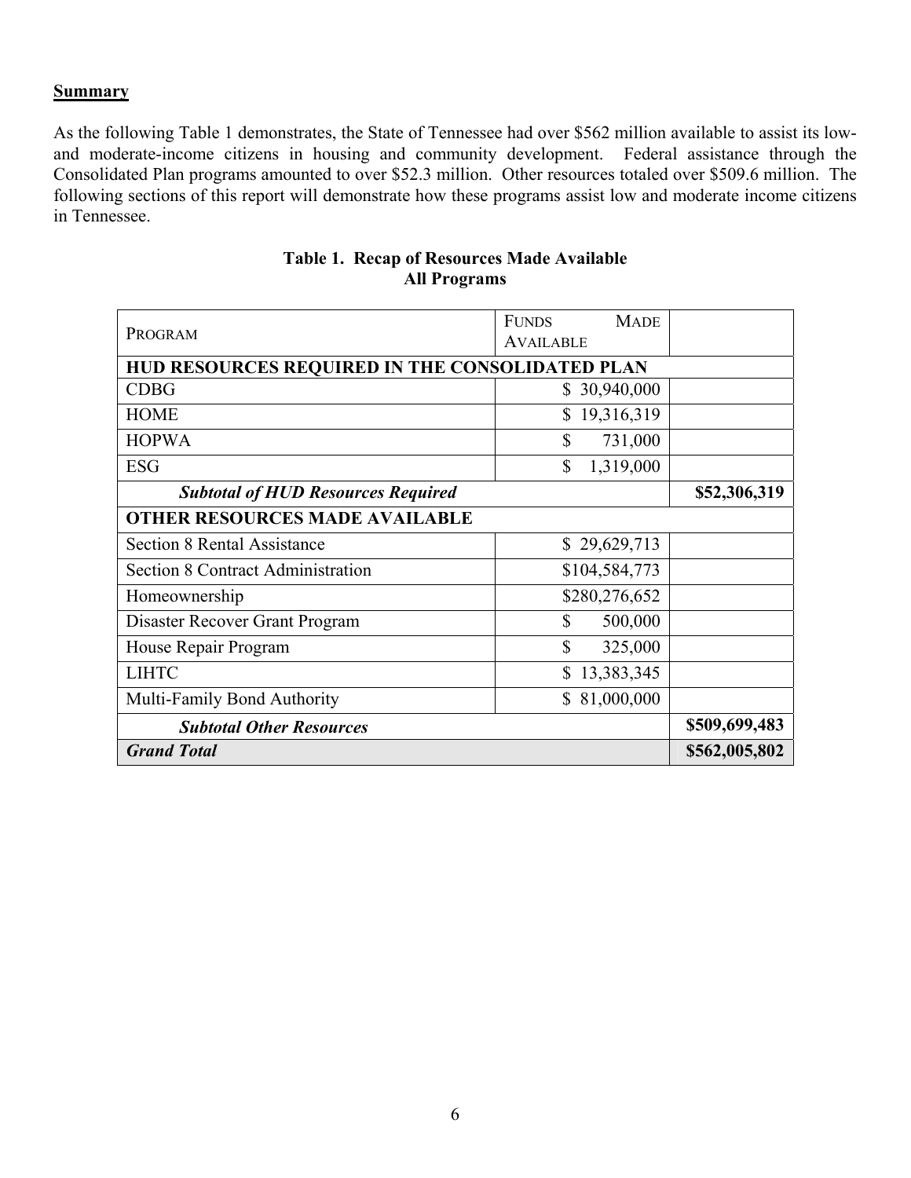**Summary**

As the following Table 1 demonstrates, the State of Tennessee had over $562 million available to assist its low- and moderate-income citizens in housing and community development. Federal assistance through the Consolidated Plan programs amounted to over $52.3 million. Other resources totaled over $509.6 million. The following sections of this report will demonstrate how these programs assist low and moderate income citizens in Tennessee.

**Table 1. Recap of Resources Made Available**
**All Programs**

| PROGRAM | FUNDS MADE AVAILABLE | |
|---|---|---|
| **HUD RESOURCES REQUIRED IN THE CONSOLIDATED PLAN** | | |
| CDBG | $ 30,940,000 | |
| HOME | $ 19,316,319 | |
| HOPWA | $ 731,000 | |
| ESG | $ 1,319,000 | |
| ***Subtotal of HUD Resources Required*** | | **$52,306,319** |
| **OTHER RESOURCES MADE AVAILABLE** | | |
| Section 8 Rental Assistance | $ 29,629,713 | |
| Section 8 Contract Administration | $104,584,773 | |
| Homeownership | $280,276,652 | |
| Disaster Recover Grant Program | $ 500,000 | |
| House Repair Program | $ 325,000 | |
| LIHTC | $ 13,383,345 | |
| Multi-Family Bond Authority | $ 81,000,000 | |
| ***Subtotal Other Resources*** | | **$509,699,483** |
| ***Grand Total*** | | **$562,005,802** |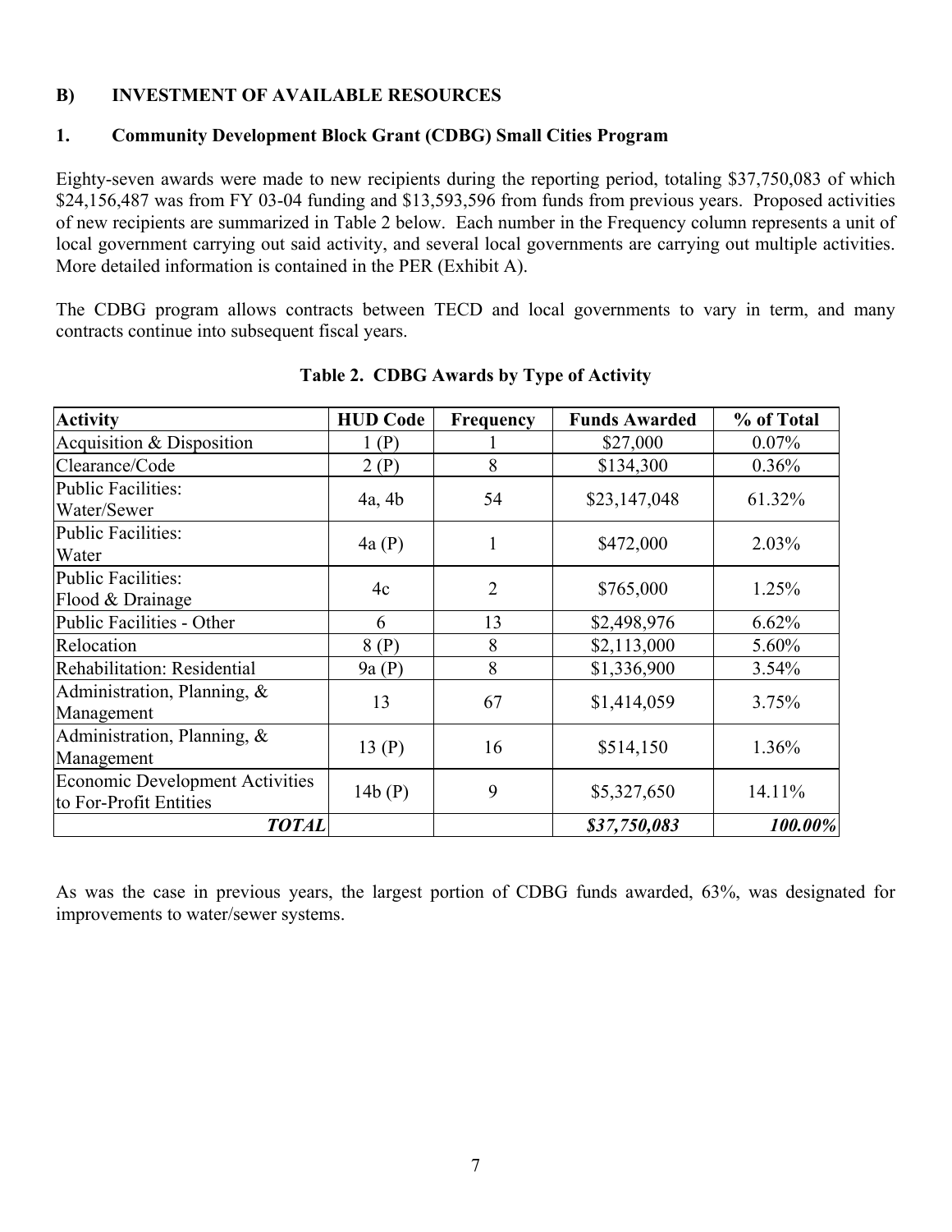**B) INVESTMENT OF AVAILABLE RESOURCES**

**1. Community Development Block Grant (CDBG) Small Cities Program**

Eighty-seven awards were made to new recipients during the reporting period, totaling $37,750,083 of which $24,156,487 was from FY 03-04 funding and $13,593,596 from funds from previous years. Proposed activities of new recipients are summarized in Table 2 below. Each number in the Frequency column represents a unit of local government carrying out said activity, and several local governments are carrying out multiple activities. More detailed information is contained in the PER (Exhibit A).

The CDBG program allows contracts between TECD and local governments to vary in term, and many contracts continue into subsequent fiscal years.

**Table 2. CDBG Awards by Type of Activity**

| Activity | HUD Code | Frequency | Funds Awarded | % of Total |
|---|---|---|---|---|
| Acquisition & Disposition | 1 (P) | 1 | $27,000 | 0.07% |
| Clearance/Code | 2 (P) | 8 | $134,300 | 0.36% |
| Public Facilities: Water/Sewer | 4a, 4b | 54 | $23,147,048 | 61.32% |
| Public Facilities: Water | 4a (P) | 1 | $472,000 | 2.03% |
| Public Facilities: Flood & Drainage | 4c | 2 | $765,000 | 1.25% |
| Public Facilities - Other | 6 | 13 | $2,498,976 | 6.62% |
| Relocation | 8 (P) | 8 | $2,113,000 | 5.60% |
| Rehabilitation: Residential | 9a (P) | 8 | $1,336,900 | 3.54% |
| Administration, Planning, & Management | 13 | 67 | $1,414,059 | 3.75% |
| Administration, Planning, & Management | 13 (P) | 16 | $514,150 | 1.36% |
| Economic Development Activities to For-Profit Entities | 14b (P) | 9 | $5,327,650 | 14.11% |
| ***TOTAL*** | | | ***$37,750,083*** | ***100.00%*** |

As was the case in previous years, the largest portion of CDBG funds awarded, 63%, was designated for improvements to water/sewer systems.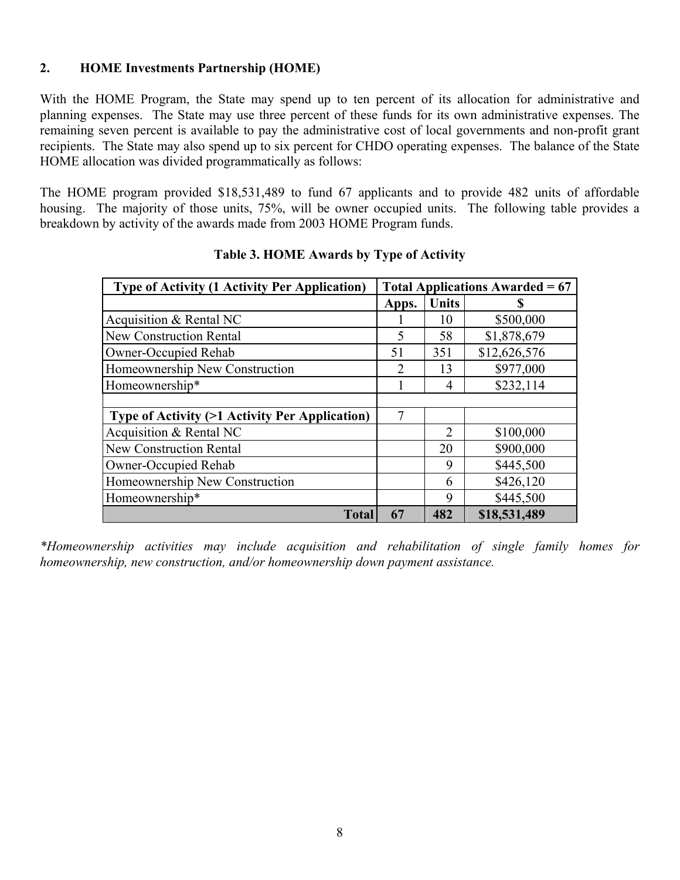## 2. HOME Investments Partnership (HOME)

With the HOME Program, the State may spend up to ten percent of its allocation for administrative and planning expenses. The State may use three percent of these funds for its own administrative expenses. The remaining seven percent is available to pay the administrative cost of local governments and non-profit grant recipients. The State may also spend up to six percent for CHDO operating expenses. The balance of the State HOME allocation was divided programmatically as follows:

The HOME program provided $18,531,489 to fund 67 applicants and to provide 482 units of affordable housing. The majority of those units, 75%, will be owner occupied units. The following table provides a breakdown by activity of the awards made from 2003 HOME Program funds.

**Table 3. HOME Awards by Type of Activity**

| Type of Activity (1 Activity Per Application) | Total Applications Awarded = 67 | | |
|---|---|---|---|
| | Apps. | Units | $ |
| Acquisition & Rental NC | 1 | 10 | $500,000 |
| New Construction Rental | 5 | 58 | $1,878,679 |
| Owner-Occupied Rehab | 51 | 351 | $12,626,576 |
| Homeownership New Construction | 2 | 13 | $977,000 |
| Homeownership* | 1 | 4 | $232,114 |
| | | | |
| **Type of Activity (>1 Activity Per Application)** | 7 | | |
| Acquisition & Rental NC | | 2 | $100,000 |
| New Construction Rental | | 20 | $900,000 |
| Owner-Occupied Rehab | | 9 | $445,500 |
| Homeownership New Construction | | 6 | $426,120 |
| Homeownership* | | 9 | $445,500 |
| **Total** | **67** | **482** | **$18,531,489** |

*\*Homeownership activities may include acquisition and rehabilitation of single family homes for homeownership, new construction, and/or homeownership down payment assistance.*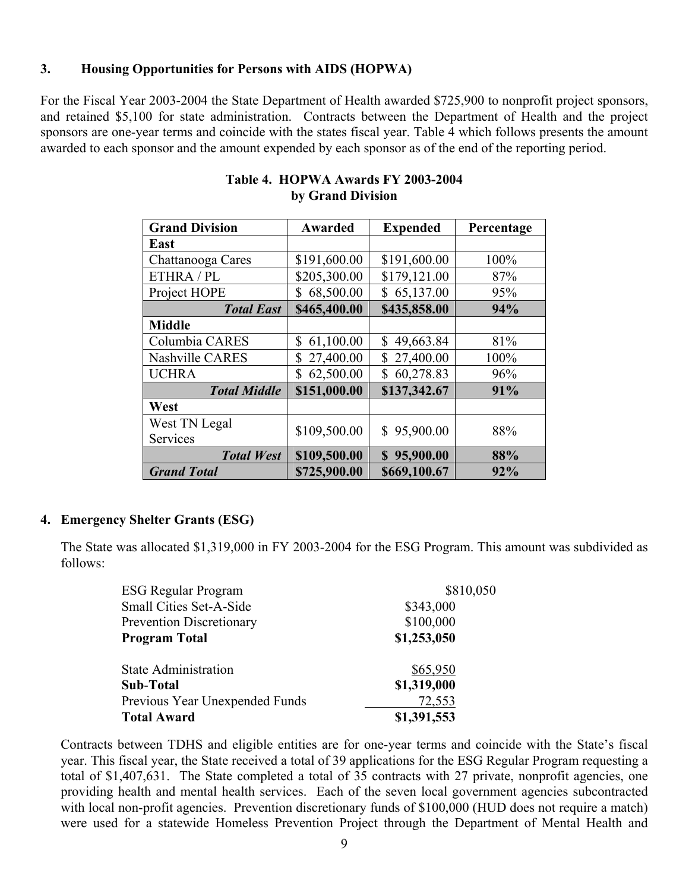### 3. Housing Opportunities for Persons with AIDS (HOPWA)

For the Fiscal Year 2003-2004 the State Department of Health awarded $725,900 to nonprofit project sponsors, and retained $5,100 for state administration. Contracts between the Department of Health and the project sponsors are one-year terms and coincide with the states fiscal year. Table 4 which follows presents the amount awarded to each sponsor and the amount expended by each sponsor as of the end of the reporting period.

**Table 4. HOPWA Awards FY 2003-2004 by Grand Division**

| Grand Division | Awarded | Expended | Percentage |
|---|---|---|---|
| **East** | | | |
| Chattanooga Cares | $191,600.00 | $191,600.00 | 100% |
| ETHRA / PL | $205,300.00 | $179,121.00 | 87% |
| Project HOPE | $ 68,500.00 | $ 65,137.00 | 95% |
| ***Total East*** | **$465,400.00** | **$435,858.00** | **94%** |
| **Middle** | | | |
| Columbia CARES | $ 61,100.00 | $ 49,663.84 | 81% |
| Nashville CARES | $ 27,400.00 | $ 27,400.00 | 100% |
| UCHRA | $ 62,500.00 | $ 60,278.83 | 96% |
| ***Total Middle*** | **$151,000.00** | **$137,342.67** | **91%** |
| **West** | | | |
| West TN Legal Services | $109,500.00 | $ 95,900.00 | 88% |
| ***Total West*** | **$109,500.00** | **$ 95,900.00** | **88%** |
| ***Grand Total*** | **$725,900.00** | **$669,100.67** | **92%** |

### 4. Emergency Shelter Grants (ESG)

The State was allocated $1,319,000 in FY 2003-2004 for the ESG Program. This amount was subdivided as follows:

| | |
|---|---|
| ESG Regular Program | $810,050 |
| Small Cities Set-A-Side | $343,000 |
| Prevention Discretionary | $100,000 |
| **Program Total** | **$1,253,050** |
| | |
| State Administration | $65,950 |
| **Sub-Total** | **$1,319,000** |
| Previous Year Unexpended Funds | 72,553 |
| **Total Award** | **$1,391,553** |

Contracts between TDHS and eligible entities are for one-year terms and coincide with the State's fiscal year. This fiscal year, the State received a total of 39 applications for the ESG Regular Program requesting a total of $1,407,631. The State completed a total of 35 contracts with 27 private, nonprofit agencies, one providing health and mental health services. Each of the seven local government agencies subcontracted with local non-profit agencies. Prevention discretionary funds of $100,000 (HUD does not require a match) were used for a statewide Homeless Prevention Project through the Department of Mental Health and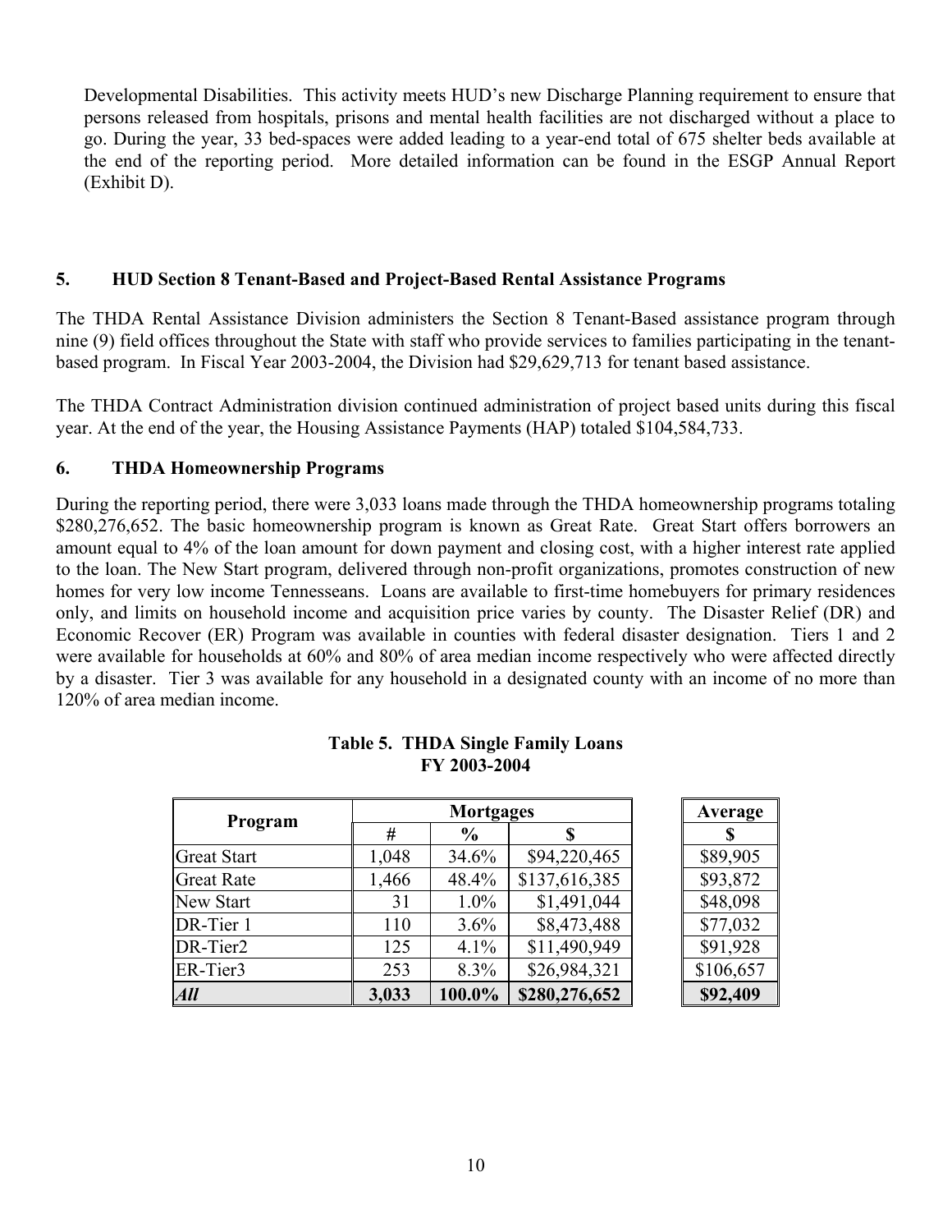Developmental Disabilities. This activity meets HUD's new Discharge Planning requirement to ensure that persons released from hospitals, prisons and mental health facilities are not discharged without a place to go. During the year, 33 bed-spaces were added leading to a year-end total of 675 shelter beds available at the end of the reporting period. More detailed information can be found in the ESGP Annual Report (Exhibit D).

## 5. HUD Section 8 Tenant-Based and Project-Based Rental Assistance Programs

The THDA Rental Assistance Division administers the Section 8 Tenant-Based assistance program through nine (9) field offices throughout the State with staff who provide services to families participating in the tenant-based program. In Fiscal Year 2003-2004, the Division had $29,629,713 for tenant based assistance.

The THDA Contract Administration division continued administration of project based units during this fiscal year. At the end of the year, the Housing Assistance Payments (HAP) totaled $104,584,733.

## 6. THDA Homeownership Programs

During the reporting period, there were 3,033 loans made through the THDA homeownership programs totaling $280,276,652. The basic homeownership program is known as Great Rate. Great Start offers borrowers an amount equal to 4% of the loan amount for down payment and closing cost, with a higher interest rate applied to the loan. The New Start program, delivered through non-profit organizations, promotes construction of new homes for very low income Tennesseans. Loans are available to first-time homebuyers for primary residences only, and limits on household income and acquisition price varies by county. The Disaster Relief (DR) and Economic Recover (ER) Program was available in counties with federal disaster designation. Tiers 1 and 2 were available for households at 60% and 80% of area median income respectively who were affected directly by a disaster. Tier 3 was available for any household in a designated county with an income of no more than 120% of area median income.

**Table 5. THDA Single Family Loans FY 2003-2004**

| Program | Mortgages | | | Average |
|---|---|---|---|---|
| | # | % | $ | $ |
| Great Start | 1,048 | 34.6% | $94,220,465 | $89,905 |
| Great Rate | 1,466 | 48.4% | $137,616,385 | $93,872 |
| New Start | 31 | 1.0% | $1,491,044 | $48,098 |
| DR-Tier 1 | 110 | 3.6% | $8,473,488 | $77,032 |
| DR-Tier2 | 125 | 4.1% | $11,490,949 | $91,928 |
| ER-Tier3 | 253 | 8.3% | $26,984,321 | $106,657 |
| ***All*** | **3,033** | **100.0%** | **$280,276,652** | **$92,409** |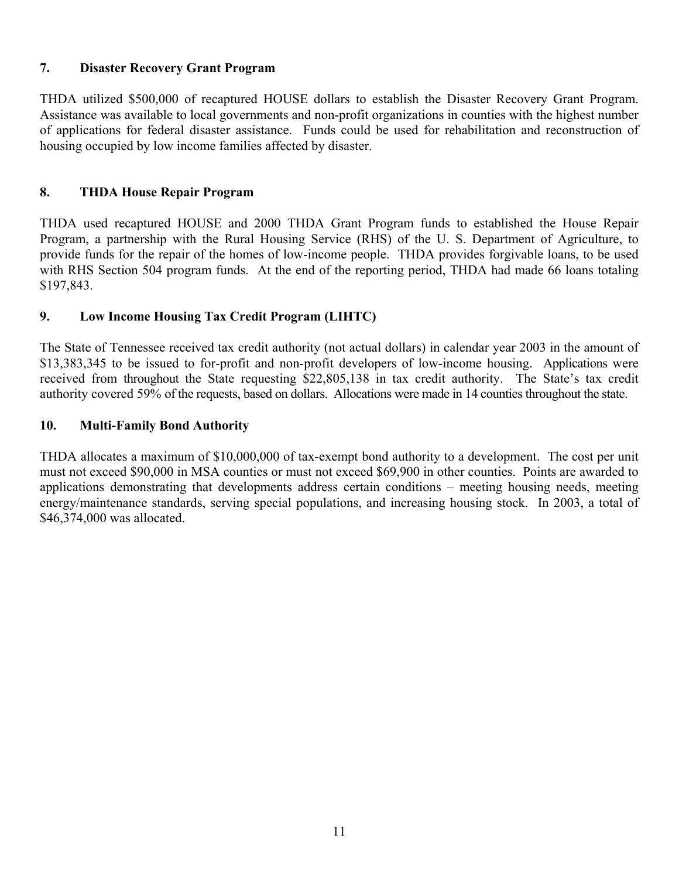### 7. Disaster Recovery Grant Program

THDA utilized $500,000 of recaptured HOUSE dollars to establish the Disaster Recovery Grant Program. Assistance was available to local governments and non-profit organizations in counties with the highest number of applications for federal disaster assistance. Funds could be used for rehabilitation and reconstruction of housing occupied by low income families affected by disaster.

### 8. THDA House Repair Program

THDA used recaptured HOUSE and 2000 THDA Grant Program funds to established the House Repair Program, a partnership with the Rural Housing Service (RHS) of the U. S. Department of Agriculture, to provide funds for the repair of the homes of low-income people. THDA provides forgivable loans, to be used with RHS Section 504 program funds. At the end of the reporting period, THDA had made 66 loans totaling $197,843.

### 9. Low Income Housing Tax Credit Program (LIHTC)

The State of Tennessee received tax credit authority (not actual dollars) in calendar year 2003 in the amount of $13,383,345 to be issued to for-profit and non-profit developers of low-income housing. Applications were received from throughout the State requesting $22,805,138 in tax credit authority. The State's tax credit authority covered 59% of the requests, based on dollars. Allocations were made in 14 counties throughout the state.

### 10. Multi-Family Bond Authority

THDA allocates a maximum of $10,000,000 of tax-exempt bond authority to a development. The cost per unit must not exceed $90,000 in MSA counties or must not exceed $69,900 in other counties. Points are awarded to applications demonstrating that developments address certain conditions – meeting housing needs, meeting energy/maintenance standards, serving special populations, and increasing housing stock. In 2003, a total of $46,374,000 was allocated.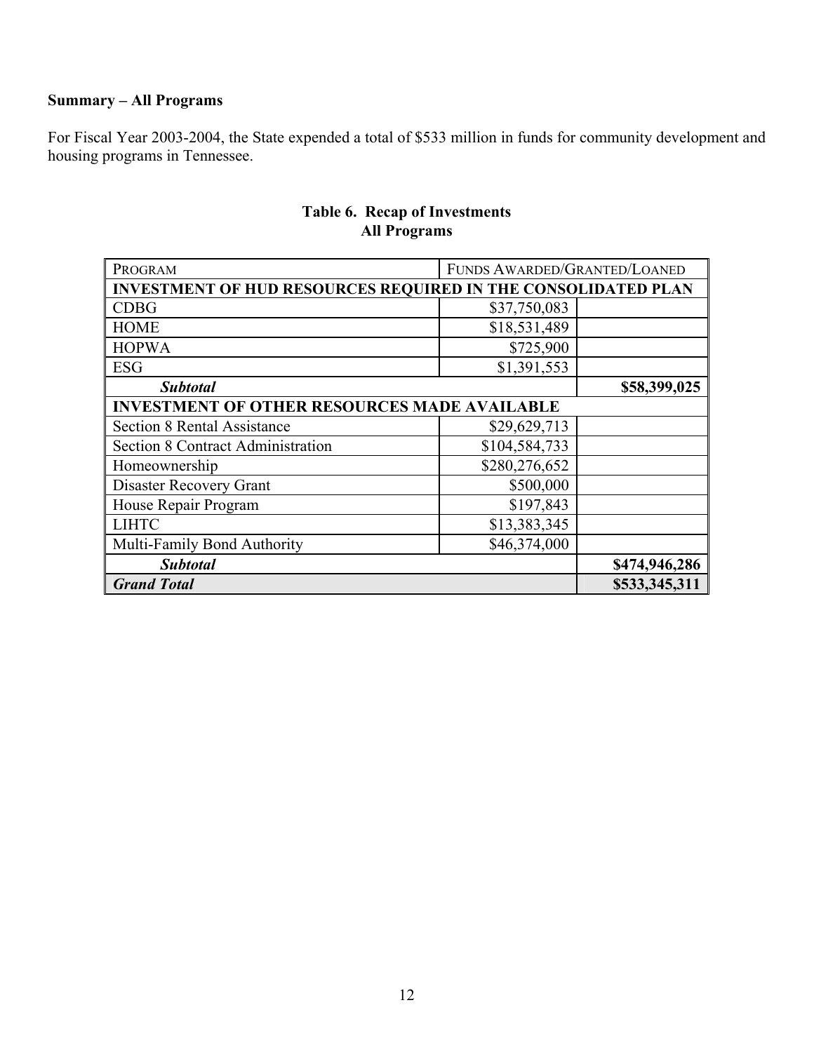**Summary – All Programs**

For Fiscal Year 2003-2004, the State expended a total of $533 million in funds for community development and housing programs in Tennessee.

**Table 6. Recap of Investments**
**All Programs**

| PROGRAM | FUNDS AWARDED/GRANTED/LOANED | |
|---|---|---|
| **INVESTMENT OF HUD RESOURCES REQUIRED IN THE CONSOLIDATED PLAN** | | |
| CDBG | $37,750,083 | |
| HOME | $18,531,489 | |
| HOPWA | $725,900 | |
| ESG | $1,391,553 | |
| ***Subtotal*** | | **$58,399,025** |
| **INVESTMENT OF OTHER RESOURCES MADE AVAILABLE** | | |
| Section 8 Rental Assistance | $29,629,713 | |
| Section 8 Contract Administration | $104,584,733 | |
| Homeownership | $280,276,652 | |
| Disaster Recovery Grant | $500,000 | |
| House Repair Program | $197,843 | |
| LIHTC | $13,383,345 | |
| Multi-Family Bond Authority | $46,374,000 | |
| ***Subtotal*** | | **$474,946,286** |
| ***Grand Total*** | | **$533,345,311** |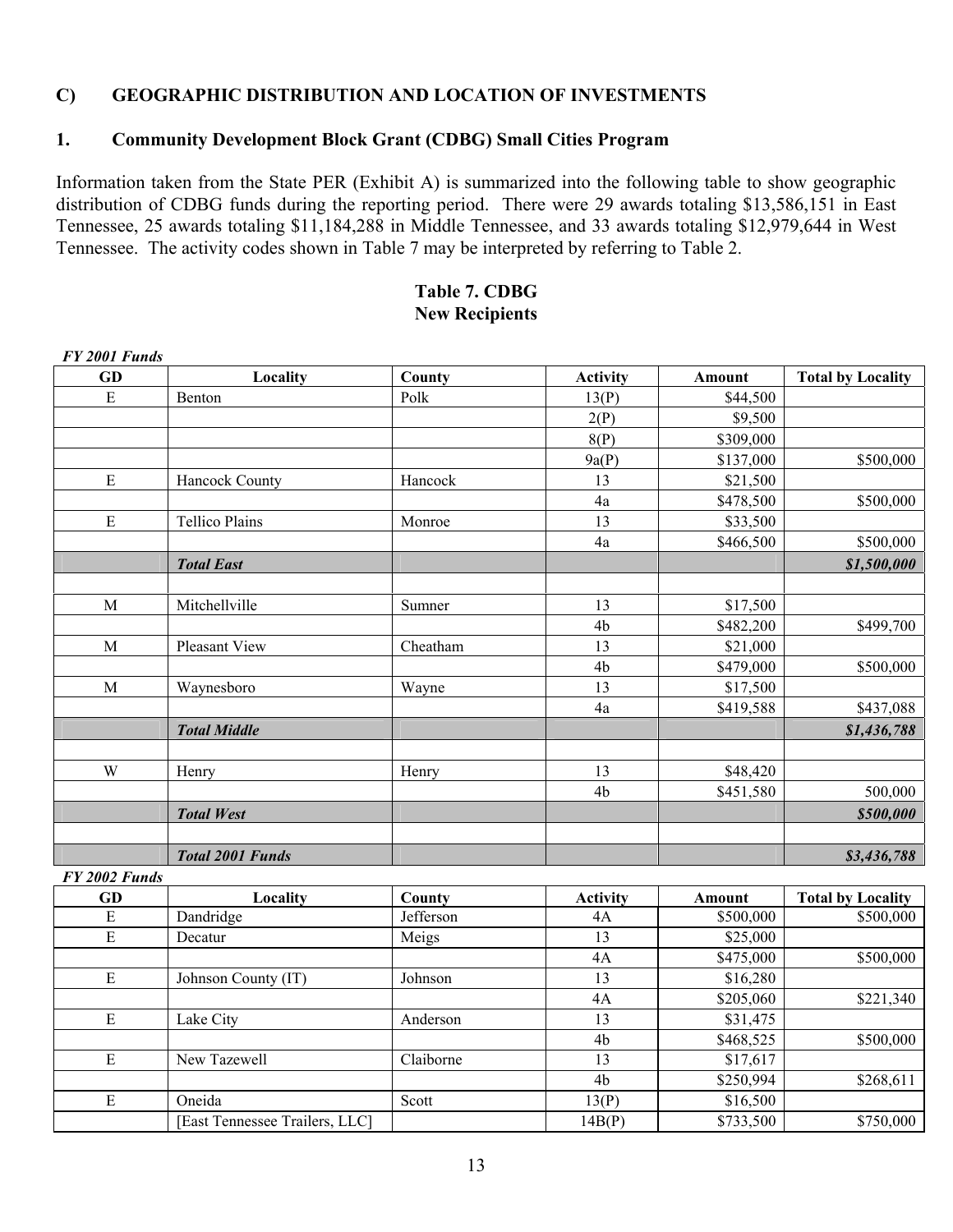## C) GEOGRAPHIC DISTRIBUTION AND LOCATION OF INVESTMENTS

### 1. Community Development Block Grant (CDBG) Small Cities Program

Information taken from the State PER (Exhibit A) is summarized into the following table to show geographic distribution of CDBG funds during the reporting period. There were 29 awards totaling $13,586,151 in East Tennessee, 25 awards totaling $11,184,288 in Middle Tennessee, and 33 awards totaling $12,979,644 in West Tennessee. The activity codes shown in Table 7 may be interpreted by referring to Table 2.

**Table 7. CDBG**
**New Recipients**

*FY 2001 Funds*

| GD | Locality | County | Activity | Amount | Total by Locality |
|---|---|---|---|---|---|
| E | Benton | Polk | 13(P) | $44,500 | |
| | | | 2(P) | $9,500 | |
| | | | 8(P) | $309,000 | |
| | | | 9a(P) | $137,000 | $500,000 |
| E | Hancock County | Hancock | 13 | $21,500 | |
| | | | 4a | $478,500 | $500,000 |
| E | Tellico Plains | Monroe | 13 | $33,500 | |
| | | | 4a | $466,500 | $500,000 |
| | ***Total East*** | | | | ***$1,500,000*** |
| | | | | | |
| M | Mitchellville | Sumner | 13 | $17,500 | |
| | | | 4b | $482,200 | $499,700 |
| M | Pleasant View | Cheatham | 13 | $21,000 | |
| | | | 4b | $479,000 | $500,000 |
| M | Waynesboro | Wayne | 13 | $17,500 | |
| | | | 4a | $419,588 | $437,088 |
| | ***Total Middle*** | | | | ***$1,436,788*** |
| | | | | | |
| W | Henry | Henry | 13 | $48,420 | |
| | | | 4b | $451,580 | 500,000 |
| | ***Total West*** | | | | ***$500,000*** |
| | | | | | |
| | ***Total 2001 Funds*** | | | | ***$3,436,788*** |

*FY 2002 Funds*

| GD | Locality | County | Activity | Amount | Total by Locality |
|---|---|---|---|---|---|
| E | Dandridge | Jefferson | 4A | $500,000 | $500,000 |
| E | Decatur | Meigs | 13 | $25,000 | |
| | | | 4A | $475,000 | $500,000 |
| E | Johnson County (IT) | Johnson | 13 | $16,280 | |
| | | | 4A | $205,060 | $221,340 |
| E | Lake City | Anderson | 13 | $31,475 | |
| | | | 4b | $468,525 | $500,000 |
| E | New Tazewell | Claiborne | 13 | $17,617 | |
| | | | 4b | $250,994 | $268,611 |
| E | Oneida | Scott | 13(P) | $16,500 | |
| | [East Tennessee Trailers, LLC] | | 14B(P) | $733,500 | $750,000 |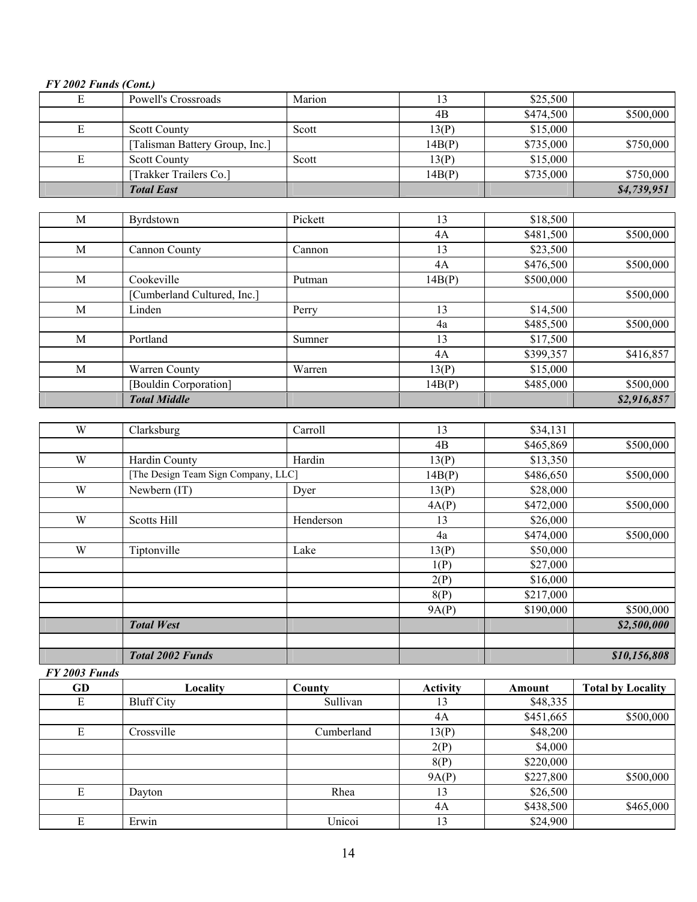*FY 2002 Funds (Cont.)*

| | | | | | |
|---|---|---|---|---|---|
| E | Powell's Crossroads | Marion | 13 | $25,500 | |
| | | | 4B | $474,500 | $500,000 |
| E | Scott County | Scott | 13(P) | $15,000 | |
| | [Talisman Battery Group, Inc.] | | 14B(P) | $735,000 | $750,000 |
| E | Scott County | Scott | 13(P) | $15,000 | |
| | [Trakker Trailers Co.] | | 14B(P) | $735,000 | $750,000 |
| | ***Total East*** | | | | ***$4,739,951*** |
| | | | | | |
| M | Byrdstown | Pickett | 13 | $18,500 | |
| | | | 4A | $481,500 | $500,000 |
| M | Cannon County | Cannon | 13 | $23,500 | |
| | | | 4A | $476,500 | $500,000 |
| M | Cookeville | Putman | 14B(P) | $500,000 | |
| | [Cumberland Cultured, Inc.] | | | | $500,000 |
| M | Linden | Perry | 13 | $14,500 | |
| | | | 4a | $485,500 | $500,000 |
| M | Portland | Sumner | 13 | $17,500 | |
| | | | 4A | $399,357 | $416,857 |
| M | Warren County | Warren | 13(P) | $15,000 | |
| | [Bouldin Corporation] | | 14B(P) | $485,000 | $500,000 |
| | ***Total Middle*** | | | | ***$2,916,857*** |
| | | | | | |
| W | Clarksburg | Carroll | 13 | $34,131 | |
| | | | 4B | $465,869 | $500,000 |
| W | Hardin County | Hardin | 13(P) | $13,350 | |
| | [The Design Team Sign Company, LLC] | | 14B(P) | $486,650 | $500,000 |
| W | Newbern (IT) | Dyer | 13(P) | $28,000 | |
| | | | 4A(P) | $472,000 | $500,000 |
| W | Scotts Hill | Henderson | 13 | $26,000 | |
| | | | 4a | $474,000 | $500,000 |
| W | Tiptonville | Lake | 13(P) | $50,000 | |
| | | | 1(P) | $27,000 | |
| | | | 2(P) | $16,000 | |
| | | | 8(P) | $217,000 | |
| | | | 9A(P) | $190,000 | $500,000 |
| | ***Total West*** | | | | ***$2,500,000*** |
| | | | | | |
| | ***Total 2002 Funds*** | | | | ***$10,156,808*** |

*FY 2003 Funds*

| GD | Locality | County | Activity | Amount | Total by Locality |
|---|---|---|---|---|---|
| E | Bluff City | Sullivan | 13 | $48,335 | |
| | | | 4A | $451,665 | $500,000 |
| E | Crossville | Cumberland | 13(P) | $48,200 | |
| | | | 2(P) | $4,000 | |
| | | | 8(P) | $220,000 | |
| | | | 9A(P) | $227,800 | $500,000 |
| E | Dayton | Rhea | 13 | $26,500 | |
| | | | 4A | $438,500 | $465,000 |
| E | Erwin | Unicoi | 13 | $24,900 | |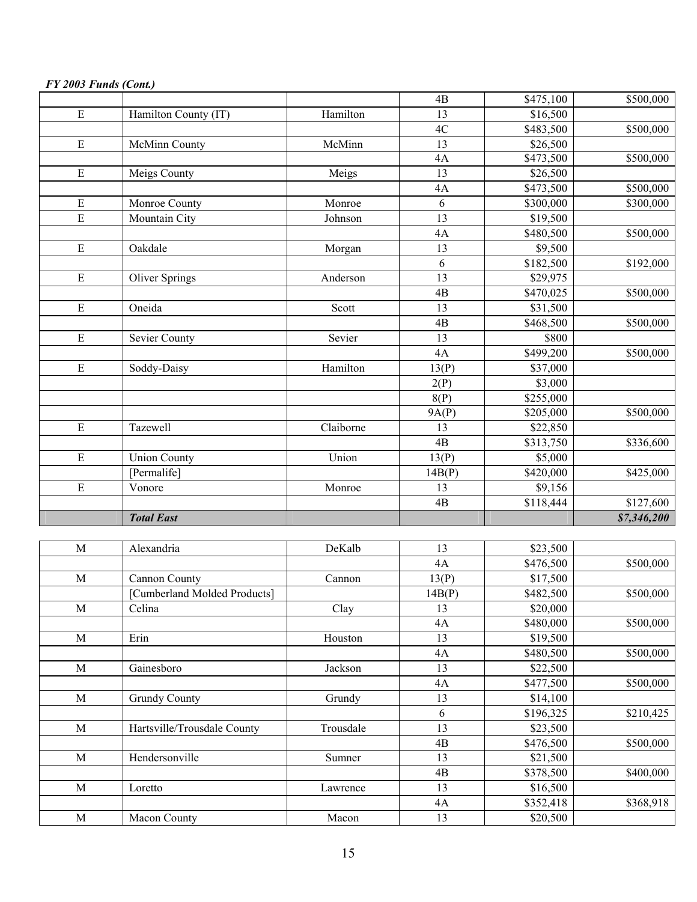*FY 2003 Funds (Cont.)*

| | | | | | |
|---|---|---|---|---|---|
| | | | 4B | $475,100 | $500,000 |
| E | Hamilton County (IT) | Hamilton | 13 | $16,500 | |
| | | | 4C | $483,500 | $500,000 |
| E | McMinn County | McMinn | 13 | $26,500 | |
| | | | 4A | $473,500 | $500,000 |
| E | Meigs County | Meigs | 13 | $26,500 | |
| | | | 4A | $473,500 | $500,000 |
| E | Monroe County | Monroe | 6 | $300,000 | $300,000 |
| E | Mountain City | Johnson | 13 | $19,500 | |
| | | | 4A | $480,500 | $500,000 |
| E | Oakdale | Morgan | 13 | $9,500 | |
| | | | 6 | $182,500 | $192,000 |
| E | Oliver Springs | Anderson | 13 | $29,975 | |
| | | | 4B | $470,025 | $500,000 |
| E | Oneida | Scott | 13 | $31,500 | |
| | | | 4B | $468,500 | $500,000 |
| E | Sevier County | Sevier | 13 | $800 | |
| | | | 4A | $499,200 | $500,000 |
| E | Soddy-Daisy | Hamilton | 13(P) | $37,000 | |
| | | | 2(P) | $3,000 | |
| | | | 8(P) | $255,000 | |
| | | | 9A(P) | $205,000 | $500,000 |
| E | Tazewell | Claiborne | 13 | $22,850 | |
| | | | 4B | $313,750 | $336,600 |
| E | Union County | Union | 13(P) | $5,000 | |
| | [Permalife] | | 14B(P) | $420,000 | $425,000 |
| E | Vonore | Monroe | 13 | $9,156 | |
| | | | 4B | $118,444 | $127,600 |
| | ***Total East*** | | | | ***$7,346,200*** |

| | | | | | |
|---|---|---|---|---|---|
| M | Alexandria | DeKalb | 13 | $23,500 | |
| | | | 4A | $476,500 | $500,000 |
| M | Cannon County | Cannon | 13(P) | $17,500 | |
| | [Cumberland Molded Products] | | 14B(P) | $482,500 | $500,000 |
| M | Celina | Clay | 13 | $20,000 | |
| | | | 4A | $480,000 | $500,000 |
| M | Erin | Houston | 13 | $19,500 | |
| | | | 4A | $480,500 | $500,000 |
| M | Gainesboro | Jackson | 13 | $22,500 | |
| | | | 4A | $477,500 | $500,000 |
| M | Grundy County | Grundy | 13 | $14,100 | |
| | | | 6 | $196,325 | $210,425 |
| M | Hartsville/Trousdale County | Trousdale | 13 | $23,500 | |
| | | | 4B | $476,500 | $500,000 |
| M | Hendersonville | Sumner | 13 | $21,500 | |
| | | | 4B | $378,500 | $400,000 |
| M | Loretto | Lawrence | 13 | $16,500 | |
| | | | 4A | $352,418 | $368,918 |
| M | Macon County | Macon | 13 | $20,500 | |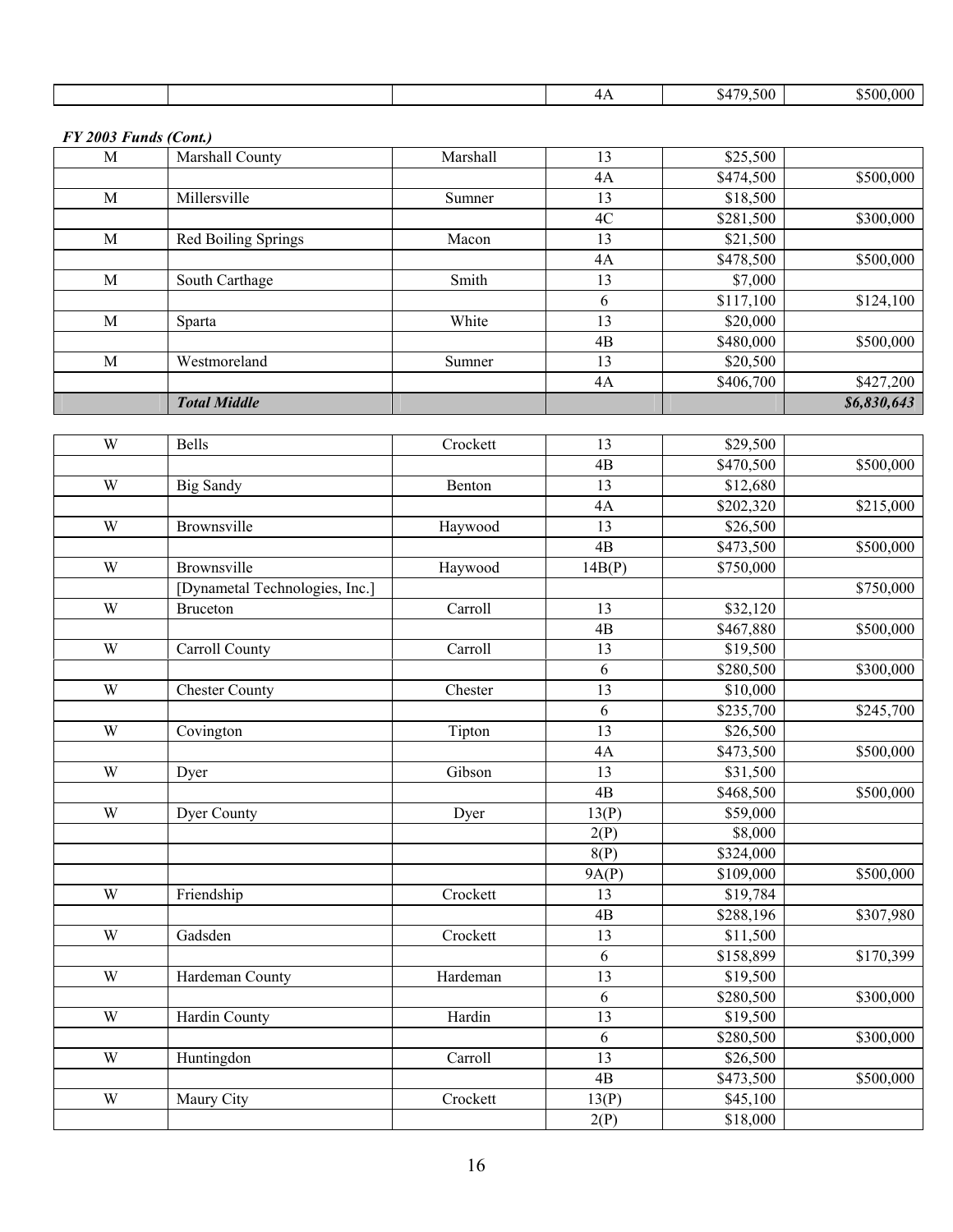| | | | 4A | $479,500 | $500,000 |
|---|---|---|---|---|---|

***FY 2003 Funds (Cont.)***

| | | | | | |
|---|---|---|---|---|---|
| M | Marshall County | Marshall | 13 | $25,500 | |
| | | | 4A | $474,500 | $500,000 |
| M | Millersville | Sumner | 13 | $18,500 | |
| | | | 4C | $281,500 | $300,000 |
| M | Red Boiling Springs | Macon | 13 | $21,500 | |
| | | | 4A | $478,500 | $500,000 |
| M | South Carthage | Smith | 13 | $7,000 | |
| | | | 6 | $117,100 | $124,100 |
| M | Sparta | White | 13 | $20,000 | |
| | | | 4B | $480,000 | $500,000 |
| M | Westmoreland | Sumner | 13 | $20,500 | |
| | | | 4A | $406,700 | $427,200 |
| | ***Total Middle*** | | | | ***$6,830,643*** |

| | | | | | |
|---|---|---|---|---|---|
| W | Bells | Crockett | 13 | $29,500 | |
| | | | 4B | $470,500 | $500,000 |
| W | Big Sandy | Benton | 13 | $12,680 | |
| | | | 4A | $202,320 | $215,000 |
| W | Brownsville | Haywood | 13 | $26,500 | |
| | | | 4B | $473,500 | $500,000 |
| W | Brownsville | Haywood | 14B(P) | $750,000 | |
| | [Dynametal Technologies, Inc.] | | | | $750,000 |
| W | Bruceton | Carroll | 13 | $32,120 | |
| | | | 4B | $467,880 | $500,000 |
| W | Carroll County | Carroll | 13 | $19,500 | |
| | | | 6 | $280,500 | $300,000 |
| W | Chester County | Chester | 13 | $10,000 | |
| | | | 6 | $235,700 | $245,700 |
| W | Covington | Tipton | 13 | $26,500 | |
| | | | 4A | $473,500 | $500,000 |
| W | Dyer | Gibson | 13 | $31,500 | |
| | | | 4B | $468,500 | $500,000 |
| W | Dyer County | Dyer | 13(P) | $59,000 | |
| | | | 2(P) | $8,000 | |
| | | | 8(P) | $324,000 | |
| | | | 9A(P) | $109,000 | $500,000 |
| W | Friendship | Crockett | 13 | $19,784 | |
| | | | 4B | $288,196 | $307,980 |
| W | Gadsden | Crockett | 13 | $11,500 | |
| | | | 6 | $158,899 | $170,399 |
| W | Hardeman County | Hardeman | 13 | $19,500 | |
| | | | 6 | $280,500 | $300,000 |
| W | Hardin County | Hardin | 13 | $19,500 | |
| | | | 6 | $280,500 | $300,000 |
| W | Huntingdon | Carroll | 13 | $26,500 | |
| | | | 4B | $473,500 | $500,000 |
| W | Maury City | Crockett | 13(P) | $45,100 | |
| | | | 2(P) | $18,000 | |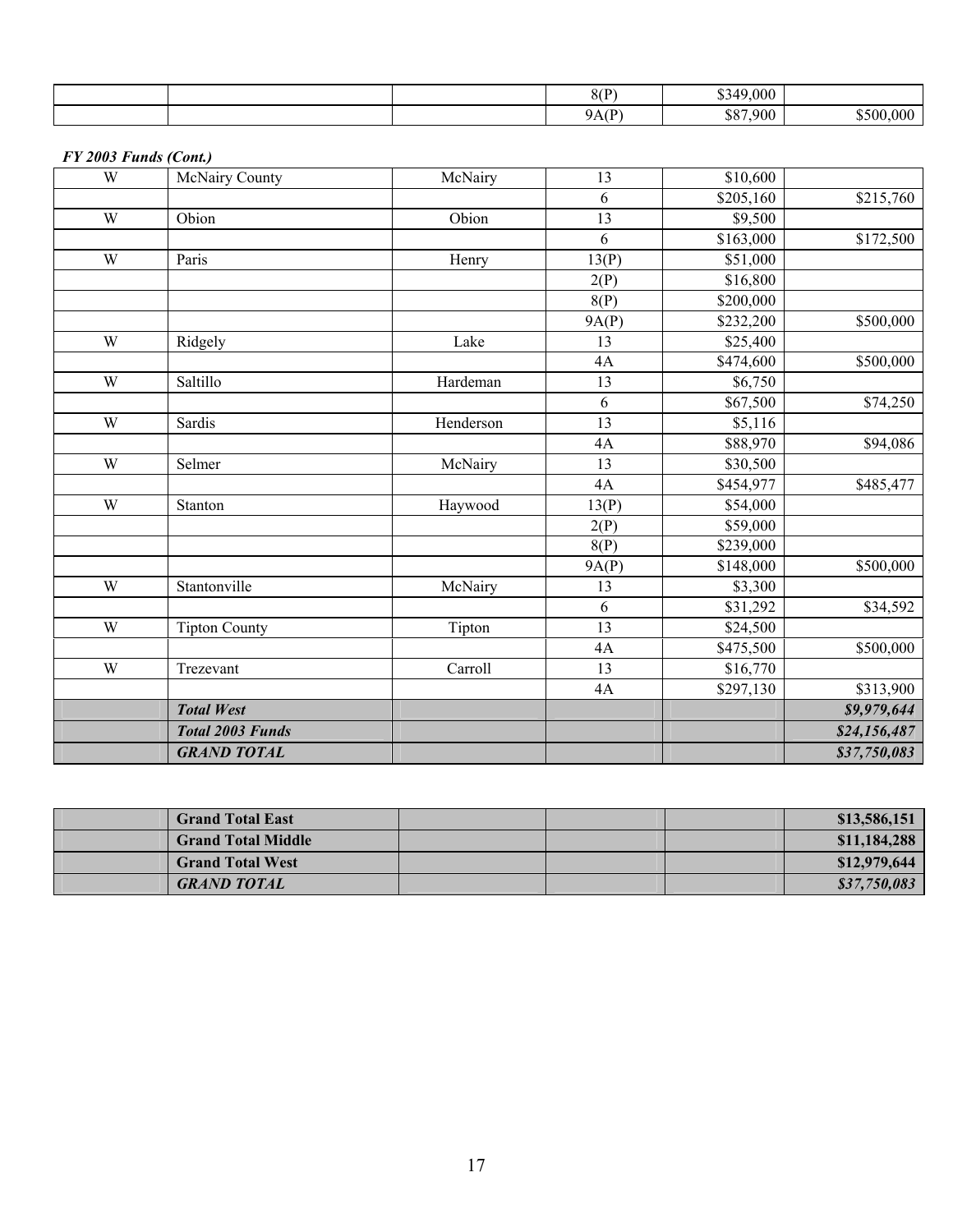| | | | 8(P) | $349,000 | |
|---|---|---|---|---|---|
| | | | 9A(P) | $87,900 | $500,000 |

***FY 2003 Funds (Cont.)***

| | | | | | |
|---|---|---|---|---|---|
| W | McNairy County | McNairy | 13 | $10,600 | |
| | | | 6 | $205,160 | $215,760 |
| W | Obion | Obion | 13 | $9,500 | |
| | | | 6 | $163,000 | $172,500 |
| W | Paris | Henry | 13(P) | $51,000 | |
| | | | 2(P) | $16,800 | |
| | | | 8(P) | $200,000 | |
| | | | 9A(P) | $232,200 | $500,000 |
| W | Ridgely | Lake | 13 | $25,400 | |
| | | | 4A | $474,600 | $500,000 |
| W | Saltillo | Hardeman | 13 | $6,750 | |
| | | | 6 | $67,500 | $74,250 |
| W | Sardis | Henderson | 13 | $5,116 | |
| | | | 4A | $88,970 | $94,086 |
| W | Selmer | McNairy | 13 | $30,500 | |
| | | | 4A | $454,977 | $485,477 |
| W | Stanton | Haywood | 13(P) | $54,000 | |
| | | | 2(P) | $59,000 | |
| | | | 8(P) | $239,000 | |
| | | | 9A(P) | $148,000 | $500,000 |
| W | Stantonville | McNairy | 13 | $3,300 | |
| | | | 6 | $31,292 | $34,592 |
| W | Tipton County | Tipton | 13 | $24,500 | |
| | | | 4A | $475,500 | $500,000 |
| W | Trezevant | Carroll | 13 | $16,770 | |
| | | | 4A | $297,130 | $313,900 |
| | ***Total West*** | | | | ***$9,979,644*** |
| | ***Total 2003 Funds*** | | | | ***$24,156,487*** |
| | ***GRAND TOTAL*** | | | | ***$37,750,083*** |

| | | | | | |
|---|---|---|---|---|---|
| | **Grand Total East** | | | | **$13,586,151** |
| | **Grand Total Middle** | | | | **$11,184,288** |
| | **Grand Total West** | | | | **$12,979,644** |
| | ***GRAND TOTAL*** | | | | ***$37,750,083*** |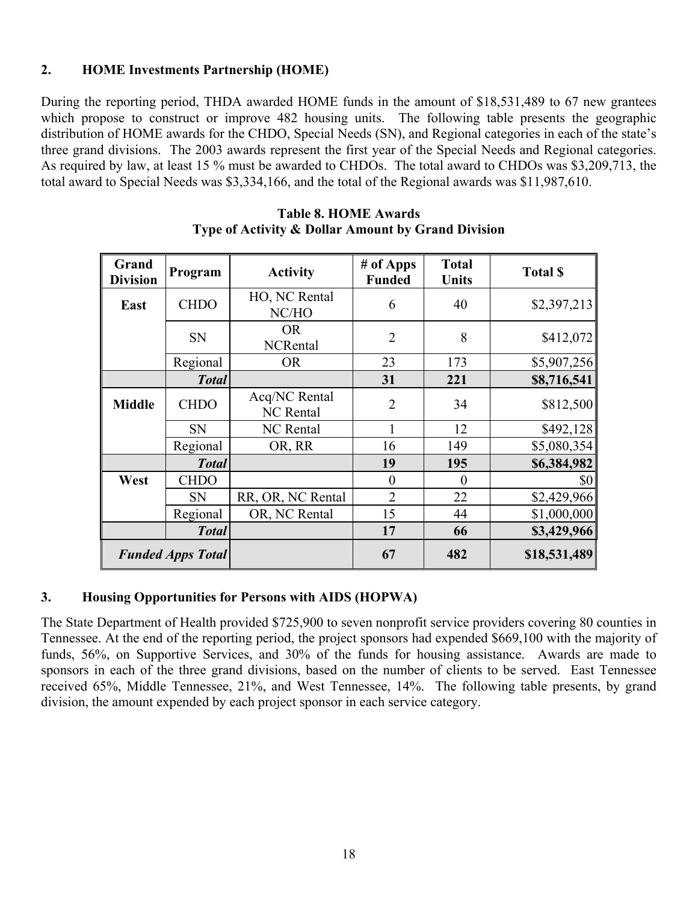## 2. HOME Investments Partnership (HOME)

During the reporting period, THDA awarded HOME funds in the amount of $18,531,489 to 67 new grantees which propose to construct or improve 482 housing units. The following table presents the geographic distribution of HOME awards for the CHDO, Special Needs (SN), and Regional categories in each of the state's three grand divisions. The 2003 awards represent the first year of the Special Needs and Regional categories. As required by law, at least 15 % must be awarded to CHDOs. The total award to CHDOs was $3,209,713, the total award to Special Needs was $3,334,166, and the total of the Regional awards was $11,987,610.

**Table 8. HOME Awards**
**Type of Activity & Dollar Amount by Grand Division**

| Grand Division | Program | Activity | # of Apps Funded | Total Units | Total $ |
|---|---|---|---|---|---|
| **East** | CHDO | HO, NC Rental NC/HO | 6 | 40 | $2,397,213 |
| | SN | OR NCRental | 2 | 8 | $412,072 |
| | Regional | OR | 23 | 173 | $5,907,256 |
| | ***Total*** | | **31** | **221** | **$8,716,541** |
| **Middle** | CHDO | Acq/NC Rental NC Rental | 2 | 34 | $812,500 |
| | SN | NC Rental | 1 | 12 | $492,128 |
| | Regional | OR, RR | 16 | 149 | $5,080,354 |
| | ***Total*** | | **19** | **195** | **$6,384,982** |
| **West** | CHDO | | 0 | 0 | $0 |
| | SN | RR, OR, NC Rental | 2 | 22 | $2,429,966 |
| | Regional | OR, NC Rental | 15 | 44 | $1,000,000 |
| | ***Total*** | | **17** | **66** | **$3,429,966** |
| ***Funded Apps Total*** | | | **67** | **482** | **$18,531,489** |

## 3. Housing Opportunities for Persons with AIDS (HOPWA)

The State Department of Health provided $725,900 to seven nonprofit service providers covering 80 counties in Tennessee. At the end of the reporting period, the project sponsors had expended $669,100 with the majority of funds, 56%, on Supportive Services, and 30% of the funds for housing assistance. Awards are made to sponsors in each of the three grand divisions, based on the number of clients to be served. East Tennessee received 65%, Middle Tennessee, 21%, and West Tennessee, 14%. The following table presents, by grand division, the amount expended by each project sponsor in each service category.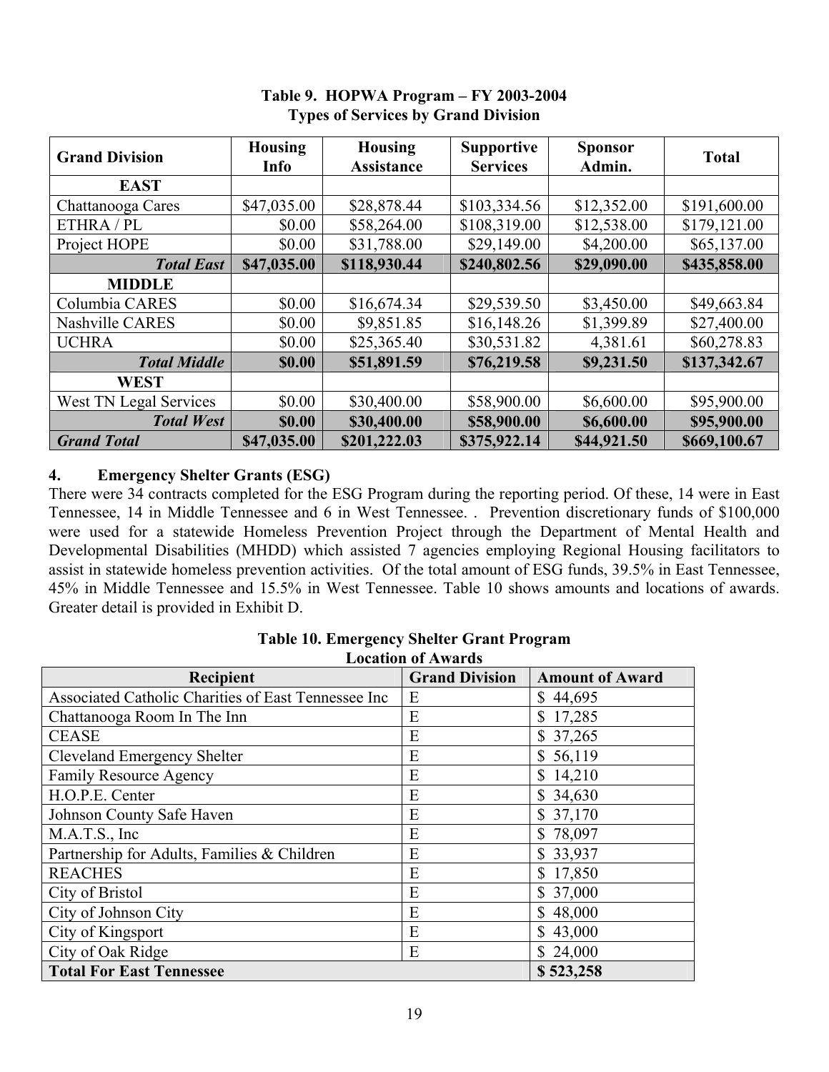**Table 9. HOPWA Program – FY 2003-2004**
**Types of Services by Grand Division**

| Grand Division | Housing Info | Housing Assistance | Supportive Services | Sponsor Admin. | Total |
|---|---|---|---|---|---|
| **EAST** | | | | | |
| Chattanooga Cares | $47,035.00 | $28,878.44 | $103,334.56 | $12,352.00 | $191,600.00 |
| ETHRA / PL | $0.00 | $58,264.00 | $108,319.00 | $12,538.00 | $179,121.00 |
| Project HOPE | $0.00 | $31,788.00 | $29,149.00 | $4,200.00 | $65,137.00 |
| ***Total East*** | **$47,035.00** | **$118,930.44** | **$240,802.56** | **$29,090.00** | **$435,858.00** |
| **MIDDLE** | | | | | |
| Columbia CARES | $0.00 | $16,674.34 | $29,539.50 | $3,450.00 | $49,663.84 |
| Nashville CARES | $0.00 | $9,851.85 | $16,148.26 | $1,399.89 | $27,400.00 |
| UCHRA | $0.00 | $25,365.40 | $30,531.82 | 4,381.61 | $60,278.83 |
| ***Total Middle*** | **$0.00** | **$51,891.59** | **$76,219.58** | **$9,231.50** | **$137,342.67** |
| **WEST** | | | | | |
| West TN Legal Services | $0.00 | $30,400.00 | $58,900.00 | $6,600.00 | $95,900.00 |
| ***Total West*** | **$0.00** | **$30,400.00** | **$58,900.00** | **$6,600.00** | **$95,900.00** |
| ***Grand Total*** | **$47,035.00** | **$201,222.03** | **$375,922.14** | **$44,921.50** | **$669,100.67** |

### 4. Emergency Shelter Grants (ESG)

There were 34 contracts completed for the ESG Program during the reporting period. Of these, 14 were in East Tennessee, 14 in Middle Tennessee and 6 in West Tennessee. . Prevention discretionary funds of $100,000 were used for a statewide Homeless Prevention Project through the Department of Mental Health and Developmental Disabilities (MHDD) which assisted 7 agencies employing Regional Housing facilitators to assist in statewide homeless prevention activities. Of the total amount of ESG funds, 39.5% in East Tennessee, 45% in Middle Tennessee and 15.5% in West Tennessee. Table 10 shows amounts and locations of awards. Greater detail is provided in Exhibit D.

**Table 10. Emergency Shelter Grant Program**
**Location of Awards**

| Recipient | Grand Division | Amount of Award |
|---|---|---|
| Associated Catholic Charities of East Tennessee Inc | E | $ 44,695 |
| Chattanooga Room In The Inn | E | $ 17,285 |
| CEASE | E | $ 37,265 |
| Cleveland Emergency Shelter | E | $ 56,119 |
| Family Resource Agency | E | $ 14,210 |
| H.O.P.E. Center | E | $ 34,630 |
| Johnson County Safe Haven | E | $ 37,170 |
| M.A.T.S., Inc | E | $ 78,097 |
| Partnership for Adults, Families & Children | E | $ 33,937 |
| REACHES | E | $ 17,850 |
| City of Bristol | E | $ 37,000 |
| City of Johnson City | E | $ 48,000 |
| City of Kingsport | E | $ 43,000 |
| City of Oak Ridge | E | $ 24,000 |
| **Total For East Tennessee** | | **$ 523,258** |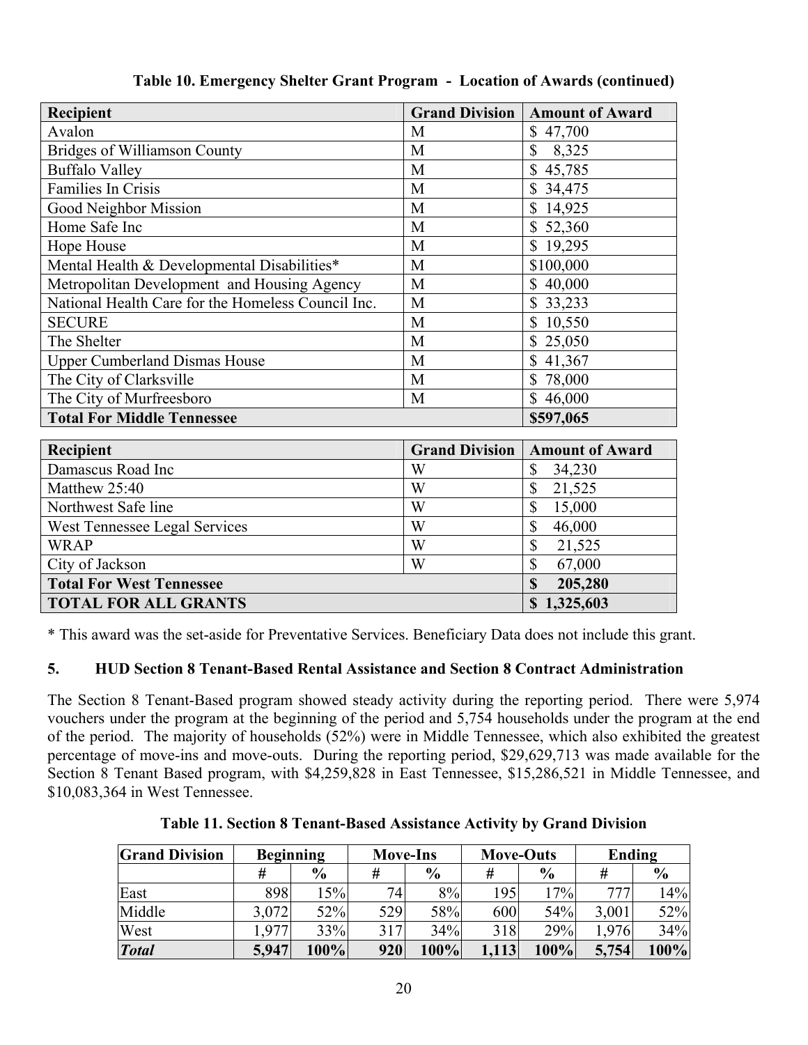**Table 10. Emergency Shelter Grant Program - Location of Awards (continued)**

| Recipient | Grand Division | Amount of Award |
|---|---|---|
| Avalon | M | $ 47,700 |
| Bridges of Williamson County | M | $ 8,325 |
| Buffalo Valley | M | $ 45,785 |
| Families In Crisis | M | $ 34,475 |
| Good Neighbor Mission | M | $ 14,925 |
| Home Safe Inc | M | $ 52,360 |
| Hope House | M | $ 19,295 |
| Mental Health & Developmental Disabilities* | M | $100,000 |
| Metropolitan Development and Housing Agency | M | $ 40,000 |
| National Health Care for the Homeless Council Inc. | M | $ 33,233 |
| SECURE | M | $ 10,550 |
| The Shelter | M | $ 25,050 |
| Upper Cumberland Dismas House | M | $ 41,367 |
| The City of Clarksville | M | $ 78,000 |
| The City of Murfreesboro | M | $ 46,000 |
| **Total For Middle Tennessee** | | **$597,065** |

| Recipient | Grand Division | Amount of Award |
|---|---|---|
| Damascus Road Inc | W | $ 34,230 |
| Matthew 25:40 | W | $ 21,525 |
| Northwest Safe line | W | $ 15,000 |
| West Tennessee Legal Services | W | $ 46,000 |
| WRAP | W | $ 21,525 |
| City of Jackson | W | $ 67,000 |
| **Total For West Tennessee** | | **$ 205,280** |
| **TOTAL FOR ALL GRANTS** | | **$ 1,325,603** |

* This award was the set-aside for Preventative Services. Beneficiary Data does not include this grant.

### 5. HUD Section 8 Tenant-Based Rental Assistance and Section 8 Contract Administration

The Section 8 Tenant-Based program showed steady activity during the reporting period. There were 5,974 vouchers under the program at the beginning of the period and 5,754 households under the program at the end of the period. The majority of households (52%) were in Middle Tennessee, which also exhibited the greatest percentage of move-ins and move-outs. During the reporting period, $29,629,713 was made available for the Section 8 Tenant Based program, with $4,259,828 in East Tennessee, $15,286,521 in Middle Tennessee, and $10,083,364 in West Tennessee.

**Table 11. Section 8 Tenant-Based Assistance Activity by Grand Division**

| Grand Division | Beginning | | Move-Ins | | Move-Outs | | Ending | |
|---|---|---|---|---|---|---|---|---|
| | # | % | # | % | # | % | # | % |
| East | 898 | 15% | 74 | 8% | 195 | 17% | 777 | 14% |
| Middle | 3,072 | 52% | 529 | 58% | 600 | 54% | 3,001 | 52% |
| West | 1,977 | 33% | 317 | 34% | 318 | 29% | 1,976 | 34% |
| ***Total*** | **5,947** | **100%** | **920** | **100%** | **1,113** | **100%** | **5,754** | **100%** |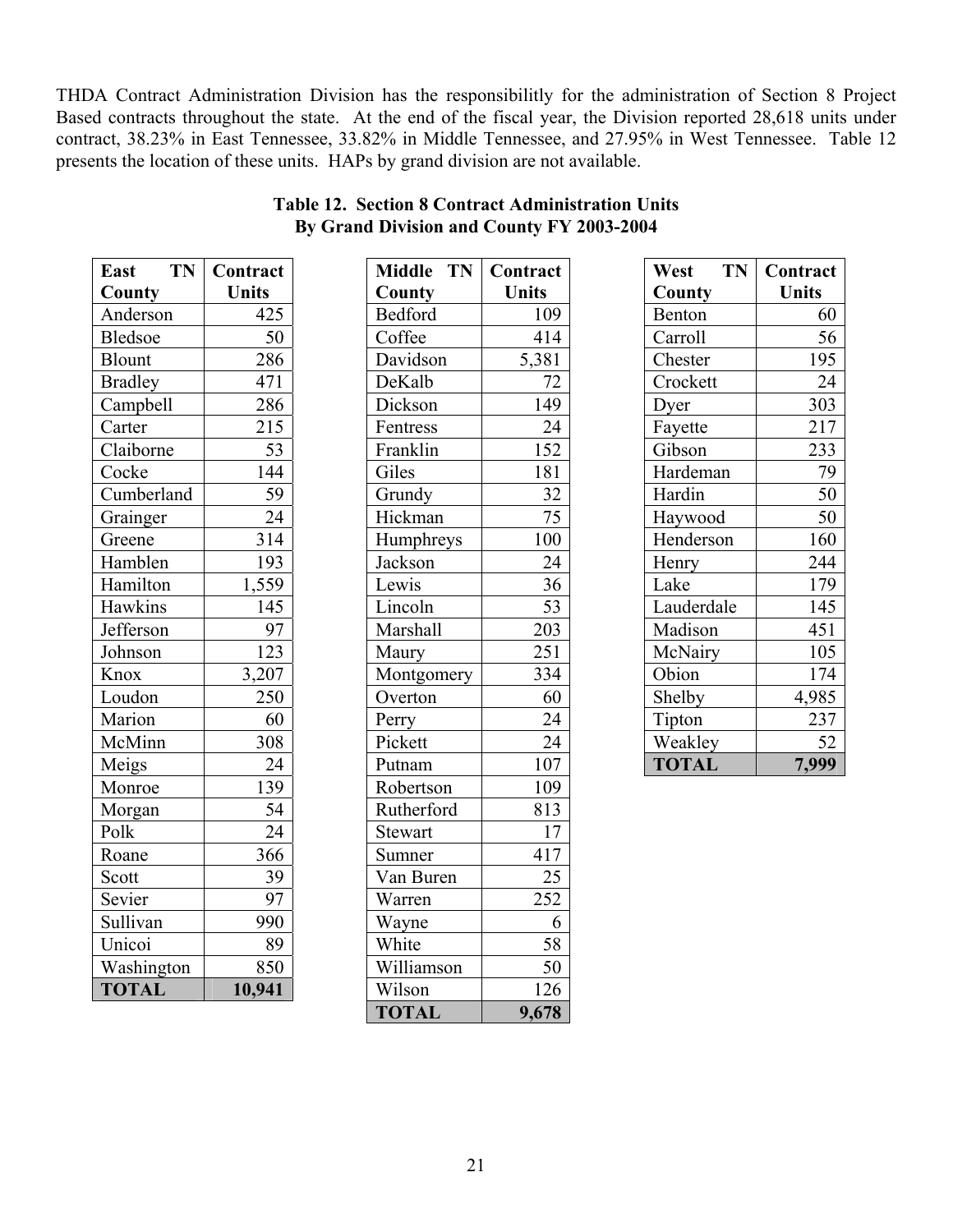THDA Contract Administration Division has the responsibilitly for the administration of Section 8 Project Based contracts throughout the state. At the end of the fiscal year, the Division reported 28,618 units under contract, 38.23% in East Tennessee, 33.82% in Middle Tennessee, and 27.95% in West Tennessee. Table 12 presents the location of these units. HAPs by grand division are not available.

**Table 12. Section 8 Contract Administration Units By Grand Division and County FY 2003-2004**

| East TN County | Contract Units |
|---|---|
| Anderson | 425 |
| Bledsoe | 50 |
| Blount | 286 |
| Bradley | 471 |
| Campbell | 286 |
| Carter | 215 |
| Claiborne | 53 |
| Cocke | 144 |
| Cumberland | 59 |
| Grainger | 24 |
| Greene | 314 |
| Hamblen | 193 |
| Hamilton | 1,559 |
| Hawkins | 145 |
| Jefferson | 97 |
| Johnson | 123 |
| Knox | 3,207 |
| Loudon | 250 |
| Marion | 60 |
| McMinn | 308 |
| Meigs | 24 |
| Monroe | 139 |
| Morgan | 54 |
| Polk | 24 |
| Roane | 366 |
| Scott | 39 |
| Sevier | 97 |
| Sullivan | 990 |
| Unicoi | 89 |
| Washington | 850 |
| **TOTAL** | **10,941** |

| Middle TN County | Contract Units |
|---|---|
| Bedford | 109 |
| Coffee | 414 |
| Davidson | 5,381 |
| DeKalb | 72 |
| Dickson | 149 |
| Fentress | 24 |
| Franklin | 152 |
| Giles | 181 |
| Grundy | 32 |
| Hickman | 75 |
| Humphreys | 100 |
| Jackson | 24 |
| Lewis | 36 |
| Lincoln | 53 |
| Marshall | 203 |
| Maury | 251 |
| Montgomery | 334 |
| Overton | 60 |
| Perry | 24 |
| Pickett | 24 |
| Putnam | 107 |
| Robertson | 109 |
| Rutherford | 813 |
| Stewart | 17 |
| Sumner | 417 |
| Van Buren | 25 |
| Warren | 252 |
| Wayne | 6 |
| White | 58 |
| Williamson | 50 |
| Wilson | 126 |
| **TOTAL** | **9,678** |

| West TN County | Contract Units |
|---|---|
| Benton | 60 |
| Carroll | 56 |
| Chester | 195 |
| Crockett | 24 |
| Dyer | 303 |
| Fayette | 217 |
| Gibson | 233 |
| Hardeman | 79 |
| Hardin | 50 |
| Haywood | 50 |
| Henderson | 160 |
| Henry | 244 |
| Lake | 179 |
| Lauderdale | 145 |
| Madison | 451 |
| McNairy | 105 |
| Obion | 174 |
| Shelby | 4,985 |
| Tipton | 237 |
| Weakley | 52 |
| **TOTAL** | **7,999** |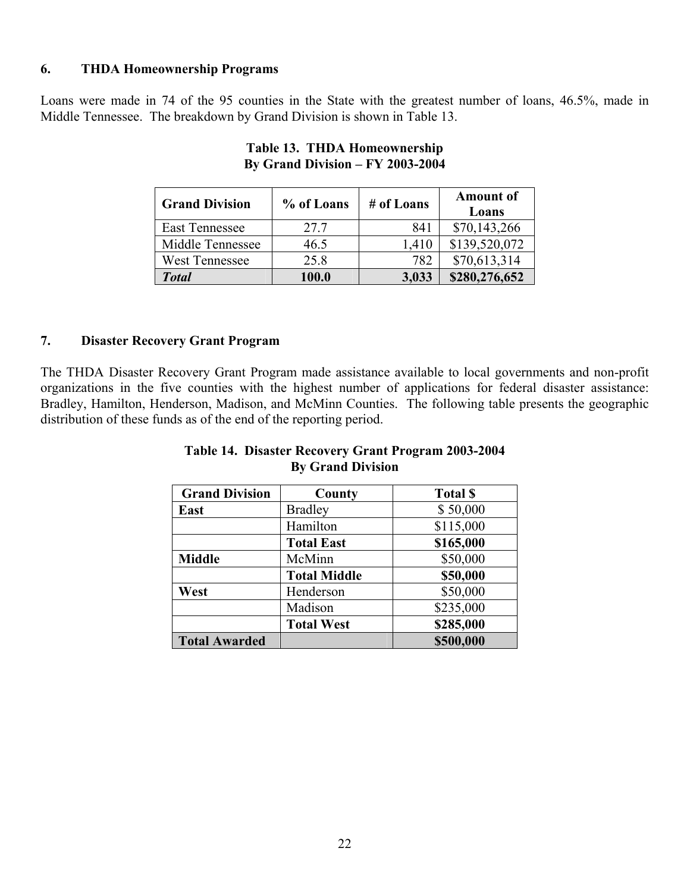### 6. THDA Homeownership Programs

Loans were made in 74 of the 95 counties in the State with the greatest number of loans, 46.5%, made in Middle Tennessee. The breakdown by Grand Division is shown in Table 13.

**Table 13. THDA Homeownership**
**By Grand Division – FY 2003-2004**

| Grand Division | % of Loans | # of Loans | Amount of Loans |
|---|---|---|---|
| East Tennessee | 27.7 | 841 | $70,143,266 |
| Middle Tennessee | 46.5 | 1,410 | $139,520,072 |
| West Tennessee | 25.8 | 782 | $70,613,314 |
| ***Total*** | **100.0** | **3,033** | **$280,276,652** |

### 7. Disaster Recovery Grant Program

The THDA Disaster Recovery Grant Program made assistance available to local governments and non-profit organizations in the five counties with the highest number of applications for federal disaster assistance: Bradley, Hamilton, Henderson, Madison, and McMinn Counties. The following table presents the geographic distribution of these funds as of the end of the reporting period.

**Table 14. Disaster Recovery Grant Program 2003-2004**
**By Grand Division**

| Grand Division | County | Total $ |
|---|---|---|
| **East** | Bradley | $ 50,000 |
| | Hamilton | $115,000 |
| | **Total East** | **$165,000** |
| **Middle** | McMinn | $50,000 |
| | **Total Middle** | **$50,000** |
| **West** | Henderson | $50,000 |
| | Madison | $235,000 |
| | **Total West** | **$285,000** |
| **Total Awarded** | | **$500,000** |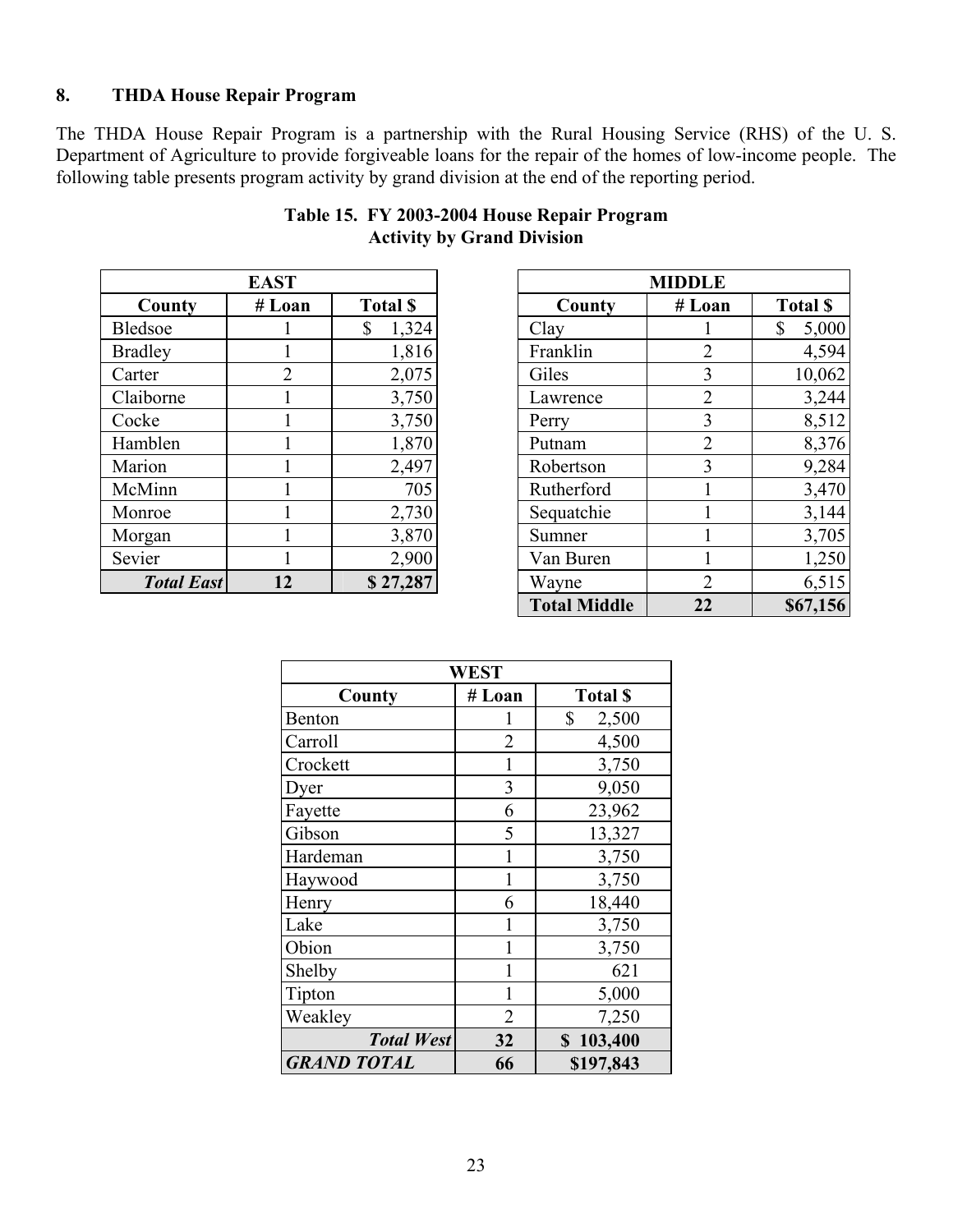## 8. THDA House Repair Program

The THDA House Repair Program is a partnership with the Rural Housing Service (RHS) of the U. S. Department of Agriculture to provide forgiveable loans for the repair of the homes of low-income people. The following table presents program activity by grand division at the end of the reporting period.

**Table 15. FY 2003-2004 House Repair Program Activity by Grand Division**

| EAST | | |
|---|---|---|
| **County** | **# Loan** | **Total $** |
| Bledsoe | 1 | $ 1,324 |
| Bradley | 1 | 1,816 |
| Carter | 2 | 2,075 |
| Claiborne | 1 | 3,750 |
| Cocke | 1 | 3,750 |
| Hamblen | 1 | 1,870 |
| Marion | 1 | 2,497 |
| McMinn | 1 | 705 |
| Monroe | 1 | 2,730 |
| Morgan | 1 | 3,870 |
| Sevier | 1 | 2,900 |
| ***Total East*** | **12** | **$ 27,287** |

| MIDDLE | | |
|---|---|---|
| **County** | **# Loan** | **Total $** |
| Clay | 1 | $ 5,000 |
| Franklin | 2 | 4,594 |
| Giles | 3 | 10,062 |
| Lawrence | 2 | 3,244 |
| Perry | 3 | 8,512 |
| Putnam | 2 | 8,376 |
| Robertson | 3 | 9,284 |
| Rutherford | 1 | 3,470 |
| Sequatchie | 1 | 3,144 |
| Sumner | 1 | 3,705 |
| Van Buren | 1 | 1,250 |
| Wayne | 2 | 6,515 |
| **Total Middle** | **22** | **$67,156** |

| WEST | | |
|---|---|---|
| **County** | **# Loan** | **Total $** |
| Benton | 1 | $ 2,500 |
| Carroll | 2 | 4,500 |
| Crockett | 1 | 3,750 |
| Dyer | 3 | 9,050 |
| Fayette | 6 | 23,962 |
| Gibson | 5 | 13,327 |
| Hardeman | 1 | 3,750 |
| Haywood | 1 | 3,750 |
| Henry | 6 | 18,440 |
| Lake | 1 | 3,750 |
| Obion | 1 | 3,750 |
| Shelby | 1 | 621 |
| Tipton | 1 | 5,000 |
| Weakley | 2 | 7,250 |
| ***Total West*** | **32** | **$ 103,400** |
| ***GRAND TOTAL*** | **66** | **$197,843** |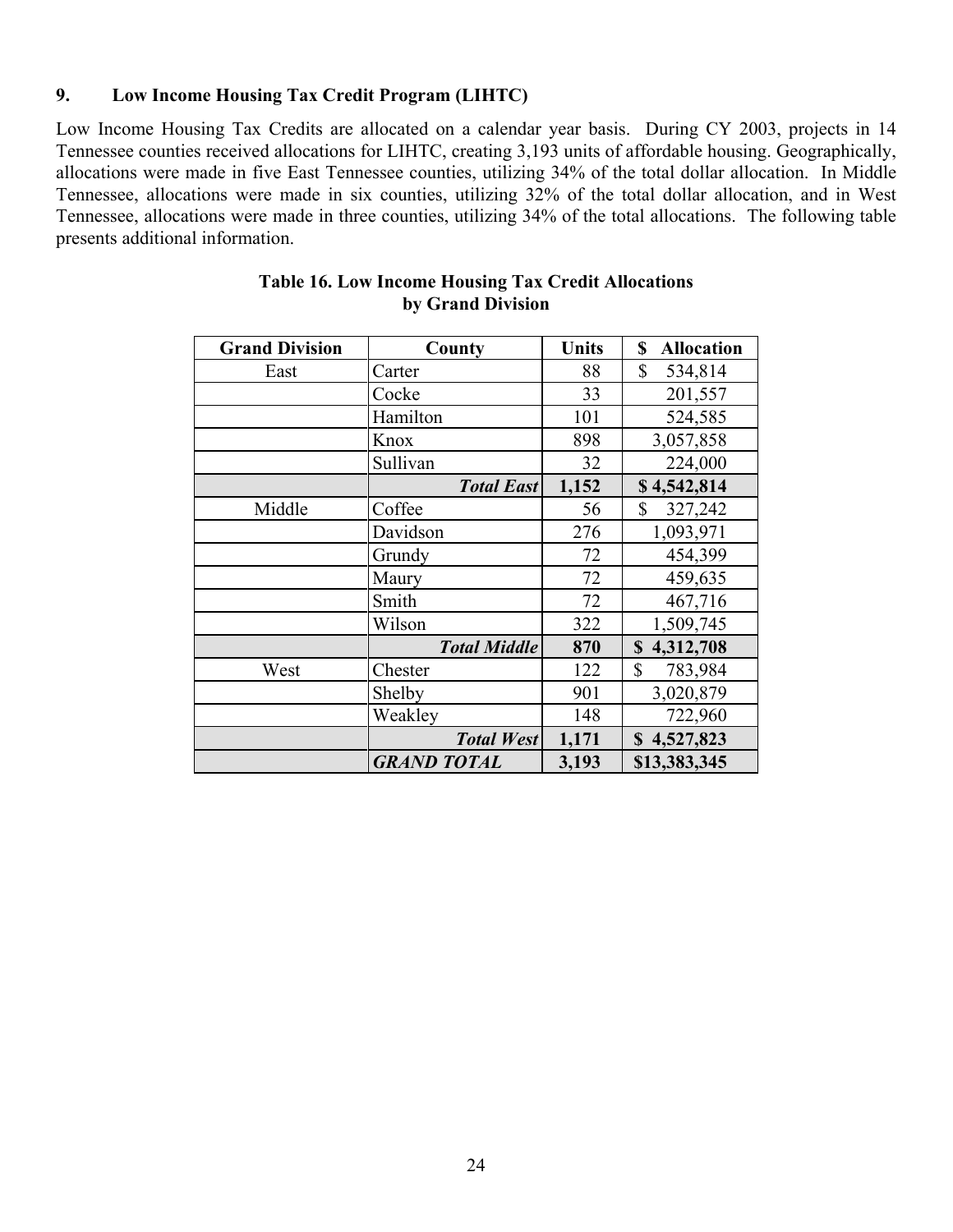### 9. Low Income Housing Tax Credit Program (LIHTC)

Low Income Housing Tax Credits are allocated on a calendar year basis. During CY 2003, projects in 14 Tennessee counties received allocations for LIHTC, creating 3,193 units of affordable housing. Geographically, allocations were made in five East Tennessee counties, utilizing 34% of the total dollar allocation. In Middle Tennessee, allocations were made in six counties, utilizing 32% of the total dollar allocation, and in West Tennessee, allocations were made in three counties, utilizing 34% of the total allocations. The following table presents additional information.

**Table 16. Low Income Housing Tax Credit Allocations by Grand Division**

| Grand Division | County | Units | $ Allocation |
|---|---|---|---|
| East | Carter | 88 | $ 534,814 |
| | Cocke | 33 | 201,557 |
| | Hamilton | 101 | 524,585 |
| | Knox | 898 | 3,057,858 |
| | Sullivan | 32 | 224,000 |
| | ***Total East*** | **1,152** | **$ 4,542,814** |
| Middle | Coffee | 56 | $ 327,242 |
| | Davidson | 276 | 1,093,971 |
| | Grundy | 72 | 454,399 |
| | Maury | 72 | 459,635 |
| | Smith | 72 | 467,716 |
| | Wilson | 322 | 1,509,745 |
| | ***Total Middle*** | **870** | **$ 4,312,708** |
| West | Chester | 122 | $ 783,984 |
| | Shelby | 901 | 3,020,879 |
| | Weakley | 148 | 722,960 |
| | ***Total West*** | **1,171** | **$ 4,527,823** |
| | ***GRAND TOTAL*** | **3,193** | **$13,383,345** |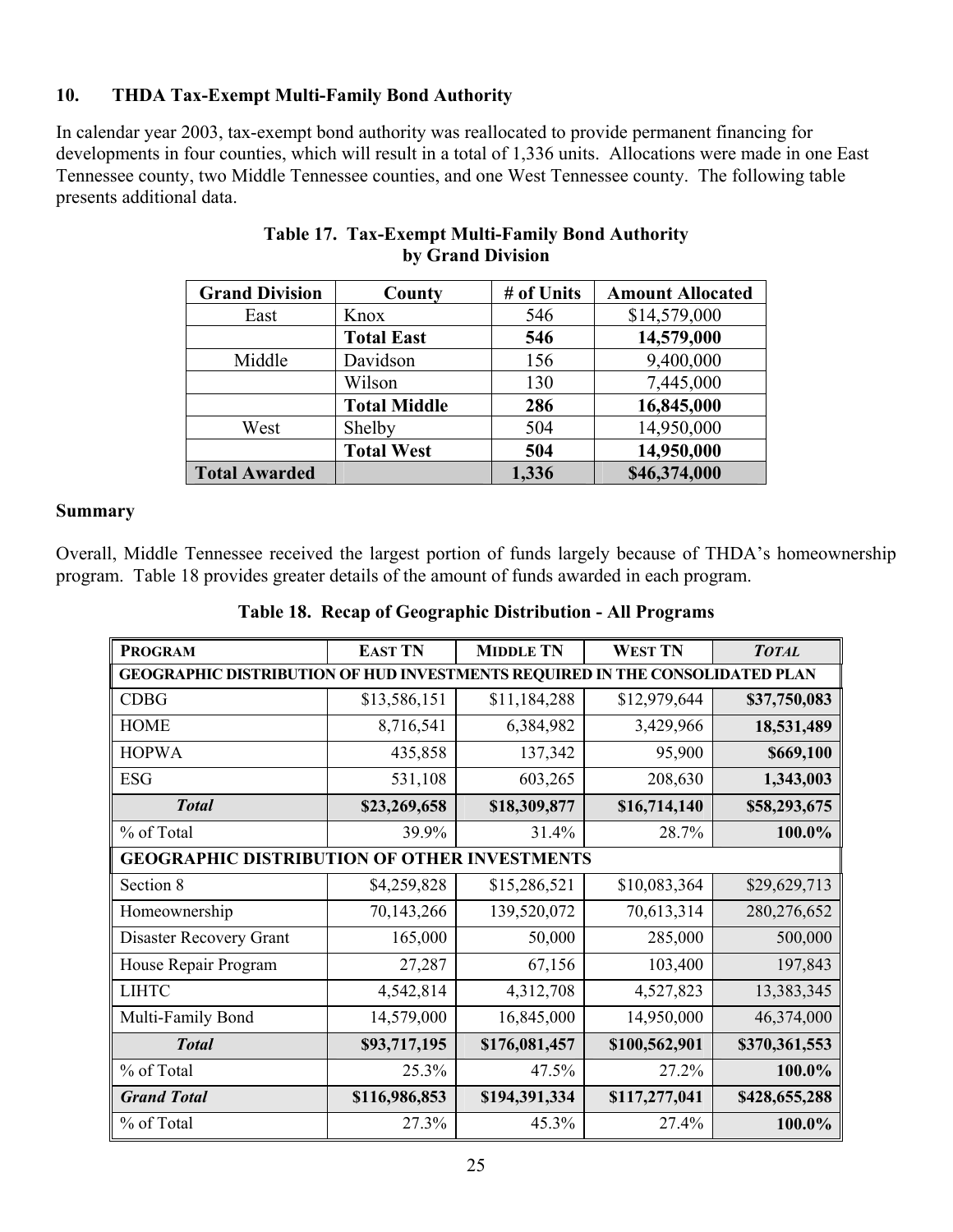## 10. THDA Tax-Exempt Multi-Family Bond Authority

In calendar year 2003, tax-exempt bond authority was reallocated to provide permanent financing for developments in four counties, which will result in a total of 1,336 units. Allocations were made in one East Tennessee county, two Middle Tennessee counties, and one West Tennessee county. The following table presents additional data.

**Table 17. Tax-Exempt Multi-Family Bond Authority by Grand Division**

| Grand Division | County | # of Units | Amount Allocated |
|---|---|---|---|
| East | Knox | 546 | $14,579,000 |
| | **Total East** | **546** | **14,579,000** |
| Middle | Davidson | 156 | 9,400,000 |
| | Wilson | 130 | 7,445,000 |
| | **Total Middle** | **286** | **16,845,000** |
| West | Shelby | 504 | 14,950,000 |
| | **Total West** | **504** | **14,950,000** |
| **Total Awarded** | | **1,336** | **$46,374,000** |

### Summary

Overall, Middle Tennessee received the largest portion of funds largely because of THDA's homeownership program. Table 18 provides greater details of the amount of funds awarded in each program.

**Table 18. Recap of Geographic Distribution - All Programs**

| PROGRAM | EAST TN | MIDDLE TN | WEST TN | *TOTAL* |
|---|---|---|---|---|
| **GEOGRAPHIC DISTRIBUTION OF HUD INVESTMENTS REQUIRED IN THE CONSOLIDATED PLAN** | | | | |
| CDBG | $13,586,151 | $11,184,288 | $12,979,644 | **$37,750,083** |
| HOME | 8,716,541 | 6,384,982 | 3,429,966 | **18,531,489** |
| HOPWA | 435,858 | 137,342 | 95,900 | **$669,100** |
| ESG | 531,108 | 603,265 | 208,630 | **1,343,003** |
| ***Total*** | **$23,269,658** | **$18,309,877** | **$16,714,140** | **$58,293,675** |
| % of Total | 39.9% | 31.4% | 28.7% | **100.0%** |
| **GEOGRAPHIC DISTRIBUTION OF OTHER INVESTMENTS** | | | | |
| Section 8 | $4,259,828 | $15,286,521 | $10,083,364 | $29,629,713 |
| Homeownership | 70,143,266 | 139,520,072 | 70,613,314 | 280,276,652 |
| Disaster Recovery Grant | 165,000 | 50,000 | 285,000 | 500,000 |
| House Repair Program | 27,287 | 67,156 | 103,400 | 197,843 |
| LIHTC | 4,542,814 | 4,312,708 | 4,527,823 | 13,383,345 |
| Multi-Family Bond | 14,579,000 | 16,845,000 | 14,950,000 | 46,374,000 |
| ***Total*** | **$93,717,195** | **$176,081,457** | **$100,562,901** | **$370,361,553** |
| % of Total | 25.3% | 47.5% | 27.2% | **100.0%** |
| ***Grand Total*** | **$116,986,853** | **$194,391,334** | **$117,277,041** | **$428,655,288** |
| % of Total | 27.3% | 45.3% | 27.4% | **100.0%** |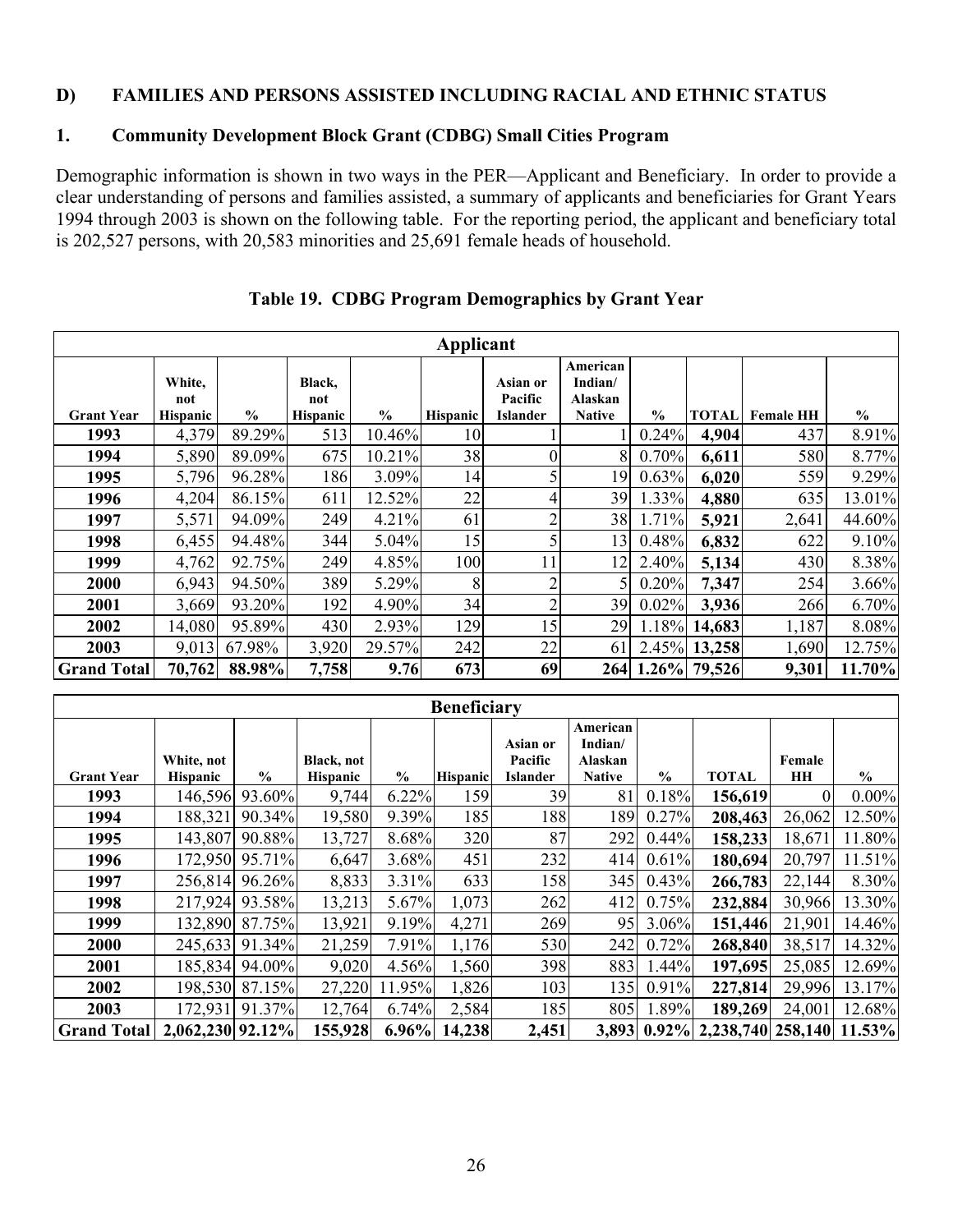## D) FAMILIES AND PERSONS ASSISTED INCLUDING RACIAL AND ETHNIC STATUS

### 1. Community Development Block Grant (CDBG) Small Cities Program

Demographic information is shown in two ways in the PER—Applicant and Beneficiary. In order to provide a clear understanding of persons and families assisted, a summary of applicants and beneficiaries for Grant Years 1994 through 2003 is shown on the following table. For the reporting period, the applicant and beneficiary total is 202,527 persons, with 20,583 minorities and 25,691 female heads of household.

**Table 19. CDBG Program Demographics by Grant Year**

| Applicant | | | | | | | | | | | |
|---|---|---|---|---|---|---|---|---|---|---|---|
| Grant Year | White, not Hispanic | % | Black, not Hispanic | % | Hispanic | Asian or Pacific Islander | American Indian/ Alaskan Native | % | TOTAL | Female HH | % |
| 1993 | 4,379 | 89.29% | 513 | 10.46% | 10 | 1 | 1 | 0.24% | **4,904** | 437 | 8.91% |
| 1994 | 5,890 | 89.09% | 675 | 10.21% | 38 | 0 | 8 | 0.70% | **6,611** | 580 | 8.77% |
| 1995 | 5,796 | 96.28% | 186 | 3.09% | 14 | 5 | 19 | 0.63% | **6,020** | 559 | 9.29% |
| 1996 | 4,204 | 86.15% | 611 | 12.52% | 22 | 4 | 39 | 1.33% | **4,880** | 635 | 13.01% |
| 1997 | 5,571 | 94.09% | 249 | 4.21% | 61 | 2 | 38 | 1.71% | **5,921** | 2,641 | 44.60% |
| 1998 | 6,455 | 94.48% | 344 | 5.04% | 15 | 5 | 13 | 0.48% | **6,832** | 622 | 9.10% |
| 1999 | 4,762 | 92.75% | 249 | 4.85% | 100 | 11 | 12 | 2.40% | **5,134** | 430 | 8.38% |
| 2000 | 6,943 | 94.50% | 389 | 5.29% | 8 | 2 | 5 | 0.20% | **7,347** | 254 | 3.66% |
| 2001 | 3,669 | 93.20% | 192 | 4.90% | 34 | 2 | 39 | 0.02% | **3,936** | 266 | 6.70% |
| 2002 | 14,080 | 95.89% | 430 | 2.93% | 129 | 15 | 29 | 1.18% | **14,683** | 1,187 | 8.08% |
| 2003 | 9,013 | 67.98% | 3,920 | 29.57% | 242 | 22 | 61 | 2.45% | **13,258** | 1,690 | 12.75% |
| **Grand Total** | **70,762** | **88.98%** | **7,758** | **9.76** | **673** | **69** | **264** | **1.26%** | **79,526** | **9,301** | **11.70%** |

| Beneficiary | | | | | | | | | | | |
|---|---|---|---|---|---|---|---|---|---|---|---|
| Grant Year | White, not Hispanic | % | Black, not Hispanic | % | Hispanic | Asian or Pacific Islander | American Indian/ Alaskan Native | % | TOTAL | Female HH | % |
| 1993 | 146,596 | 93.60% | 9,744 | 6.22% | 159 | 39 | 81 | 0.18% | **156,619** | 0 | 0.00% |
| 1994 | 188,321 | 90.34% | 19,580 | 9.39% | 185 | 188 | 189 | 0.27% | **208,463** | 26,062 | 12.50% |
| 1995 | 143,807 | 90.88% | 13,727 | 8.68% | 320 | 87 | 292 | 0.44% | **158,233** | 18,671 | 11.80% |
| 1996 | 172,950 | 95.71% | 6,647 | 3.68% | 451 | 232 | 414 | 0.61% | **180,694** | 20,797 | 11.51% |
| 1997 | 256,814 | 96.26% | 8,833 | 3.31% | 633 | 158 | 345 | 0.43% | **266,783** | 22,144 | 8.30% |
| 1998 | 217,924 | 93.58% | 13,213 | 5.67% | 1,073 | 262 | 412 | 0.75% | **232,884** | 30,966 | 13.30% |
| 1999 | 132,890 | 87.75% | 13,921 | 9.19% | 4,271 | 269 | 95 | 3.06% | **151,446** | 21,901 | 14.46% |
| 2000 | 245,633 | 91.34% | 21,259 | 7.91% | 1,176 | 530 | 242 | 0.72% | **268,840** | 38,517 | 14.32% |
| 2001 | 185,834 | 94.00% | 9,020 | 4.56% | 1,560 | 398 | 883 | 1.44% | **197,695** | 25,085 | 12.69% |
| 2002 | 198,530 | 87.15% | 27,220 | 11.95% | 1,826 | 103 | 135 | 0.91% | **227,814** | 29,996 | 13.17% |
| 2003 | 172,931 | 91.37% | 12,764 | 6.74% | 2,584 | 185 | 805 | 1.89% | **189,269** | 24,001 | 12.68% |
| **Grand Total** | **2,062,230** | **92.12%** | **155,928** | **6.96%** | **14,238** | **2,451** | **3,893** | **0.92%** | **2,238,740** | **258,140** | **11.53%** |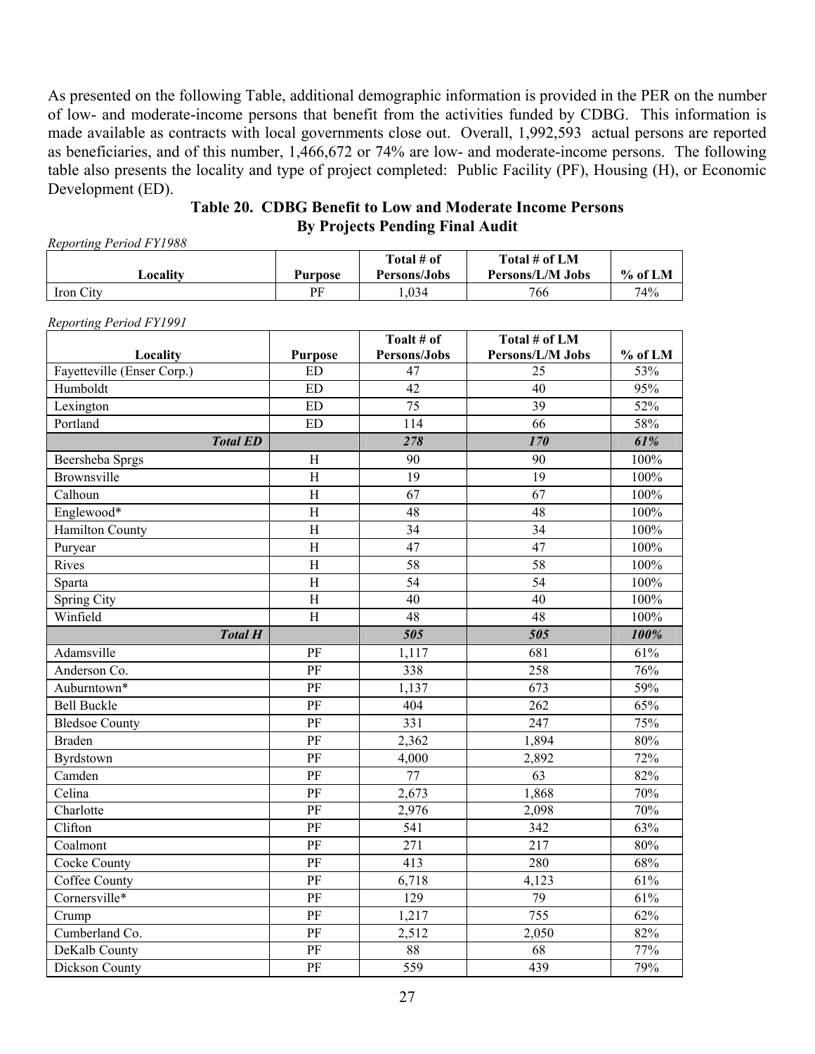As presented on the following Table, additional demographic information is provided in the PER on the number of low- and moderate-income persons that benefit from the activities funded by CDBG. This information is made available as contracts with local governments close out. Overall, 1,992,593 actual persons are reported as beneficiaries, and of this number, 1,466,672 or 74% are low- and moderate-income persons. The following table also presents the locality and type of project completed: Public Facility (PF), Housing (H), or Economic Development (ED).

## Table 20. CDBG Benefit to Low and Moderate Income Persons By Projects Pending Final Audit

*Reporting Period FY1988*

| Locality | Purpose | Total # of Persons/Jobs | Total # of LM Persons/L/M Jobs | % of LM |
|---|---|---|---|---|
| Iron City | PF | 1,034 | 766 | 74% |

*Reporting Period FY1991*

| Locality | Purpose | Toalt # of Persons/Jobs | Total # of LM Persons/L/M Jobs | % of LM |
|---|---|---|---|---|
| Fayetteville (Enser Corp.) | ED | 47 | 25 | 53% |
| Humboldt | ED | 42 | 40 | 95% |
| Lexington | ED | 75 | 39 | 52% |
| Portland | ED | 114 | 66 | 58% |
| ***Total ED*** | | ***278*** | ***170*** | ***61%*** |
| Beersheba Sprgs | H | 90 | 90 | 100% |
| Brownsville | H | 19 | 19 | 100% |
| Calhoun | H | 67 | 67 | 100% |
| Englewood* | H | 48 | 48 | 100% |
| Hamilton County | H | 34 | 34 | 100% |
| Puryear | H | 47 | 47 | 100% |
| Rives | H | 58 | 58 | 100% |
| Sparta | H | 54 | 54 | 100% |
| Spring City | H | 40 | 40 | 100% |
| Winfield | H | 48 | 48 | 100% |
| ***Total H*** | | ***505*** | ***505*** | ***100%*** |
| Adamsville | PF | 1,117 | 681 | 61% |
| Anderson Co. | PF | 338 | 258 | 76% |
| Auburntown* | PF | 1,137 | 673 | 59% |
| Bell Buckle | PF | 404 | 262 | 65% |
| Bledsoe County | PF | 331 | 247 | 75% |
| Braden | PF | 2,362 | 1,894 | 80% |
| Byrdstown | PF | 4,000 | 2,892 | 72% |
| Camden | PF | 77 | 63 | 82% |
| Celina | PF | 2,673 | 1,868 | 70% |
| Charlotte | PF | 2,976 | 2,098 | 70% |
| Clifton | PF | 541 | 342 | 63% |
| Coalmont | PF | 271 | 217 | 80% |
| Cocke County | PF | 413 | 280 | 68% |
| Coffee County | PF | 6,718 | 4,123 | 61% |
| Cornersville* | PF | 129 | 79 | 61% |
| Crump | PF | 1,217 | 755 | 62% |
| Cumberland Co. | PF | 2,512 | 2,050 | 82% |
| DeKalb County | PF | 88 | 68 | 77% |
| Dickson County | PF | 559 | 439 | 79% |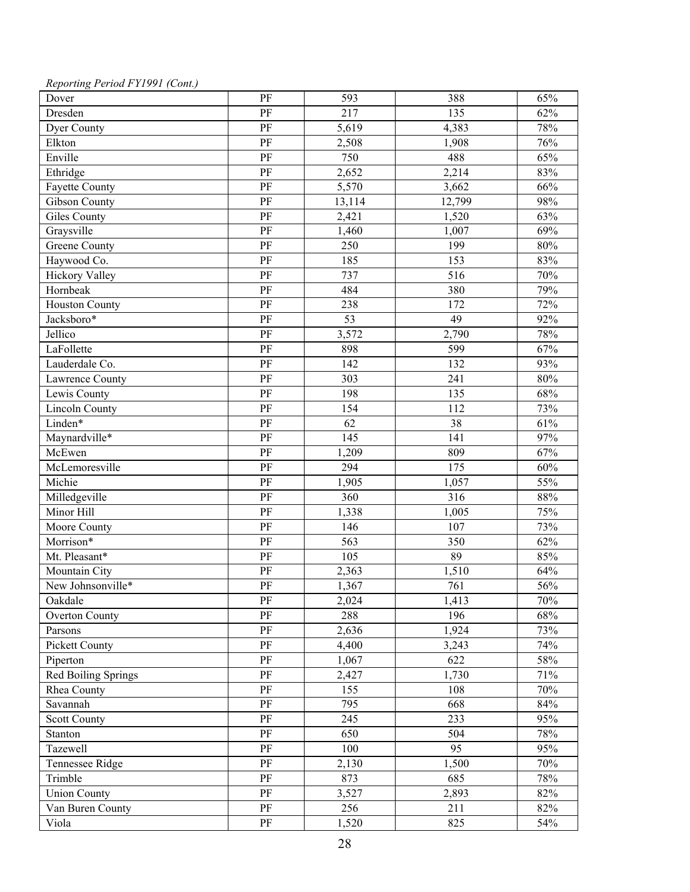*Reporting Period FY1991 (Cont.)*

| | | | | |
|---|---|---|---|---|
| Dover | PF | 593 | 388 | 65% |
| Dresden | PF | 217 | 135 | 62% |
| Dyer County | PF | 5,619 | 4,383 | 78% |
| Elkton | PF | 2,508 | 1,908 | 76% |
| Enville | PF | 750 | 488 | 65% |
| Ethridge | PF | 2,652 | 2,214 | 83% |
| Fayette County | PF | 5,570 | 3,662 | 66% |
| Gibson County | PF | 13,114 | 12,799 | 98% |
| Giles County | PF | 2,421 | 1,520 | 63% |
| Graysville | PF | 1,460 | 1,007 | 69% |
| Greene County | PF | 250 | 199 | 80% |
| Haywood Co. | PF | 185 | 153 | 83% |
| Hickory Valley | PF | 737 | 516 | 70% |
| Hornbeak | PF | 484 | 380 | 79% |
| Houston County | PF | 238 | 172 | 72% |
| Jacksboro* | PF | 53 | 49 | 92% |
| Jellico | PF | 3,572 | 2,790 | 78% |
| LaFollette | PF | 898 | 599 | 67% |
| Lauderdale Co. | PF | 142 | 132 | 93% |
| Lawrence County | PF | 303 | 241 | 80% |
| Lewis County | PF | 198 | 135 | 68% |
| Lincoln County | PF | 154 | 112 | 73% |
| Linden* | PF | 62 | 38 | 61% |
| Maynardville* | PF | 145 | 141 | 97% |
| McEwen | PF | 1,209 | 809 | 67% |
| McLemoresville | PF | 294 | 175 | 60% |
| Michie | PF | 1,905 | 1,057 | 55% |
| Milledgeville | PF | 360 | 316 | 88% |
| Minor Hill | PF | 1,338 | 1,005 | 75% |
| Moore County | PF | 146 | 107 | 73% |
| Morrison* | PF | 563 | 350 | 62% |
| Mt. Pleasant* | PF | 105 | 89 | 85% |
| Mountain City | PF | 2,363 | 1,510 | 64% |
| New Johnsonville* | PF | 1,367 | 761 | 56% |
| Oakdale | PF | 2,024 | 1,413 | 70% |
| Overton County | PF | 288 | 196 | 68% |
| Parsons | PF | 2,636 | 1,924 | 73% |
| Pickett County | PF | 4,400 | 3,243 | 74% |
| Piperton | PF | 1,067 | 622 | 58% |
| Red Boiling Springs | PF | 2,427 | 1,730 | 71% |
| Rhea County | PF | 155 | 108 | 70% |
| Savannah | PF | 795 | 668 | 84% |
| Scott County | PF | 245 | 233 | 95% |
| Stanton | PF | 650 | 504 | 78% |
| Tazewell | PF | 100 | 95 | 95% |
| Tennessee Ridge | PF | 2,130 | 1,500 | 70% |
| Trimble | PF | 873 | 685 | 78% |
| Union County | PF | 3,527 | 2,893 | 82% |
| Van Buren County | PF | 256 | 211 | 82% |
| Viola | PF | 1,520 | 825 | 54% |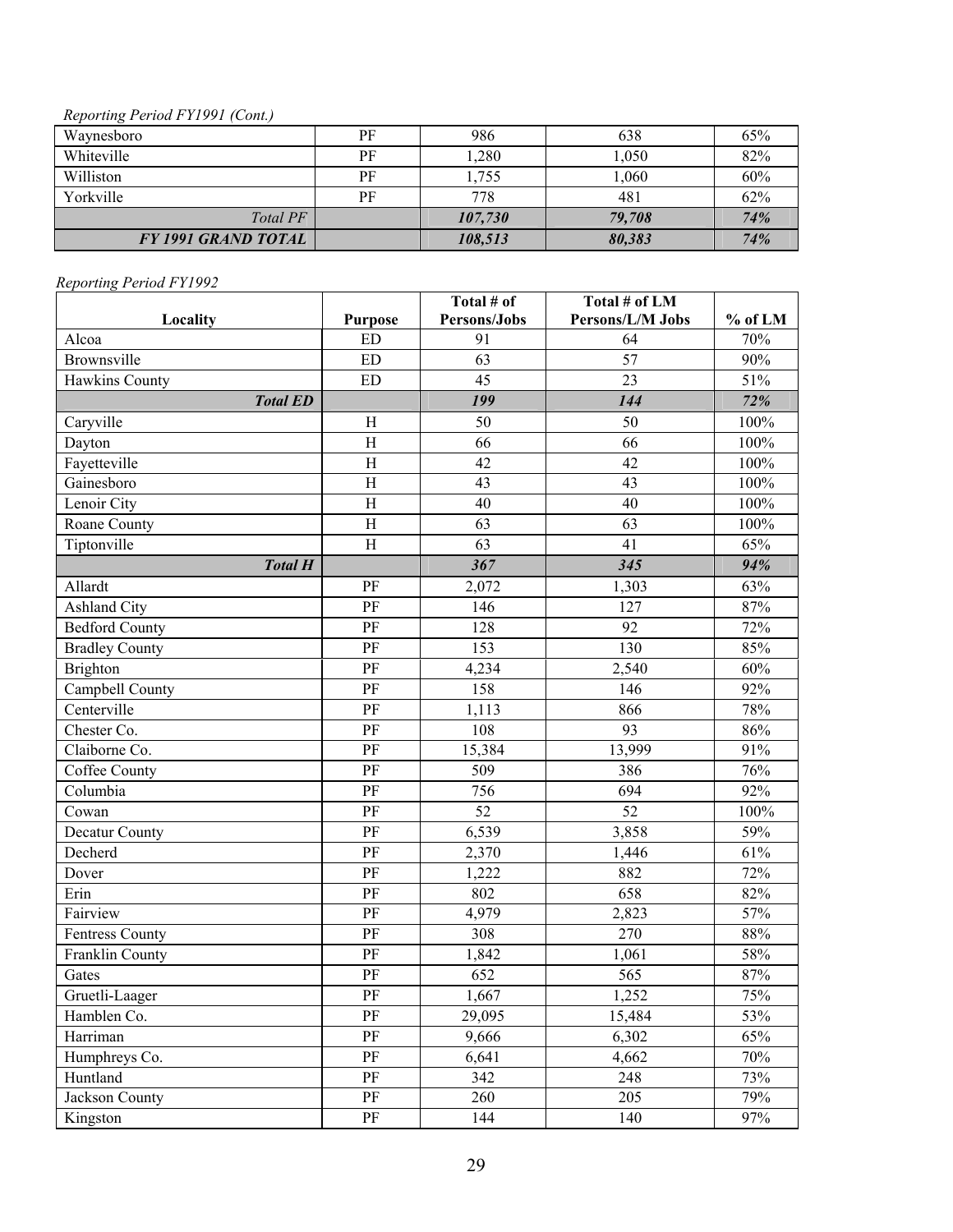*Reporting Period FY1991 (Cont.)*

| | | | | |
|---|---|---|---|---|
| Waynesboro | PF | 986 | 638 | 65% |
| Whiteville | PF | 1,280 | 1,050 | 82% |
| Williston | PF | 1,755 | 1,060 | 60% |
| Yorkville | PF | 778 | 481 | 62% |
| ***Total PF*** | | ***107,730*** | ***79,708*** | ***74%*** |
| ***FY 1991 GRAND TOTAL*** | | ***108,513*** | ***80,383*** | ***74%*** |

*Reporting Period FY1992*

| Locality | Purpose | Total # of Persons/Jobs | Total # of LM Persons/L/M Jobs | % of LM |
|---|---|---|---|---|
| Alcoa | ED | 91 | 64 | 70% |
| Brownsville | ED | 63 | 57 | 90% |
| Hawkins County | ED | 45 | 23 | 51% |
| ***Total ED*** | | ***199*** | ***144*** | ***72%*** |
| Caryville | H | 50 | 50 | 100% |
| Dayton | H | 66 | 66 | 100% |
| Fayetteville | H | 42 | 42 | 100% |
| Gainesboro | H | 43 | 43 | 100% |
| Lenoir City | H | 40 | 40 | 100% |
| Roane County | H | 63 | 63 | 100% |
| Tiptonville | H | 63 | 41 | 65% |
| ***Total H*** | | ***367*** | ***345*** | ***94%*** |
| Allardt | PF | 2,072 | 1,303 | 63% |
| Ashland City | PF | 146 | 127 | 87% |
| Bedford County | PF | 128 | 92 | 72% |
| Bradley County | PF | 153 | 130 | 85% |
| Brighton | PF | 4,234 | 2,540 | 60% |
| Campbell County | PF | 158 | 146 | 92% |
| Centerville | PF | 1,113 | 866 | 78% |
| Chester Co. | PF | 108 | 93 | 86% |
| Claiborne Co. | PF | 15,384 | 13,999 | 91% |
| Coffee County | PF | 509 | 386 | 76% |
| Columbia | PF | 756 | 694 | 92% |
| Cowan | PF | 52 | 52 | 100% |
| Decatur County | PF | 6,539 | 3,858 | 59% |
| Decherd | PF | 2,370 | 1,446 | 61% |
| Dover | PF | 1,222 | 882 | 72% |
| Erin | PF | 802 | 658 | 82% |
| Fairview | PF | 4,979 | 2,823 | 57% |
| Fentress County | PF | 308 | 270 | 88% |
| Franklin County | PF | 1,842 | 1,061 | 58% |
| Gates | PF | 652 | 565 | 87% |
| Gruetli-Laager | PF | 1,667 | 1,252 | 75% |
| Hamblen Co. | PF | 29,095 | 15,484 | 53% |
| Harriman | PF | 9,666 | 6,302 | 65% |
| Humphreys Co. | PF | 6,641 | 4,662 | 70% |
| Huntland | PF | 342 | 248 | 73% |
| Jackson County | PF | 260 | 205 | 79% |
| Kingston | PF | 144 | 140 | 97% |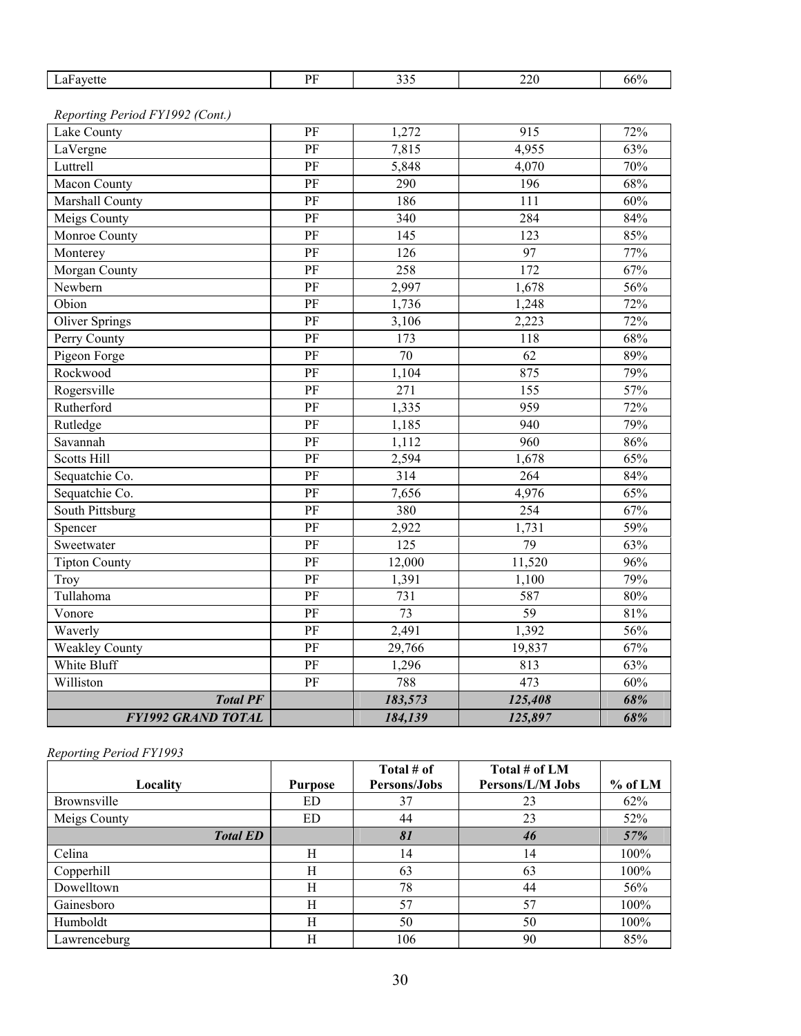| LaFayette | PF | 335 | 220 | 66% |
|---|---|---|---|---|

*Reporting Period FY1992 (Cont.)*

| | | | | |
|---|---|---|---|---|
| Lake County | PF | 1,272 | 915 | 72% |
| LaVergne | PF | 7,815 | 4,955 | 63% |
| Luttrell | PF | 5,848 | 4,070 | 70% |
| Macon County | PF | 290 | 196 | 68% |
| Marshall County | PF | 186 | 111 | 60% |
| Meigs County | PF | 340 | 284 | 84% |
| Monroe County | PF | 145 | 123 | 85% |
| Monterey | PF | 126 | 97 | 77% |
| Morgan County | PF | 258 | 172 | 67% |
| Newbern | PF | 2,997 | 1,678 | 56% |
| Obion | PF | 1,736 | 1,248 | 72% |
| Oliver Springs | PF | 3,106 | 2,223 | 72% |
| Perry County | PF | 173 | 118 | 68% |
| Pigeon Forge | PF | 70 | 62 | 89% |
| Rockwood | PF | 1,104 | 875 | 79% |
| Rogersville | PF | 271 | 155 | 57% |
| Rutherford | PF | 1,335 | 959 | 72% |
| Rutledge | PF | 1,185 | 940 | 79% |
| Savannah | PF | 1,112 | 960 | 86% |
| Scotts Hill | PF | 2,594 | 1,678 | 65% |
| Sequatchie Co. | PF | 314 | 264 | 84% |
| Sequatchie Co. | PF | 7,656 | 4,976 | 65% |
| South Pittsburg | PF | 380 | 254 | 67% |
| Spencer | PF | 2,922 | 1,731 | 59% |
| Sweetwater | PF | 125 | 79 | 63% |
| Tipton County | PF | 12,000 | 11,520 | 96% |
| Troy | PF | 1,391 | 1,100 | 79% |
| Tullahoma | PF | 731 | 587 | 80% |
| Vonore | PF | 73 | 59 | 81% |
| Waverly | PF | 2,491 | 1,392 | 56% |
| Weakley County | PF | 29,766 | 19,837 | 67% |
| White Bluff | PF | 1,296 | 813 | 63% |
| Williston | PF | 788 | 473 | 60% |
| ***Total PF*** | | ***183,573*** | ***125,408*** | ***68%*** |
| ***FY1992 GRAND TOTAL*** | | ***184,139*** | ***125,897*** | ***68%*** |

*Reporting Period FY1993*

| Locality | Purpose | Total # of Persons/Jobs | Total # of LM Persons/L/M Jobs | % of LM |
|---|---|---|---|---|
| Brownsville | ED | 37 | 23 | 62% |
| Meigs County | ED | 44 | 23 | 52% |
| ***Total ED*** | | ***81*** | ***46*** | ***57%*** |
| Celina | H | 14 | 14 | 100% |
| Copperhill | H | 63 | 63 | 100% |
| Dowelltown | H | 78 | 44 | 56% |
| Gainesboro | H | 57 | 57 | 100% |
| Humboldt | H | 50 | 50 | 100% |
| Lawrenceburg | H | 106 | 90 | 85% |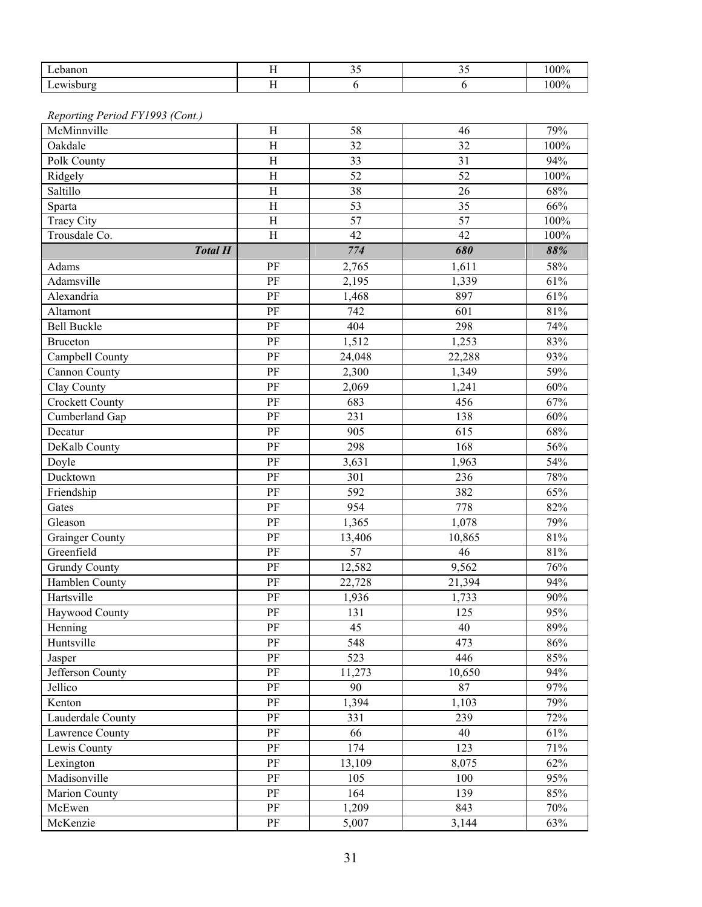| Lebanon | H | 35 | 35 | 100% |
|---|---|---|---|---|
| Lewisburg | H | 6 | 6 | 100% |

*Reporting Period FY1993 (Cont.)*

| McMinnville | H | 58 | 46 | 79% |
|---|---|---|---|---|
| Oakdale | H | 32 | 32 | 100% |
| Polk County | H | 33 | 31 | 94% |
| Ridgely | H | 52 | 52 | 100% |
| Saltillo | H | 38 | 26 | 68% |
| Sparta | H | 53 | 35 | 66% |
| Tracy City | H | 57 | 57 | 100% |
| Trousdale Co. | H | 42 | 42 | 100% |
| ***Total H*** | | ***774*** | ***680*** | ***88%*** |
| Adams | PF | 2,765 | 1,611 | 58% |
| Adamsville | PF | 2,195 | 1,339 | 61% |
| Alexandria | PF | 1,468 | 897 | 61% |
| Altamont | PF | 742 | 601 | 81% |
| Bell Buckle | PF | 404 | 298 | 74% |
| Bruceton | PF | 1,512 | 1,253 | 83% |
| Campbell County | PF | 24,048 | 22,288 | 93% |
| Cannon County | PF | 2,300 | 1,349 | 59% |
| Clay County | PF | 2,069 | 1,241 | 60% |
| Crockett County | PF | 683 | 456 | 67% |
| Cumberland Gap | PF | 231 | 138 | 60% |
| Decatur | PF | 905 | 615 | 68% |
| DeKalb County | PF | 298 | 168 | 56% |
| Doyle | PF | 3,631 | 1,963 | 54% |
| Ducktown | PF | 301 | 236 | 78% |
| Friendship | PF | 592 | 382 | 65% |
| Gates | PF | 954 | 778 | 82% |
| Gleason | PF | 1,365 | 1,078 | 79% |
| Grainger County | PF | 13,406 | 10,865 | 81% |
| Greenfield | PF | 57 | 46 | 81% |
| Grundy County | PF | 12,582 | 9,562 | 76% |
| Hamblen County | PF | 22,728 | 21,394 | 94% |
| Hartsville | PF | 1,936 | 1,733 | 90% |
| Haywood County | PF | 131 | 125 | 95% |
| Henning | PF | 45 | 40 | 89% |
| Huntsville | PF | 548 | 473 | 86% |
| Jasper | PF | 523 | 446 | 85% |
| Jefferson County | PF | 11,273 | 10,650 | 94% |
| Jellico | PF | 90 | 87 | 97% |
| Kenton | PF | 1,394 | 1,103 | 79% |
| Lauderdale County | PF | 331 | 239 | 72% |
| Lawrence County | PF | 66 | 40 | 61% |
| Lewis County | PF | 174 | 123 | 71% |
| Lexington | PF | 13,109 | 8,075 | 62% |
| Madisonville | PF | 105 | 100 | 95% |
| Marion County | PF | 164 | 139 | 85% |
| McEwen | PF | 1,209 | 843 | 70% |
| McKenzie | PF | 5,007 | 3,144 | 63% |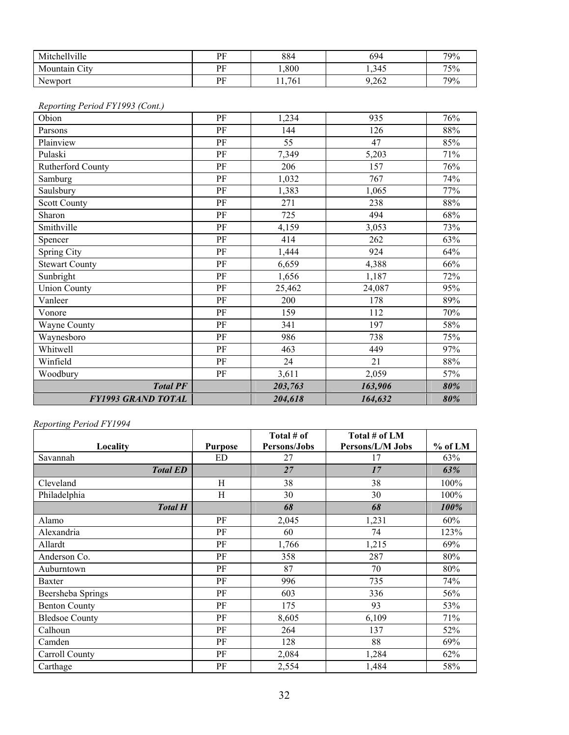| | | | | |
|---|---|---|---|---|
| Mitchellville | PF | 884 | 694 | 79% |
| Mountain City | PF | 1,800 | 1,345 | 75% |
| Newport | PF | 11,761 | 9,262 | 79% |

*Reporting Period FY1993 (Cont.)*

| | | | | |
|---|---|---|---|---|
| Obion | PF | 1,234 | 935 | 76% |
| Parsons | PF | 144 | 126 | 88% |
| Plainview | PF | 55 | 47 | 85% |
| Pulaski | PF | 7,349 | 5,203 | 71% |
| Rutherford County | PF | 206 | 157 | 76% |
| Samburg | PF | 1,032 | 767 | 74% |
| Saulsbury | PF | 1,383 | 1,065 | 77% |
| Scott County | PF | 271 | 238 | 88% |
| Sharon | PF | 725 | 494 | 68% |
| Smithville | PF | 4,159 | 3,053 | 73% |
| Spencer | PF | 414 | 262 | 63% |
| Spring City | PF | 1,444 | 924 | 64% |
| Stewart County | PF | 6,659 | 4,388 | 66% |
| Sunbright | PF | 1,656 | 1,187 | 72% |
| Union County | PF | 25,462 | 24,087 | 95% |
| Vanleer | PF | 200 | 178 | 89% |
| Vonore | PF | 159 | 112 | 70% |
| Wayne County | PF | 341 | 197 | 58% |
| Waynesboro | PF | 986 | 738 | 75% |
| Whitwell | PF | 463 | 449 | 97% |
| Winfield | PF | 24 | 21 | 88% |
| Woodbury | PF | 3,611 | 2,059 | 57% |
| ***Total PF*** | | ***203,763*** | ***163,906*** | ***80%*** |
| ***FY1993 GRAND TOTAL*** | | ***204,618*** | ***164,632*** | ***80%*** |

*Reporting Period FY1994*

| Locality | Purpose | Total # of Persons/Jobs | Total # of LM Persons/L/M Jobs | % of LM |
|---|---|---|---|---|
| Savannah | ED | 27 | 17 | 63% |
| ***Total ED*** | | ***27*** | ***17*** | ***63%*** |
| Cleveland | H | 38 | 38 | 100% |
| Philadelphia | H | 30 | 30 | 100% |
| ***Total H*** | | ***68*** | ***68*** | ***100%*** |
| Alamo | PF | 2,045 | 1,231 | 60% |
| Alexandria | PF | 60 | 74 | 123% |
| Allardt | PF | 1,766 | 1,215 | 69% |
| Anderson Co. | PF | 358 | 287 | 80% |
| Auburntown | PF | 87 | 70 | 80% |
| Baxter | PF | 996 | 735 | 74% |
| Beersheba Springs | PF | 603 | 336 | 56% |
| Benton County | PF | 175 | 93 | 53% |
| Bledsoe County | PF | 8,605 | 6,109 | 71% |
| Calhoun | PF | 264 | 137 | 52% |
| Camden | PF | 128 | 88 | 69% |
| Carroll County | PF | 2,084 | 1,284 | 62% |
| Carthage | PF | 2,554 | 1,484 | 58% |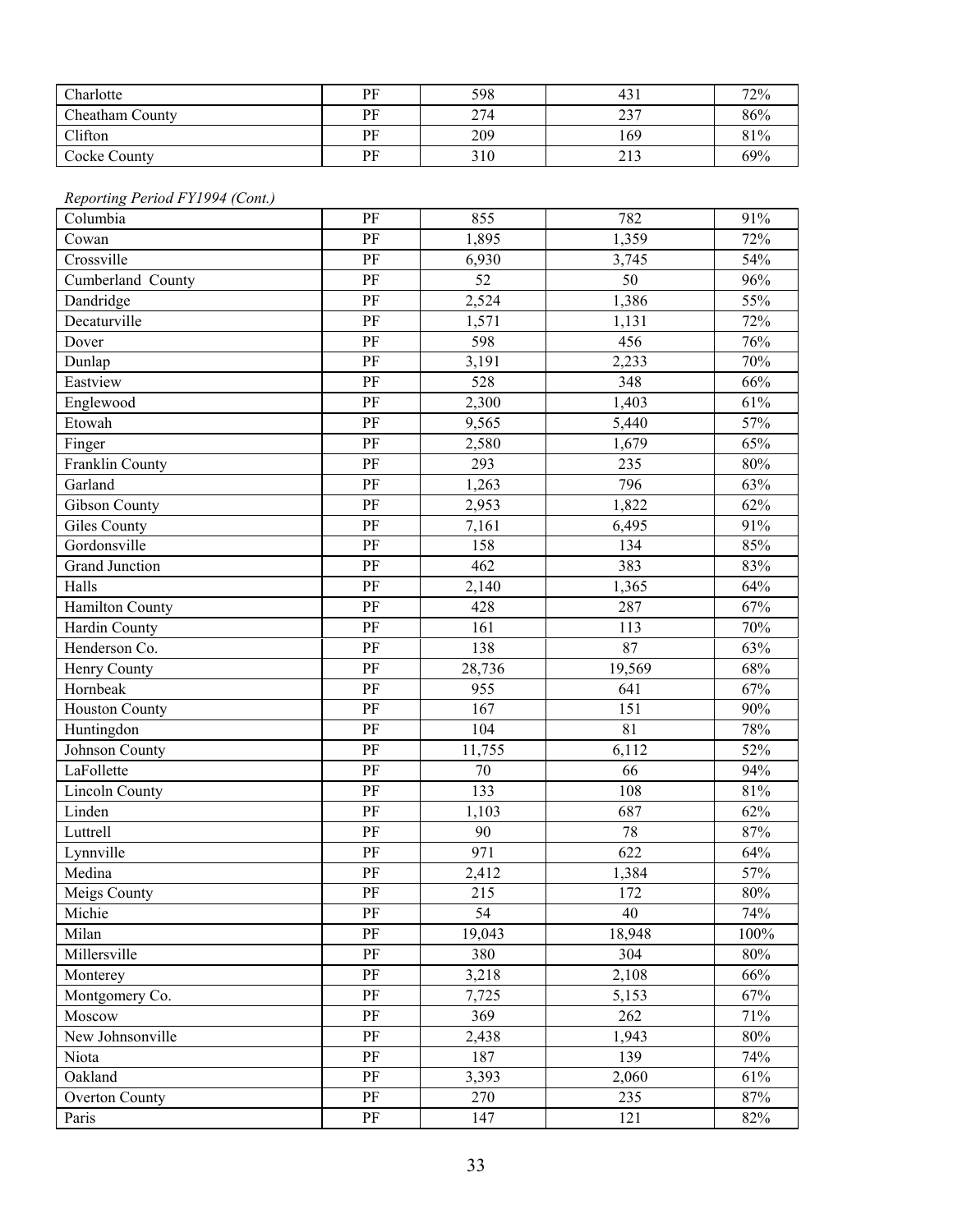| Charlotte | PF | 598 | 431 | 72% |
|---|---|---|---|---|
| Cheatham County | PF | 274 | 237 | 86% |
| Clifton | PF | 209 | 169 | 81% |
| Cocke County | PF | 310 | 213 | 69% |

*Reporting Period FY1994 (Cont.)*

| Columbia | PF | 855 | 782 | 91% |
|---|---|---|---|---|
| Cowan | PF | 1,895 | 1,359 | 72% |
| Crossville | PF | 6,930 | 3,745 | 54% |
| Cumberland County | PF | 52 | 50 | 96% |
| Dandridge | PF | 2,524 | 1,386 | 55% |
| Decaturville | PF | 1,571 | 1,131 | 72% |
| Dover | PF | 598 | 456 | 76% |
| Dunlap | PF | 3,191 | 2,233 | 70% |
| Eastview | PF | 528 | 348 | 66% |
| Englewood | PF | 2,300 | 1,403 | 61% |
| Etowah | PF | 9,565 | 5,440 | 57% |
| Finger | PF | 2,580 | 1,679 | 65% |
| Franklin County | PF | 293 | 235 | 80% |
| Garland | PF | 1,263 | 796 | 63% |
| Gibson County | PF | 2,953 | 1,822 | 62% |
| Giles County | PF | 7,161 | 6,495 | 91% |
| Gordonsville | PF | 158 | 134 | 85% |
| Grand Junction | PF | 462 | 383 | 83% |
| Halls | PF | 2,140 | 1,365 | 64% |
| Hamilton County | PF | 428 | 287 | 67% |
| Hardin County | PF | 161 | 113 | 70% |
| Henderson Co. | PF | 138 | 87 | 63% |
| Henry County | PF | 28,736 | 19,569 | 68% |
| Hornbeak | PF | 955 | 641 | 67% |
| Houston County | PF | 167 | 151 | 90% |
| Huntingdon | PF | 104 | 81 | 78% |
| Johnson County | PF | 11,755 | 6,112 | 52% |
| LaFollette | PF | 70 | 66 | 94% |
| Lincoln County | PF | 133 | 108 | 81% |
| Linden | PF | 1,103 | 687 | 62% |
| Luttrell | PF | 90 | 78 | 87% |
| Lynnville | PF | 971 | 622 | 64% |
| Medina | PF | 2,412 | 1,384 | 57% |
| Meigs County | PF | 215 | 172 | 80% |
| Michie | PF | 54 | 40 | 74% |
| Milan | PF | 19,043 | 18,948 | 100% |
| Millersville | PF | 380 | 304 | 80% |
| Monterey | PF | 3,218 | 2,108 | 66% |
| Montgomery Co. | PF | 7,725 | 5,153 | 67% |
| Moscow | PF | 369 | 262 | 71% |
| New Johnsonville | PF | 2,438 | 1,943 | 80% |
| Niota | PF | 187 | 139 | 74% |
| Oakland | PF | 3,393 | 2,060 | 61% |
| Overton County | PF | 270 | 235 | 87% |
| Paris | PF | 147 | 121 | 82% |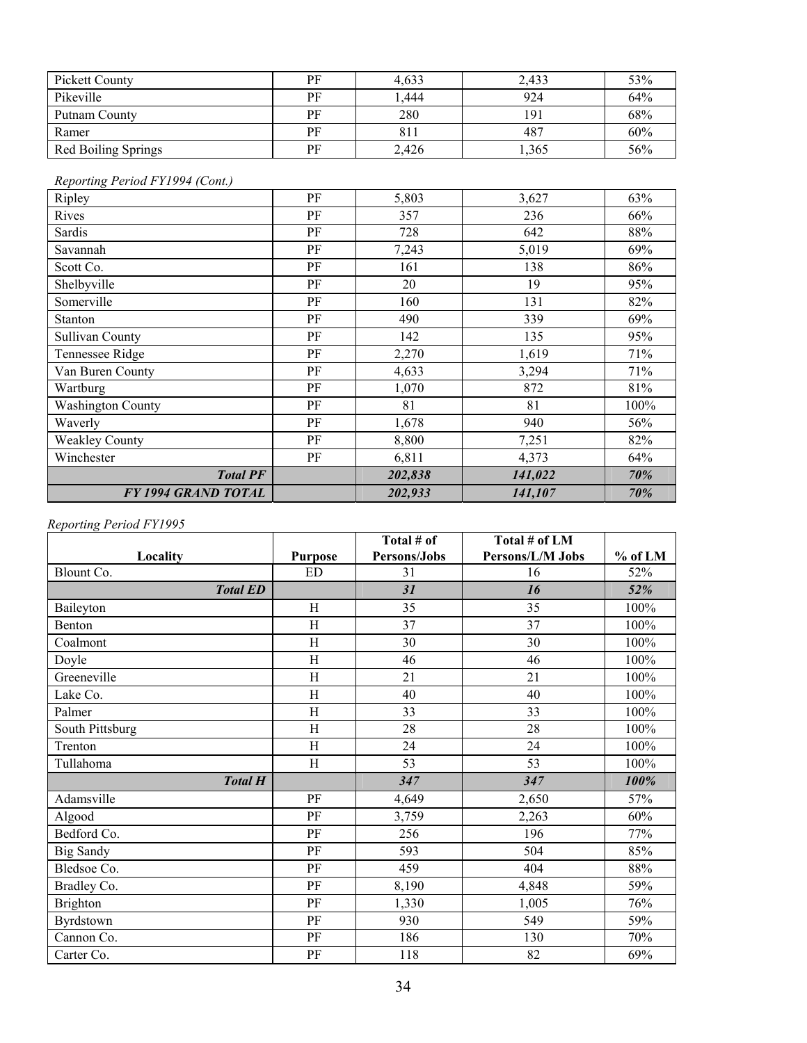| | | | | |
|---|---|---|---|---|
| Pickett County | PF | 4,633 | 2,433 | 53% |
| Pikeville | PF | 1,444 | 924 | 64% |
| Putnam County | PF | 280 | 191 | 68% |
| Ramer | PF | 811 | 487 | 60% |
| Red Boiling Springs | PF | 2,426 | 1,365 | 56% |

*Reporting Period FY1994 (Cont.)*

| | | | | |
|---|---|---|---|---|
| Ripley | PF | 5,803 | 3,627 | 63% |
| Rives | PF | 357 | 236 | 66% |
| Sardis | PF | 728 | 642 | 88% |
| Savannah | PF | 7,243 | 5,019 | 69% |
| Scott Co. | PF | 161 | 138 | 86% |
| Shelbyville | PF | 20 | 19 | 95% |
| Somerville | PF | 160 | 131 | 82% |
| Stanton | PF | 490 | 339 | 69% |
| Sullivan County | PF | 142 | 135 | 95% |
| Tennessee Ridge | PF | 2,270 | 1,619 | 71% |
| Van Buren County | PF | 4,633 | 3,294 | 71% |
| Wartburg | PF | 1,070 | 872 | 81% |
| Washington County | PF | 81 | 81 | 100% |
| Waverly | PF | 1,678 | 940 | 56% |
| Weakley County | PF | 8,800 | 7,251 | 82% |
| Winchester | PF | 6,811 | 4,373 | 64% |
| ***Total PF*** | | ***202,838*** | ***141,022*** | ***70%*** |
| ***FY 1994 GRAND TOTAL*** | | ***202,933*** | ***141,107*** | ***70%*** |

*Reporting Period FY1995*

| Locality | Purpose | Total # of Persons/Jobs | Total # of LM Persons/L/M Jobs | % of LM |
|---|---|---|---|---|
| Blount Co. | ED | 31 | 16 | 52% |
| ***Total ED*** | | ***31*** | ***16*** | ***52%*** |
| Baileyton | H | 35 | 35 | 100% |
| Benton | H | 37 | 37 | 100% |
| Coalmont | H | 30 | 30 | 100% |
| Doyle | H | 46 | 46 | 100% |
| Greeneville | H | 21 | 21 | 100% |
| Lake Co. | H | 40 | 40 | 100% |
| Palmer | H | 33 | 33 | 100% |
| South Pittsburg | H | 28 | 28 | 100% |
| Trenton | H | 24 | 24 | 100% |
| Tullahoma | H | 53 | 53 | 100% |
| ***Total H*** | | ***347*** | ***347*** | ***100%*** |
| Adamsville | PF | 4,649 | 2,650 | 57% |
| Algood | PF | 3,759 | 2,263 | 60% |
| Bedford Co. | PF | 256 | 196 | 77% |
| Big Sandy | PF | 593 | 504 | 85% |
| Bledsoe Co. | PF | 459 | 404 | 88% |
| Bradley Co. | PF | 8,190 | 4,848 | 59% |
| Brighton | PF | 1,330 | 1,005 | 76% |
| Byrdstown | PF | 930 | 549 | 59% |
| Cannon Co. | PF | 186 | 130 | 70% |
| Carter Co. | PF | 118 | 82 | 69% |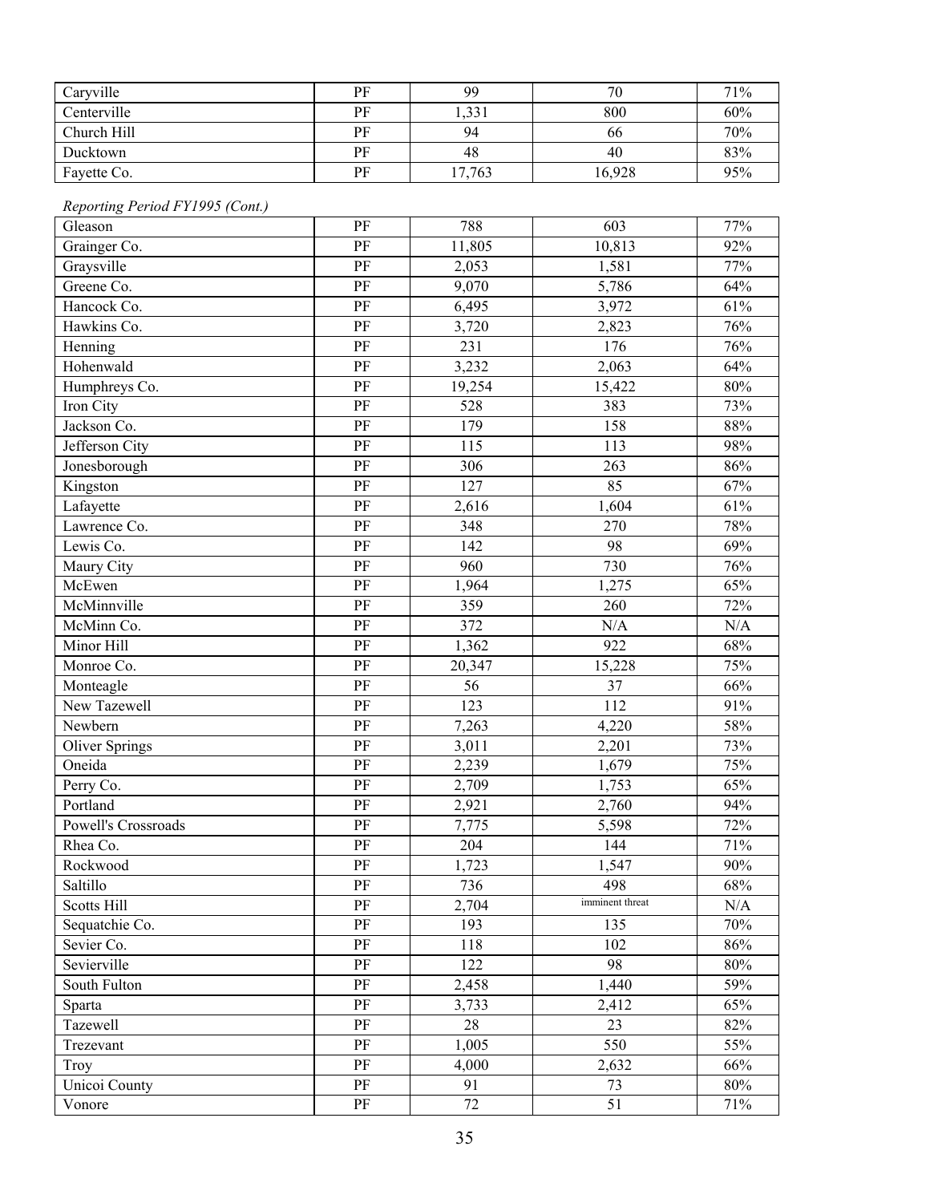| | | | | |
|---|---|---|---|---|
| Caryville | PF | 99 | 70 | 71% |
| Centerville | PF | 1,331 | 800 | 60% |
| Church Hill | PF | 94 | 66 | 70% |
| Ducktown | PF | 48 | 40 | 83% |
| Fayette Co. | PF | 17,763 | 16,928 | 95% |

*Reporting Period FY1995 (Cont.)*

| | | | | |
|---|---|---|---|---|
| Gleason | PF | 788 | 603 | 77% |
| Grainger Co. | PF | 11,805 | 10,813 | 92% |
| Graysville | PF | 2,053 | 1,581 | 77% |
| Greene Co. | PF | 9,070 | 5,786 | 64% |
| Hancock Co. | PF | 6,495 | 3,972 | 61% |
| Hawkins Co. | PF | 3,720 | 2,823 | 76% |
| Henning | PF | 231 | 176 | 76% |
| Hohenwald | PF | 3,232 | 2,063 | 64% |
| Humphreys Co. | PF | 19,254 | 15,422 | 80% |
| Iron City | PF | 528 | 383 | 73% |
| Jackson Co. | PF | 179 | 158 | 88% |
| Jefferson City | PF | 115 | 113 | 98% |
| Jonesborough | PF | 306 | 263 | 86% |
| Kingston | PF | 127 | 85 | 67% |
| Lafayette | PF | 2,616 | 1,604 | 61% |
| Lawrence Co. | PF | 348 | 270 | 78% |
| Lewis Co. | PF | 142 | 98 | 69% |
| Maury City | PF | 960 | 730 | 76% |
| McEwen | PF | 1,964 | 1,275 | 65% |
| McMinnville | PF | 359 | 260 | 72% |
| McMinn Co. | PF | 372 | N/A | N/A |
| Minor Hill | PF | 1,362 | 922 | 68% |
| Monroe Co. | PF | 20,347 | 15,228 | 75% |
| Monteagle | PF | 56 | 37 | 66% |
| New Tazewell | PF | 123 | 112 | 91% |
| Newbern | PF | 7,263 | 4,220 | 58% |
| Oliver Springs | PF | 3,011 | 2,201 | 73% |
| Oneida | PF | 2,239 | 1,679 | 75% |
| Perry Co. | PF | 2,709 | 1,753 | 65% |
| Portland | PF | 2,921 | 2,760 | 94% |
| Powell's Crossroads | PF | 7,775 | 5,598 | 72% |
| Rhea Co. | PF | 204 | 144 | 71% |
| Rockwood | PF | 1,723 | 1,547 | 90% |
| Saltillo | PF | 736 | 498 | 68% |
| Scotts Hill | PF | 2,704 | imminent threat | N/A |
| Sequatchie Co. | PF | 193 | 135 | 70% |
| Sevier Co. | PF | 118 | 102 | 86% |
| Sevierville | PF | 122 | 98 | 80% |
| South Fulton | PF | 2,458 | 1,440 | 59% |
| Sparta | PF | 3,733 | 2,412 | 65% |
| Tazewell | PF | 28 | 23 | 82% |
| Trezevant | PF | 1,005 | 550 | 55% |
| Troy | PF | 4,000 | 2,632 | 66% |
| Unicoi County | PF | 91 | 73 | 80% |
| Vonore | PF | 72 | 51 | 71% |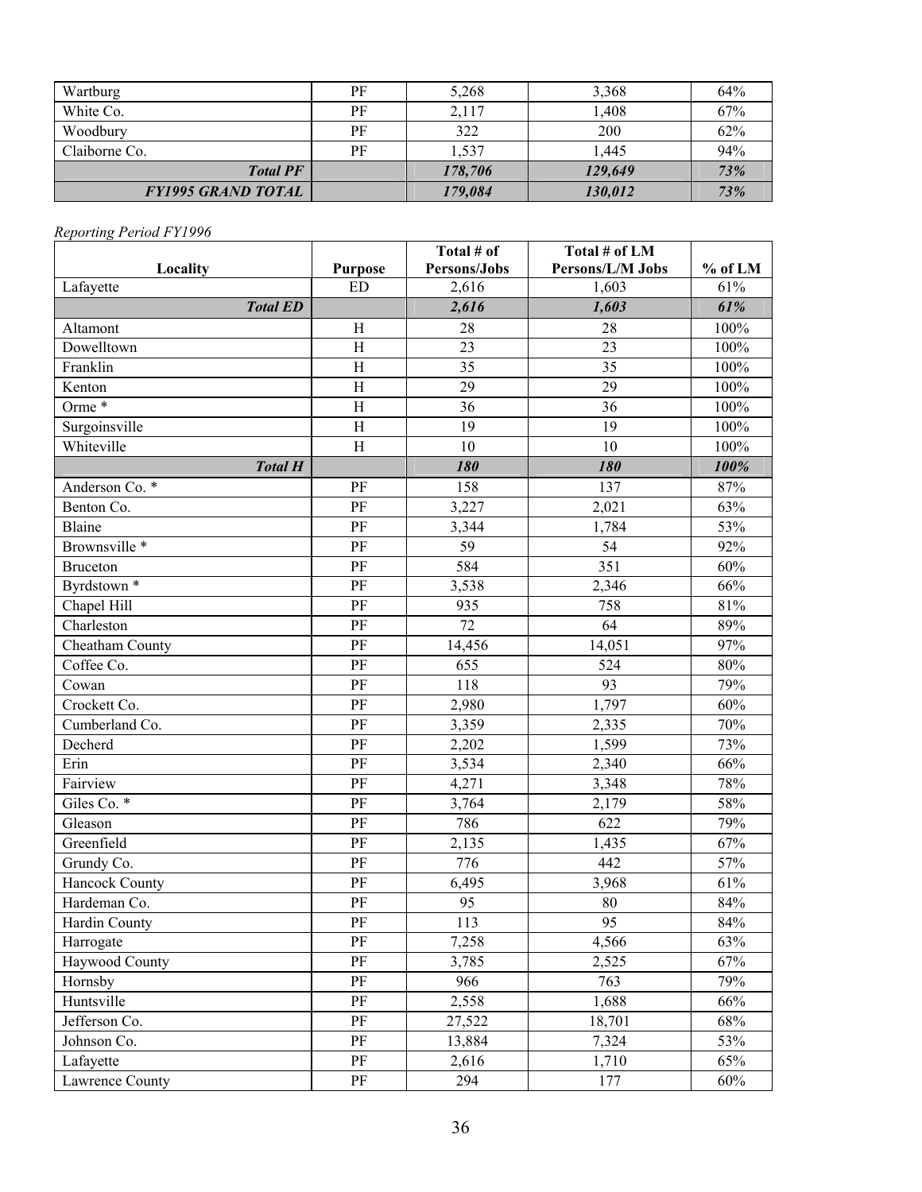| Wartburg | PF | 5,268 | 3,368 | 64% |
|---|---|---|---|---|
| White Co. | PF | 2,117 | 1,408 | 67% |
| Woodbury | PF | 322 | 200 | 62% |
| Claiborne Co. | PF | 1,537 | 1,445 | 94% |
| ***Total PF*** | | ***178,706*** | ***129,649*** | ***73%*** |
| ***FY1995 GRAND TOTAL*** | | ***179,084*** | ***130,012*** | ***73%*** |

*Reporting Period FY1996*

| Locality | Purpose | Total # of Persons/Jobs | Total # of LM Persons/L/M Jobs | % of LM |
|---|---|---|---|---|
| Lafayette | ED | 2,616 | 1,603 | 61% |
| ***Total ED*** | | ***2,616*** | ***1,603*** | ***61%*** |
| Altamont | H | 28 | 28 | 100% |
| Dowelltown | H | 23 | 23 | 100% |
| Franklin | H | 35 | 35 | 100% |
| Kenton | H | 29 | 29 | 100% |
| Orme * | H | 36 | 36 | 100% |
| Surgoinsville | H | 19 | 19 | 100% |
| Whiteville | H | 10 | 10 | 100% |
| ***Total H*** | | ***180*** | ***180*** | ***100%*** |
| Anderson Co. * | PF | 158 | 137 | 87% |
| Benton Co. | PF | 3,227 | 2,021 | 63% |
| Blaine | PF | 3,344 | 1,784 | 53% |
| Brownsville * | PF | 59 | 54 | 92% |
| Bruceton | PF | 584 | 351 | 60% |
| Byrdstown * | PF | 3,538 | 2,346 | 66% |
| Chapel Hill | PF | 935 | 758 | 81% |
| Charleston | PF | 72 | 64 | 89% |
| Cheatham County | PF | 14,456 | 14,051 | 97% |
| Coffee Co. | PF | 655 | 524 | 80% |
| Cowan | PF | 118 | 93 | 79% |
| Crockett Co. | PF | 2,980 | 1,797 | 60% |
| Cumberland Co. | PF | 3,359 | 2,335 | 70% |
| Decherd | PF | 2,202 | 1,599 | 73% |
| Erin | PF | 3,534 | 2,340 | 66% |
| Fairview | PF | 4,271 | 3,348 | 78% |
| Giles Co. * | PF | 3,764 | 2,179 | 58% |
| Gleason | PF | 786 | 622 | 79% |
| Greenfield | PF | 2,135 | 1,435 | 67% |
| Grundy Co. | PF | 776 | 442 | 57% |
| Hancock County | PF | 6,495 | 3,968 | 61% |
| Hardeman Co. | PF | 95 | 80 | 84% |
| Hardin County | PF | 113 | 95 | 84% |
| Harrogate | PF | 7,258 | 4,566 | 63% |
| Haywood County | PF | 3,785 | 2,525 | 67% |
| Hornsby | PF | 966 | 763 | 79% |
| Huntsville | PF | 2,558 | 1,688 | 66% |
| Jefferson Co. | PF | 27,522 | 18,701 | 68% |
| Johnson Co. | PF | 13,884 | 7,324 | 53% |
| Lafayette | PF | 2,616 | 1,710 | 65% |
| Lawrence County | PF | 294 | 177 | 60% |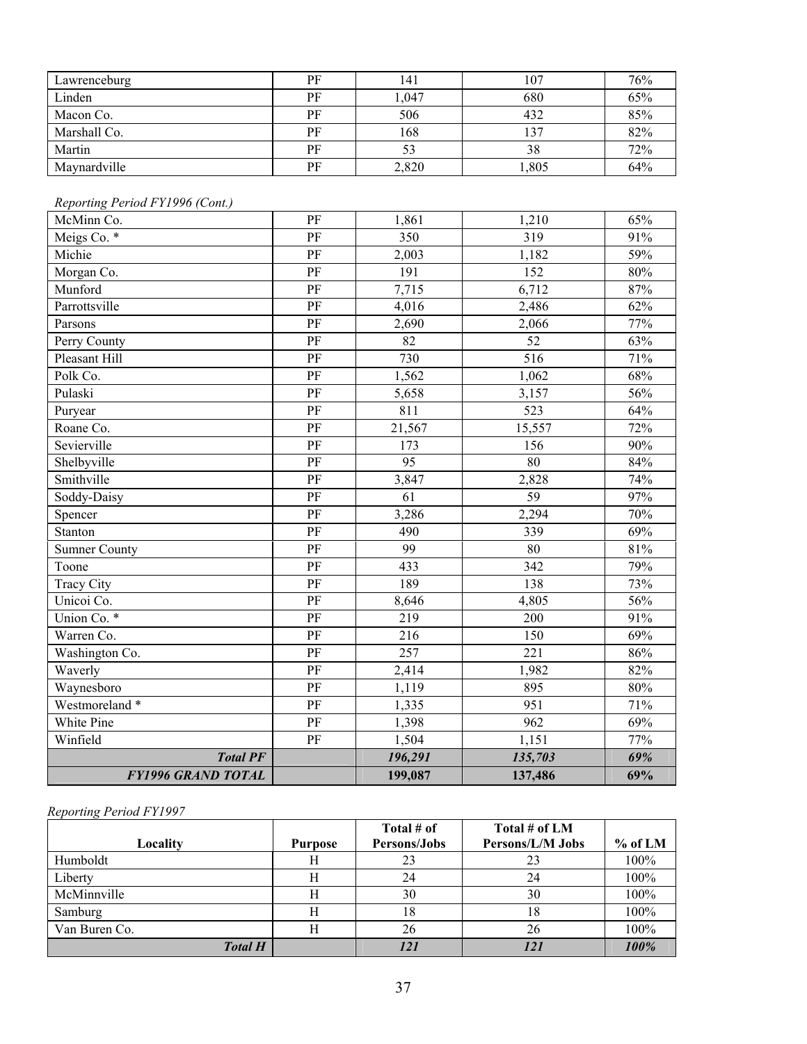| | | | | |
|---|---|---|---|---|
| Lawrenceburg | PF | 141 | 107 | 76% |
| Linden | PF | 1,047 | 680 | 65% |
| Macon Co. | PF | 506 | 432 | 85% |
| Marshall Co. | PF | 168 | 137 | 82% |
| Martin | PF | 53 | 38 | 72% |
| Maynardville | PF | 2,820 | 1,805 | 64% |

*Reporting Period FY1996 (Cont.)*

| | | | | |
|---|---|---|---|---|
| McMinn Co. | PF | 1,861 | 1,210 | 65% |
| Meigs Co. * | PF | 350 | 319 | 91% |
| Michie | PF | 2,003 | 1,182 | 59% |
| Morgan Co. | PF | 191 | 152 | 80% |
| Munford | PF | 7,715 | 6,712 | 87% |
| Parrottsville | PF | 4,016 | 2,486 | 62% |
| Parsons | PF | 2,690 | 2,066 | 77% |
| Perry County | PF | 82 | 52 | 63% |
| Pleasant Hill | PF | 730 | 516 | 71% |
| Polk Co. | PF | 1,562 | 1,062 | 68% |
| Pulaski | PF | 5,658 | 3,157 | 56% |
| Puryear | PF | 811 | 523 | 64% |
| Roane Co. | PF | 21,567 | 15,557 | 72% |
| Sevierville | PF | 173 | 156 | 90% |
| Shelbyville | PF | 95 | 80 | 84% |
| Smithville | PF | 3,847 | 2,828 | 74% |
| Soddy-Daisy | PF | 61 | 59 | 97% |
| Spencer | PF | 3,286 | 2,294 | 70% |
| Stanton | PF | 490 | 339 | 69% |
| Sumner County | PF | 99 | 80 | 81% |
| Toone | PF | 433 | 342 | 79% |
| Tracy City | PF | 189 | 138 | 73% |
| Unicoi Co. | PF | 8,646 | 4,805 | 56% |
| Union Co. * | PF | 219 | 200 | 91% |
| Warren Co. | PF | 216 | 150 | 69% |
| Washington Co. | PF | 257 | 221 | 86% |
| Waverly | PF | 2,414 | 1,982 | 82% |
| Waynesboro | PF | 1,119 | 895 | 80% |
| Westmoreland * | PF | 1,335 | 951 | 71% |
| White Pine | PF | 1,398 | 962 | 69% |
| Winfield | PF | 1,504 | 1,151 | 77% |
| ***Total PF*** | | ***196,291*** | ***135,703*** | ***69%*** |
| ***FY1996 GRAND TOTAL*** | | **199,087** | **137,486** | **69%** |

*Reporting Period FY1997*

| Locality | Purpose | Total # of Persons/Jobs | Total # of LM Persons/L/M Jobs | % of LM |
|---|---|---|---|---|
| Humboldt | H | 23 | 23 | 100% |
| Liberty | H | 24 | 24 | 100% |
| McMinnville | H | 30 | 30 | 100% |
| Samburg | H | 18 | 18 | 100% |
| Van Buren Co. | H | 26 | 26 | 100% |
| ***Total H*** | | ***121*** | ***121*** | ***100%*** |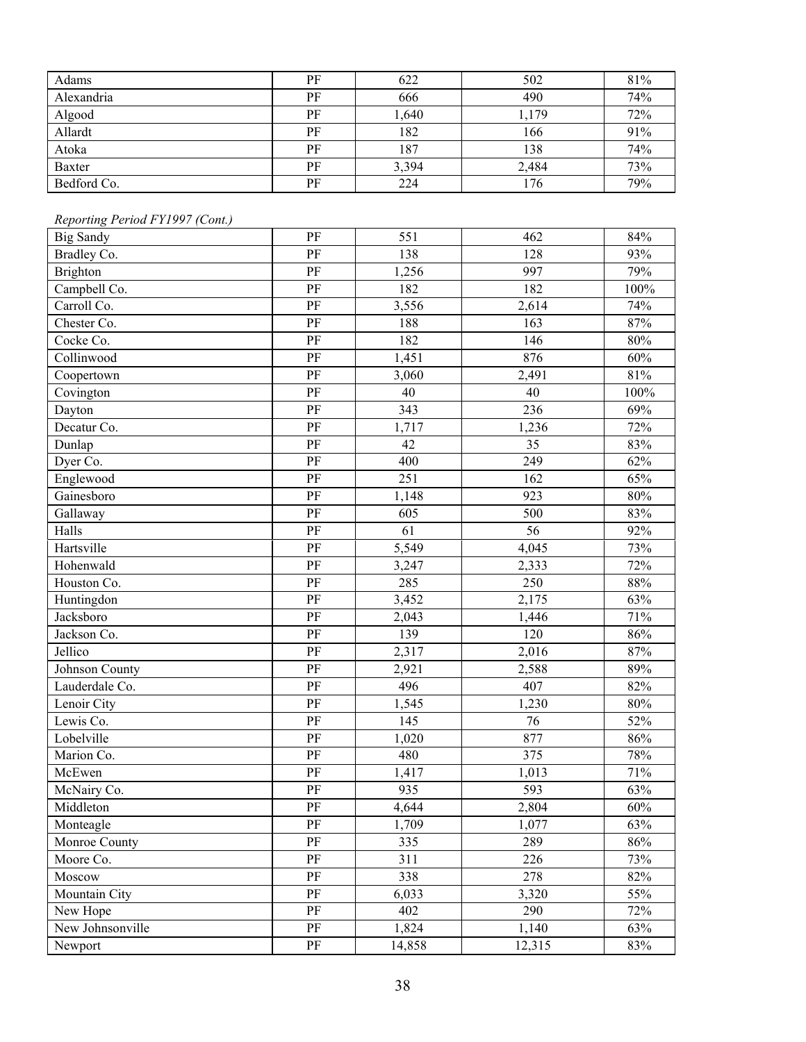| Adams | PF | 622 | 502 | 81% |
|---|---|---|---|---|
| Alexandria | PF | 666 | 490 | 74% |
| Algood | PF | 1,640 | 1,179 | 72% |
| Allardt | PF | 182 | 166 | 91% |
| Atoka | PF | 187 | 138 | 74% |
| Baxter | PF | 3,394 | 2,484 | 73% |
| Bedford Co. | PF | 224 | 176 | 79% |

*Reporting Period FY1997 (Cont.)*

| Big Sandy | PF | 551 | 462 | 84% |
|---|---|---|---|---|
| Bradley Co. | PF | 138 | 128 | 93% |
| Brighton | PF | 1,256 | 997 | 79% |
| Campbell Co. | PF | 182 | 182 | 100% |
| Carroll Co. | PF | 3,556 | 2,614 | 74% |
| Chester Co. | PF | 188 | 163 | 87% |
| Cocke Co. | PF | 182 | 146 | 80% |
| Collinwood | PF | 1,451 | 876 | 60% |
| Coopertown | PF | 3,060 | 2,491 | 81% |
| Covington | PF | 40 | 40 | 100% |
| Dayton | PF | 343 | 236 | 69% |
| Decatur Co. | PF | 1,717 | 1,236 | 72% |
| Dunlap | PF | 42 | 35 | 83% |
| Dyer Co. | PF | 400 | 249 | 62% |
| Englewood | PF | 251 | 162 | 65% |
| Gainesboro | PF | 1,148 | 923 | 80% |
| Gallaway | PF | 605 | 500 | 83% |
| Halls | PF | 61 | 56 | 92% |
| Hartsville | PF | 5,549 | 4,045 | 73% |
| Hohenwald | PF | 3,247 | 2,333 | 72% |
| Houston Co. | PF | 285 | 250 | 88% |
| Huntingdon | PF | 3,452 | 2,175 | 63% |
| Jacksboro | PF | 2,043 | 1,446 | 71% |
| Jackson Co. | PF | 139 | 120 | 86% |
| Jellico | PF | 2,317 | 2,016 | 87% |
| Johnson County | PF | 2,921 | 2,588 | 89% |
| Lauderdale Co. | PF | 496 | 407 | 82% |
| Lenoir City | PF | 1,545 | 1,230 | 80% |
| Lewis Co. | PF | 145 | 76 | 52% |
| Lobelville | PF | 1,020 | 877 | 86% |
| Marion Co. | PF | 480 | 375 | 78% |
| McEwen | PF | 1,417 | 1,013 | 71% |
| McNairy Co. | PF | 935 | 593 | 63% |
| Middleton | PF | 4,644 | 2,804 | 60% |
| Monteagle | PF | 1,709 | 1,077 | 63% |
| Monroe County | PF | 335 | 289 | 86% |
| Moore Co. | PF | 311 | 226 | 73% |
| Moscow | PF | 338 | 278 | 82% |
| Mountain City | PF | 6,033 | 3,320 | 55% |
| New Hope | PF | 402 | 290 | 72% |
| New Johnsonville | PF | 1,824 | 1,140 | 63% |
| Newport | PF | 14,858 | 12,315 | 83% |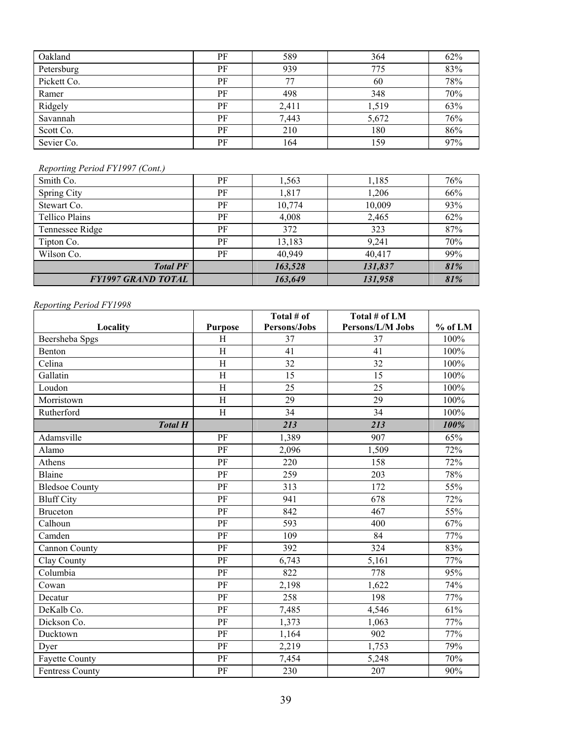| | | | | |
|---|---|---|---|---|
| Oakland | PF | 589 | 364 | 62% |
| Petersburg | PF | 939 | 775 | 83% |
| Pickett Co. | PF | 77 | 60 | 78% |
| Ramer | PF | 498 | 348 | 70% |
| Ridgely | PF | 2,411 | 1,519 | 63% |
| Savannah | PF | 7,443 | 5,672 | 76% |
| Scott Co. | PF | 210 | 180 | 86% |
| Sevier Co. | PF | 164 | 159 | 97% |

*Reporting Period FY1997 (Cont.)*

| | | | | |
|---|---|---|---|---|
| Smith Co. | PF | 1,563 | 1,185 | 76% |
| Spring City | PF | 1,817 | 1,206 | 66% |
| Stewart Co. | PF | 10,774 | 10,009 | 93% |
| Tellico Plains | PF | 4,008 | 2,465 | 62% |
| Tennessee Ridge | PF | 372 | 323 | 87% |
| Tipton Co. | PF | 13,183 | 9,241 | 70% |
| Wilson Co. | PF | 40,949 | 40,417 | 99% |
| ***Total PF*** | | ***163,528*** | ***131,837*** | ***81%*** |
| ***FY1997 GRAND TOTAL*** | | ***163,649*** | ***131,958*** | ***81%*** |

*Reporting Period FY1998*

| Locality | Purpose | Total # of Persons/Jobs | Total # of LM Persons/L/M Jobs | % of LM |
|---|---|---|---|---|
| Beersheba Spgs | H | 37 | 37 | 100% |
| Benton | H | 41 | 41 | 100% |
| Celina | H | 32 | 32 | 100% |
| Gallatin | H | 15 | 15 | 100% |
| Loudon | H | 25 | 25 | 100% |
| Morristown | H | 29 | 29 | 100% |
| Rutherford | H | 34 | 34 | 100% |
| ***Total H*** | | ***213*** | ***213*** | ***100%*** |
| Adamsville | PF | 1,389 | 907 | 65% |
| Alamo | PF | 2,096 | 1,509 | 72% |
| Athens | PF | 220 | 158 | 72% |
| Blaine | PF | 259 | 203 | 78% |
| Bledsoe County | PF | 313 | 172 | 55% |
| Bluff City | PF | 941 | 678 | 72% |
| Bruceton | PF | 842 | 467 | 55% |
| Calhoun | PF | 593 | 400 | 67% |
| Camden | PF | 109 | 84 | 77% |
| Cannon County | PF | 392 | 324 | 83% |
| Clay County | PF | 6,743 | 5,161 | 77% |
| Columbia | PF | 822 | 778 | 95% |
| Cowan | PF | 2,198 | 1,622 | 74% |
| Decatur | PF | 258 | 198 | 77% |
| DeKalb Co. | PF | 7,485 | 4,546 | 61% |
| Dickson Co. | PF | 1,373 | 1,063 | 77% |
| Ducktown | PF | 1,164 | 902 | 77% |
| Dyer | PF | 2,219 | 1,753 | 79% |
| Fayette County | PF | 7,454 | 5,248 | 70% |
| Fentress County | PF | 230 | 207 | 90% |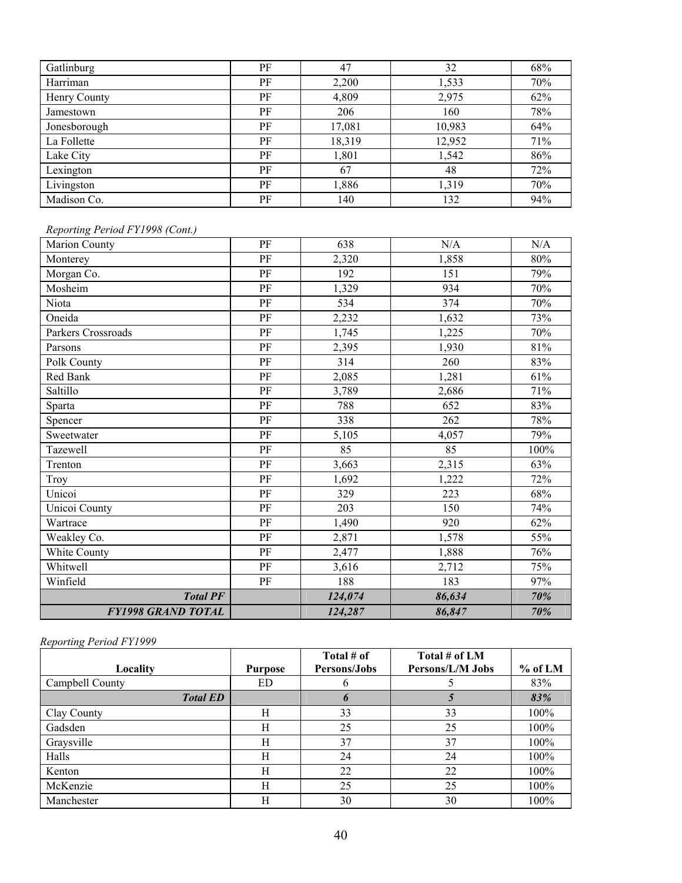| | | | | |
|---|---|---|---|---|
| Gatlinburg | PF | 47 | 32 | 68% |
| Harriman | PF | 2,200 | 1,533 | 70% |
| Henry County | PF | 4,809 | 2,975 | 62% |
| Jamestown | PF | 206 | 160 | 78% |
| Jonesborough | PF | 17,081 | 10,983 | 64% |
| La Follette | PF | 18,319 | 12,952 | 71% |
| Lake City | PF | 1,801 | 1,542 | 86% |
| Lexington | PF | 67 | 48 | 72% |
| Livingston | PF | 1,886 | 1,319 | 70% |
| Madison Co. | PF | 140 | 132 | 94% |

*Reporting Period FY1998 (Cont.)*

| | | | | |
|---|---|---|---|---|
| Marion County | PF | 638 | N/A | N/A |
| Monterey | PF | 2,320 | 1,858 | 80% |
| Morgan Co. | PF | 192 | 151 | 79% |
| Mosheim | PF | 1,329 | 934 | 70% |
| Niota | PF | 534 | 374 | 70% |
| Oneida | PF | 2,232 | 1,632 | 73% |
| Parkers Crossroads | PF | 1,745 | 1,225 | 70% |
| Parsons | PF | 2,395 | 1,930 | 81% |
| Polk County | PF | 314 | 260 | 83% |
| Red Bank | PF | 2,085 | 1,281 | 61% |
| Saltillo | PF | 3,789 | 2,686 | 71% |
| Sparta | PF | 788 | 652 | 83% |
| Spencer | PF | 338 | 262 | 78% |
| Sweetwater | PF | 5,105 | 4,057 | 79% |
| Tazewell | PF | 85 | 85 | 100% |
| Trenton | PF | 3,663 | 2,315 | 63% |
| Troy | PF | 1,692 | 1,222 | 72% |
| Unicoi | PF | 329 | 223 | 68% |
| Unicoi County | PF | 203 | 150 | 74% |
| Wartrace | PF | 1,490 | 920 | 62% |
| Weakley Co. | PF | 2,871 | 1,578 | 55% |
| White County | PF | 2,477 | 1,888 | 76% |
| Whitwell | PF | 3,616 | 2,712 | 75% |
| Winfield | PF | 188 | 183 | 97% |
| ***Total PF*** | | ***124,074*** | ***86,634*** | ***70%*** |
| ***FY1998 GRAND TOTAL*** | | ***124,287*** | ***86,847*** | ***70%*** |

*Reporting Period FY1999*

| Locality | Purpose | Total # of Persons/Jobs | Total # of LM Persons/L/M Jobs | % of LM |
|---|---|---|---|---|
| Campbell County | ED | 6 | 5 | 83% |
| ***Total ED*** | | ***6*** | ***5*** | ***83%*** |
| Clay County | H | 33 | 33 | 100% |
| Gadsden | H | 25 | 25 | 100% |
| Graysville | H | 37 | 37 | 100% |
| Halls | H | 24 | 24 | 100% |
| Kenton | H | 22 | 22 | 100% |
| McKenzie | H | 25 | 25 | 100% |
| Manchester | H | 30 | 30 | 100% |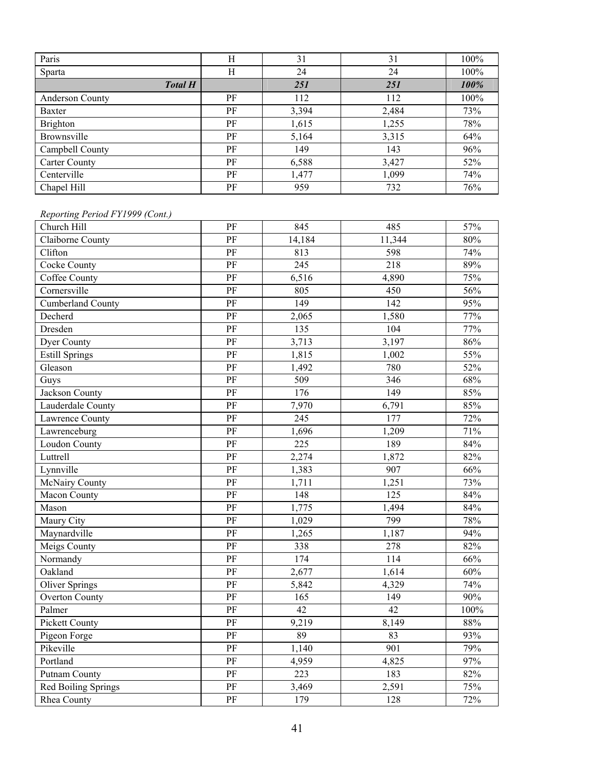| | | | | |
|---|---|---|---|---|
| Paris | H | 31 | 31 | 100% |
| Sparta | H | 24 | 24 | 100% |
| ***Total H*** | | ***251*** | ***251*** | ***100%*** |
| Anderson County | PF | 112 | 112 | 100% |
| Baxter | PF | 3,394 | 2,484 | 73% |
| Brighton | PF | 1,615 | 1,255 | 78% |
| Brownsville | PF | 5,164 | 3,315 | 64% |
| Campbell County | PF | 149 | 143 | 96% |
| Carter County | PF | 6,588 | 3,427 | 52% |
| Centerville | PF | 1,477 | 1,099 | 74% |
| Chapel Hill | PF | 959 | 732 | 76% |

*Reporting Period FY1999 (Cont.)*

| | | | | |
|---|---|---|---|---|
| Church Hill | PF | 845 | 485 | 57% |
| Claiborne County | PF | 14,184 | 11,344 | 80% |
| Clifton | PF | 813 | 598 | 74% |
| Cocke County | PF | 245 | 218 | 89% |
| Coffee County | PF | 6,516 | 4,890 | 75% |
| Cornersville | PF | 805 | 450 | 56% |
| Cumberland County | PF | 149 | 142 | 95% |
| Decherd | PF | 2,065 | 1,580 | 77% |
| Dresden | PF | 135 | 104 | 77% |
| Dyer County | PF | 3,713 | 3,197 | 86% |
| Estill Springs | PF | 1,815 | 1,002 | 55% |
| Gleason | PF | 1,492 | 780 | 52% |
| Guys | PF | 509 | 346 | 68% |
| Jackson County | PF | 176 | 149 | 85% |
| Lauderdale County | PF | 7,970 | 6,791 | 85% |
| Lawrence County | PF | 245 | 177 | 72% |
| Lawrenceburg | PF | 1,696 | 1,209 | 71% |
| Loudon County | PF | 225 | 189 | 84% |
| Luttrell | PF | 2,274 | 1,872 | 82% |
| Lynnville | PF | 1,383 | 907 | 66% |
| McNairy County | PF | 1,711 | 1,251 | 73% |
| Macon County | PF | 148 | 125 | 84% |
| Mason | PF | 1,775 | 1,494 | 84% |
| Maury City | PF | 1,029 | 799 | 78% |
| Maynardville | PF | 1,265 | 1,187 | 94% |
| Meigs County | PF | 338 | 278 | 82% |
| Normandy | PF | 174 | 114 | 66% |
| Oakland | PF | 2,677 | 1,614 | 60% |
| Oliver Springs | PF | 5,842 | 4,329 | 74% |
| Overton County | PF | 165 | 149 | 90% |
| Palmer | PF | 42 | 42 | 100% |
| Pickett County | PF | 9,219 | 8,149 | 88% |
| Pigeon Forge | PF | 89 | 83 | 93% |
| Pikeville | PF | 1,140 | 901 | 79% |
| Portland | PF | 4,959 | 4,825 | 97% |
| Putnam County | PF | 223 | 183 | 82% |
| Red Boiling Springs | PF | 3,469 | 2,591 | 75% |
| Rhea County | PF | 179 | 128 | 72% |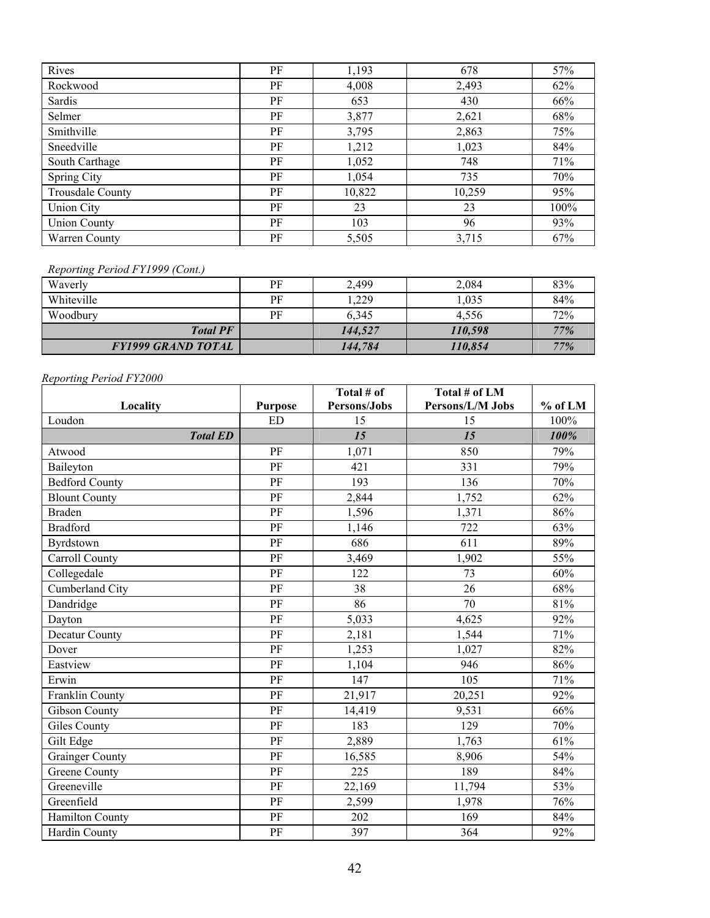| | | | | |
|---|---|---|---|---|
| Rives | PF | 1,193 | 678 | 57% |
| Rockwood | PF | 4,008 | 2,493 | 62% |
| Sardis | PF | 653 | 430 | 66% |
| Selmer | PF | 3,877 | 2,621 | 68% |
| Smithville | PF | 3,795 | 2,863 | 75% |
| Sneedville | PF | 1,212 | 1,023 | 84% |
| South Carthage | PF | 1,052 | 748 | 71% |
| Spring City | PF | 1,054 | 735 | 70% |
| Trousdale County | PF | 10,822 | 10,259 | 95% |
| Union City | PF | 23 | 23 | 100% |
| Union County | PF | 103 | 96 | 93% |
| Warren County | PF | 5,505 | 3,715 | 67% |

*Reporting Period FY1999 (Cont.)*

| | | | | |
|---|---|---|---|---|
| Waverly | PF | 2,499 | 2,084 | 83% |
| Whiteville | PF | 1,229 | 1,035 | 84% |
| Woodbury | PF | 6,345 | 4,556 | 72% |
| ***Total PF*** | | ***144,527*** | ***110,598*** | ***77%*** |
| ***FY1999 GRAND TOTAL*** | | ***144,784*** | ***110,854*** | ***77%*** |

*Reporting Period FY2000*

| Locality | Purpose | Total # of Persons/Jobs | Total # of LM Persons/L/M Jobs | % of LM |
|---|---|---|---|---|
| Loudon | ED | 15 | 15 | 100% |
| ***Total ED*** | | ***15*** | ***15*** | ***100%*** |
| Atwood | PF | 1,071 | 850 | 79% |
| Baileyton | PF | 421 | 331 | 79% |
| Bedford County | PF | 193 | 136 | 70% |
| Blount County | PF | 2,844 | 1,752 | 62% |
| Braden | PF | 1,596 | 1,371 | 86% |
| Bradford | PF | 1,146 | 722 | 63% |
| Byrdstown | PF | 686 | 611 | 89% |
| Carroll County | PF | 3,469 | 1,902 | 55% |
| Collegedale | PF | 122 | 73 | 60% |
| Cumberland City | PF | 38 | 26 | 68% |
| Dandridge | PF | 86 | 70 | 81% |
| Dayton | PF | 5,033 | 4,625 | 92% |
| Decatur County | PF | 2,181 | 1,544 | 71% |
| Dover | PF | 1,253 | 1,027 | 82% |
| Eastview | PF | 1,104 | 946 | 86% |
| Erwin | PF | 147 | 105 | 71% |
| Franklin County | PF | 21,917 | 20,251 | 92% |
| Gibson County | PF | 14,419 | 9,531 | 66% |
| Giles County | PF | 183 | 129 | 70% |
| Gilt Edge | PF | 2,889 | 1,763 | 61% |
| Grainger County | PF | 16,585 | 8,906 | 54% |
| Greene County | PF | 225 | 189 | 84% |
| Greeneville | PF | 22,169 | 11,794 | 53% |
| Greenfield | PF | 2,599 | 1,978 | 76% |
| Hamilton County | PF | 202 | 169 | 84% |
| Hardin County | PF | 397 | 364 | 92% |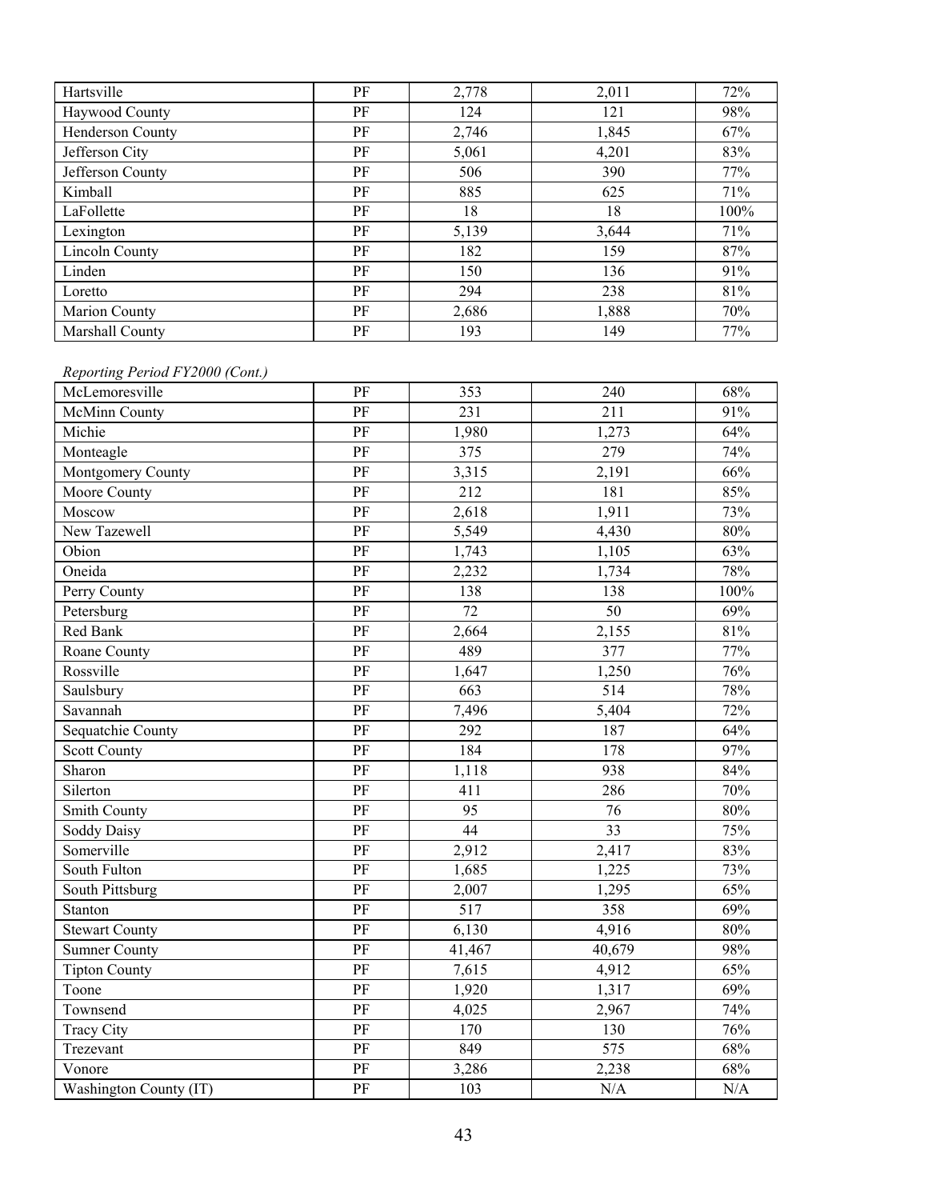| Hartsville | PF | 2,778 | 2,011 | 72% |
|---|---|---|---|---|
| Haywood County | PF | 124 | 121 | 98% |
| Henderson County | PF | 2,746 | 1,845 | 67% |
| Jefferson City | PF | 5,061 | 4,201 | 83% |
| Jefferson County | PF | 506 | 390 | 77% |
| Kimball | PF | 885 | 625 | 71% |
| LaFollette | PF | 18 | 18 | 100% |
| Lexington | PF | 5,139 | 3,644 | 71% |
| Lincoln County | PF | 182 | 159 | 87% |
| Linden | PF | 150 | 136 | 91% |
| Loretto | PF | 294 | 238 | 81% |
| Marion County | PF | 2,686 | 1,888 | 70% |
| Marshall County | PF | 193 | 149 | 77% |

*Reporting Period FY2000 (Cont.)*

| McLemoresville | PF | 353 | 240 | 68% |
|---|---|---|---|---|
| McMinn County | PF | 231 | 211 | 91% |
| Michie | PF | 1,980 | 1,273 | 64% |
| Monteagle | PF | 375 | 279 | 74% |
| Montgomery County | PF | 3,315 | 2,191 | 66% |
| Moore County | PF | 212 | 181 | 85% |
| Moscow | PF | 2,618 | 1,911 | 73% |
| New Tazewell | PF | 5,549 | 4,430 | 80% |
| Obion | PF | 1,743 | 1,105 | 63% |
| Oneida | PF | 2,232 | 1,734 | 78% |
| Perry County | PF | 138 | 138 | 100% |
| Petersburg | PF | 72 | 50 | 69% |
| Red Bank | PF | 2,664 | 2,155 | 81% |
| Roane County | PF | 489 | 377 | 77% |
| Rossville | PF | 1,647 | 1,250 | 76% |
| Saulsbury | PF | 663 | 514 | 78% |
| Savannah | PF | 7,496 | 5,404 | 72% |
| Sequatchie County | PF | 292 | 187 | 64% |
| Scott County | PF | 184 | 178 | 97% |
| Sharon | PF | 1,118 | 938 | 84% |
| Silerton | PF | 411 | 286 | 70% |
| Smith County | PF | 95 | 76 | 80% |
| Soddy Daisy | PF | 44 | 33 | 75% |
| Somerville | PF | 2,912 | 2,417 | 83% |
| South Fulton | PF | 1,685 | 1,225 | 73% |
| South Pittsburg | PF | 2,007 | 1,295 | 65% |
| Stanton | PF | 517 | 358 | 69% |
| Stewart County | PF | 6,130 | 4,916 | 80% |
| Sumner County | PF | 41,467 | 40,679 | 98% |
| Tipton County | PF | 7,615 | 4,912 | 65% |
| Toone | PF | 1,920 | 1,317 | 69% |
| Townsend | PF | 4,025 | 2,967 | 74% |
| Tracy City | PF | 170 | 130 | 76% |
| Trezevant | PF | 849 | 575 | 68% |
| Vonore | PF | 3,286 | 2,238 | 68% |
| Washington County (IT) | PF | 103 | N/A | N/A |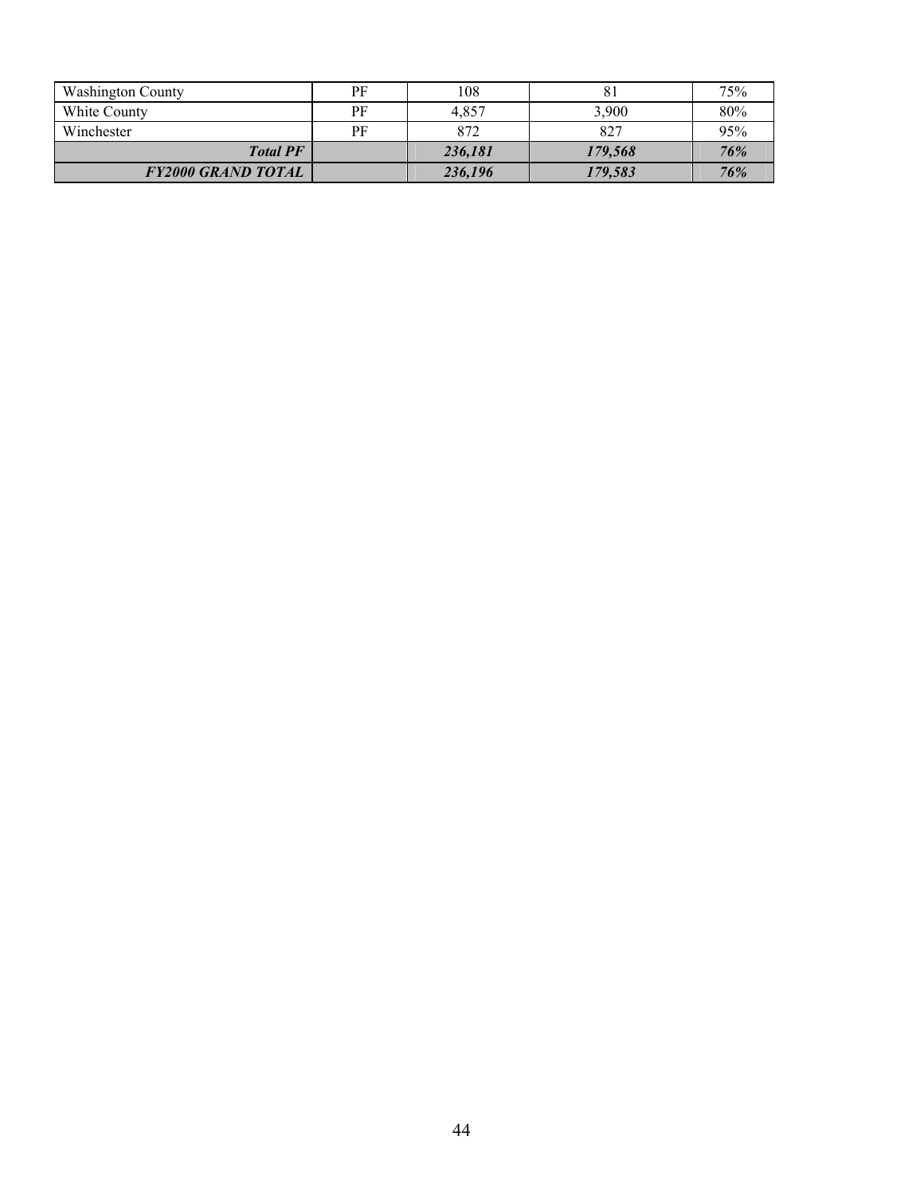| | | | | |
|---|---|---|---|---|
| Washington County | PF | 108 | 81 | 75% |
| White County | PF | 4,857 | 3,900 | 80% |
| Winchester | PF | 872 | 827 | 95% |
| ***Total PF*** | | ***236,181*** | ***179,568*** | ***76%*** |
| ***FY2000 GRAND TOTAL*** | | ***236,196*** | ***179,583*** | ***76%*** |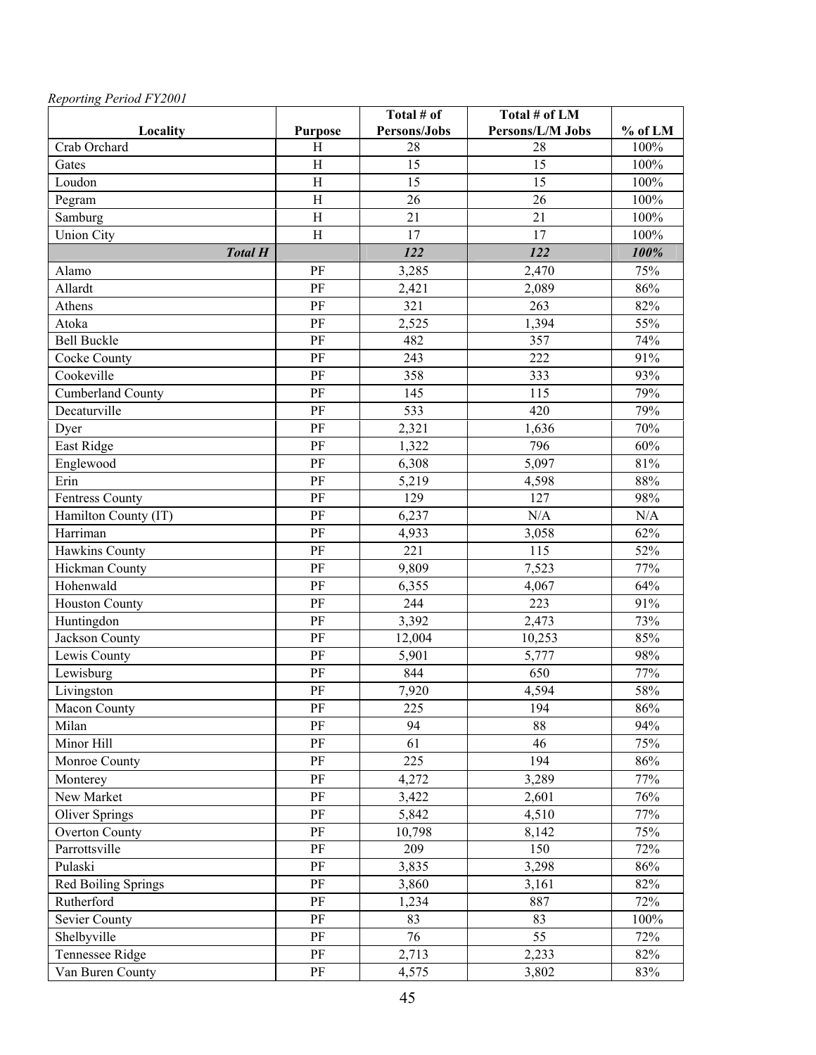*Reporting Period FY2001*

| Locality | Purpose | Total # of Persons/Jobs | Total # of LM Persons/L/M Jobs | % of LM |
|---|---|---|---|---|
| Crab Orchard | H | 28 | 28 | 100% |
| Gates | H | 15 | 15 | 100% |
| Loudon | H | 15 | 15 | 100% |
| Pegram | H | 26 | 26 | 100% |
| Samburg | H | 21 | 21 | 100% |
| Union City | H | 17 | 17 | 100% |
| ***Total H*** | | ***122*** | ***122*** | ***100%*** |
| Alamo | PF | 3,285 | 2,470 | 75% |
| Allardt | PF | 2,421 | 2,089 | 86% |
| Athens | PF | 321 | 263 | 82% |
| Atoka | PF | 2,525 | 1,394 | 55% |
| Bell Buckle | PF | 482 | 357 | 74% |
| Cocke County | PF | 243 | 222 | 91% |
| Cookeville | PF | 358 | 333 | 93% |
| Cumberland County | PF | 145 | 115 | 79% |
| Decaturville | PF | 533 | 420 | 79% |
| Dyer | PF | 2,321 | 1,636 | 70% |
| East Ridge | PF | 1,322 | 796 | 60% |
| Englewood | PF | 6,308 | 5,097 | 81% |
| Erin | PF | 5,219 | 4,598 | 88% |
| Fentress County | PF | 129 | 127 | 98% |
| Hamilton County (IT) | PF | 6,237 | N/A | N/A |
| Harriman | PF | 4,933 | 3,058 | 62% |
| Hawkins County | PF | 221 | 115 | 52% |
| Hickman County | PF | 9,809 | 7,523 | 77% |
| Hohenwald | PF | 6,355 | 4,067 | 64% |
| Houston County | PF | 244 | 223 | 91% |
| Huntingdon | PF | 3,392 | 2,473 | 73% |
| Jackson County | PF | 12,004 | 10,253 | 85% |
| Lewis County | PF | 5,901 | 5,777 | 98% |
| Lewisburg | PF | 844 | 650 | 77% |
| Livingston | PF | 7,920 | 4,594 | 58% |
| Macon County | PF | 225 | 194 | 86% |
| Milan | PF | 94 | 88 | 94% |
| Minor Hill | PF | 61 | 46 | 75% |
| Monroe County | PF | 225 | 194 | 86% |
| Monterey | PF | 4,272 | 3,289 | 77% |
| New Market | PF | 3,422 | 2,601 | 76% |
| Oliver Springs | PF | 5,842 | 4,510 | 77% |
| Overton County | PF | 10,798 | 8,142 | 75% |
| Parrottsville | PF | 209 | 150 | 72% |
| Pulaski | PF | 3,835 | 3,298 | 86% |
| Red Boiling Springs | PF | 3,860 | 3,161 | 82% |
| Rutherford | PF | 1,234 | 887 | 72% |
| Sevier County | PF | 83 | 83 | 100% |
| Shelbyville | PF | 76 | 55 | 72% |
| Tennessee Ridge | PF | 2,713 | 2,233 | 82% |
| Van Buren County | PF | 4,575 | 3,802 | 83% |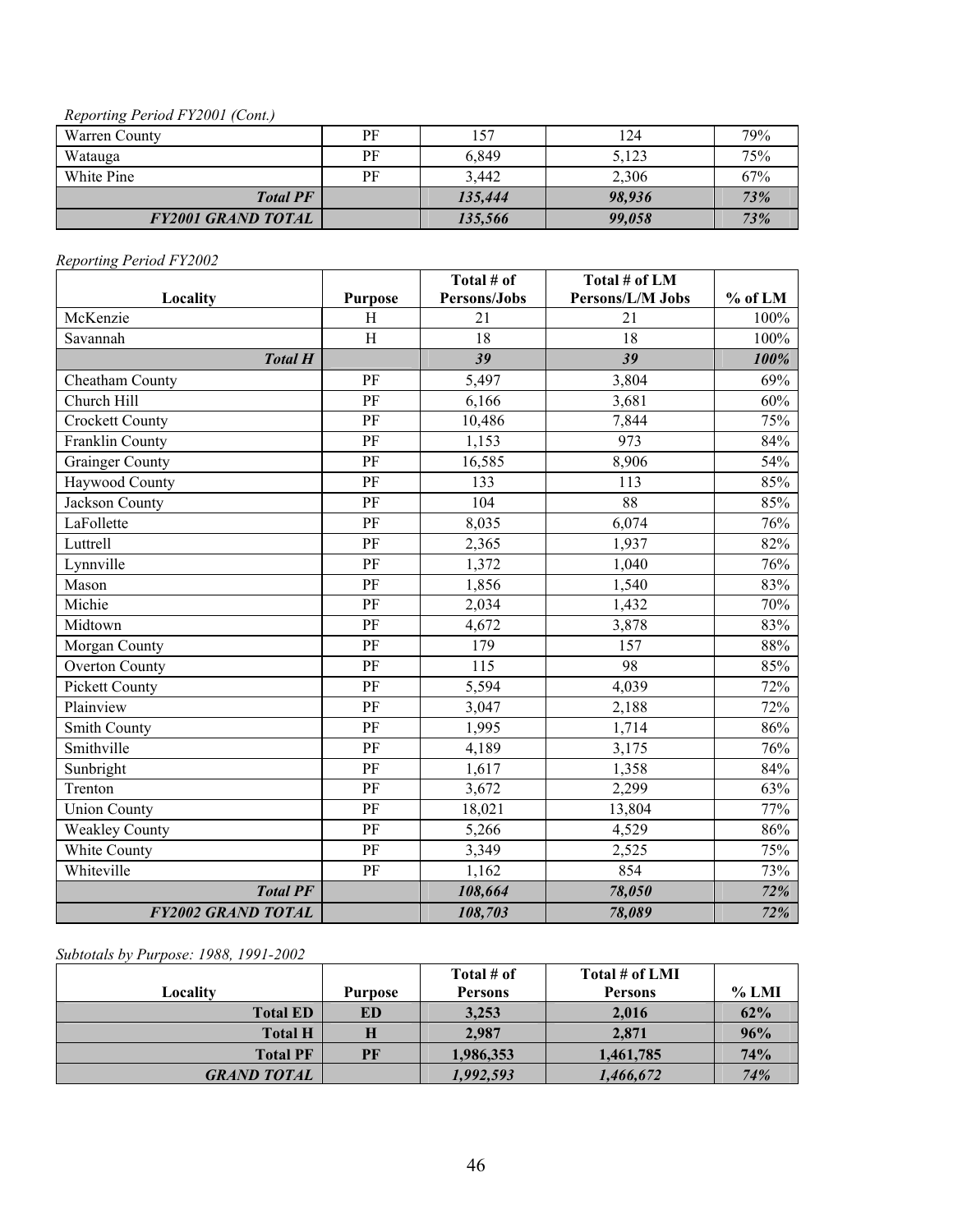*Reporting Period FY2001 (Cont.)*

| | | | | |
|---|---|---|---|---|
| Warren County | PF | 157 | 124 | 79% |
| Watauga | PF | 6,849 | 5,123 | 75% |
| White Pine | PF | 3,442 | 2,306 | 67% |
| ***Total PF*** | | ***135,444*** | ***98,936*** | ***73%*** |
| ***FY2001 GRAND TOTAL*** | | ***135,566*** | ***99,058*** | ***73%*** |

*Reporting Period FY2002*

| Locality | Purpose | Total # of Persons/Jobs | Total # of LM Persons/L/M Jobs | % of LM |
|---|---|---|---|---|
| McKenzie | H | 21 | 21 | 100% |
| Savannah | H | 18 | 18 | 100% |
| ***Total H*** | | ***39*** | ***39*** | ***100%*** |
| Cheatham County | PF | 5,497 | 3,804 | 69% |
| Church Hill | PF | 6,166 | 3,681 | 60% |
| Crockett County | PF | 10,486 | 7,844 | 75% |
| Franklin County | PF | 1,153 | 973 | 84% |
| Grainger County | PF | 16,585 | 8,906 | 54% |
| Haywood County | PF | 133 | 113 | 85% |
| Jackson County | PF | 104 | 88 | 85% |
| LaFollette | PF | 8,035 | 6,074 | 76% |
| Luttrell | PF | 2,365 | 1,937 | 82% |
| Lynnville | PF | 1,372 | 1,040 | 76% |
| Mason | PF | 1,856 | 1,540 | 83% |
| Michie | PF | 2,034 | 1,432 | 70% |
| Midtown | PF | 4,672 | 3,878 | 83% |
| Morgan County | PF | 179 | 157 | 88% |
| Overton County | PF | 115 | 98 | 85% |
| Pickett County | PF | 5,594 | 4,039 | 72% |
| Plainview | PF | 3,047 | 2,188 | 72% |
| Smith County | PF | 1,995 | 1,714 | 86% |
| Smithville | PF | 4,189 | 3,175 | 76% |
| Sunbright | PF | 1,617 | 1,358 | 84% |
| Trenton | PF | 3,672 | 2,299 | 63% |
| Union County | PF | 18,021 | 13,804 | 77% |
| Weakley County | PF | 5,266 | 4,529 | 86% |
| White County | PF | 3,349 | 2,525 | 75% |
| Whiteville | PF | 1,162 | 854 | 73% |
| ***Total PF*** | | ***108,664*** | ***78,050*** | ***72%*** |
| ***FY2002 GRAND TOTAL*** | | ***108,703*** | ***78,089*** | ***72%*** |

*Subtotals by Purpose: 1988, 1991-2002*

| Locality | Purpose | Total # of Persons | Total # of LMI Persons | % LMI |
|---|---|---|---|---|
| **Total ED** | **ED** | **3,253** | **2,016** | **62%** |
| **Total H** | **H** | **2,987** | **2,871** | **96%** |
| **Total PF** | **PF** | **1,986,353** | **1,461,785** | **74%** |
| ***GRAND TOTAL*** | | ***1,992,593*** | ***1,466,672*** | ***74%*** |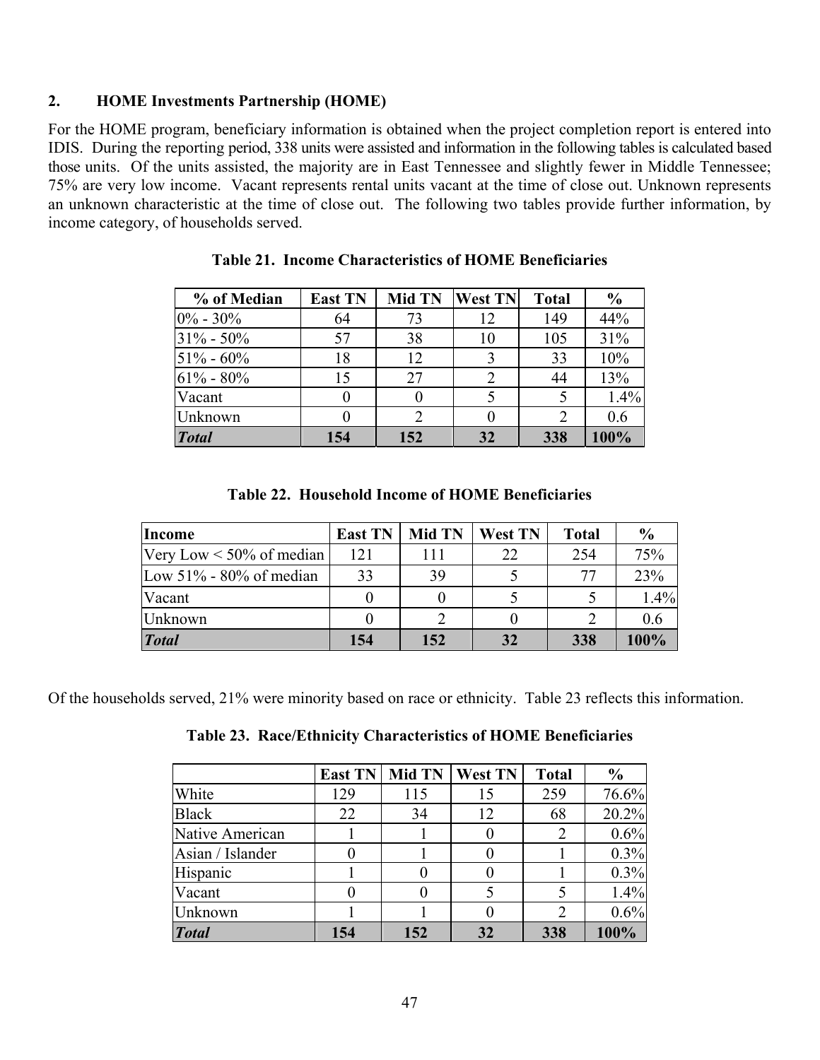## 2. HOME Investments Partnership (HOME)

For the HOME program, beneficiary information is obtained when the project completion report is entered into IDIS. During the reporting period, 338 units were assisted and information in the following tables is calculated based those units. Of the units assisted, the majority are in East Tennessee and slightly fewer in Middle Tennessee; 75% are very low income. Vacant represents rental units vacant at the time of close out. Unknown represents an unknown characteristic at the time of close out. The following two tables provide further information, by income category, of households served.

**Table 21. Income Characteristics of HOME Beneficiaries**

| % of Median | East TN | Mid TN | West TN | Total | % |
|---|---|---|---|---|---|
| 0% - 30% | 64 | 73 | 12 | 149 | 44% |
| 31% - 50% | 57 | 38 | 10 | 105 | 31% |
| 51% - 60% | 18 | 12 | 3 | 33 | 10% |
| 61% - 80% | 15 | 27 | 2 | 44 | 13% |
| Vacant | 0 | 0 | 5 | 5 | 1.4% |
| Unknown | 0 | 2 | 0 | 2 | 0.6 |
| ***Total*** | **154** | **152** | **32** | **338** | **100%** |

**Table 22. Household Income of HOME Beneficiaries**

| Income | East TN | Mid TN | West TN | Total | % |
|---|---|---|---|---|---|
| Very Low < 50% of median | 121 | 111 | 22 | 254 | 75% |
| Low 51% - 80% of median | 33 | 39 | 5 | 77 | 23% |
| Vacant | 0 | 0 | 5 | 5 | 1.4% |
| Unknown | 0 | 2 | 0 | 2 | 0.6 |
| ***Total*** | **154** | **152** | **32** | **338** | **100%** |

Of the households served, 21% were minority based on race or ethnicity. Table 23 reflects this information.

**Table 23. Race/Ethnicity Characteristics of HOME Beneficiaries**

| | East TN | Mid TN | West TN | Total | % |
|---|---|---|---|---|---|
| White | 129 | 115 | 15 | 259 | 76.6% |
| Black | 22 | 34 | 12 | 68 | 20.2% |
| Native American | 1 | 1 | 0 | 2 | 0.6% |
| Asian / Islander | 0 | 1 | 0 | 1 | 0.3% |
| Hispanic | 1 | 0 | 0 | 1 | 0.3% |
| Vacant | 0 | 0 | 5 | 5 | 1.4% |
| Unknown | 1 | 1 | 0 | 2 | 0.6% |
| ***Total*** | **154** | **152** | **32** | **338** | **100%** |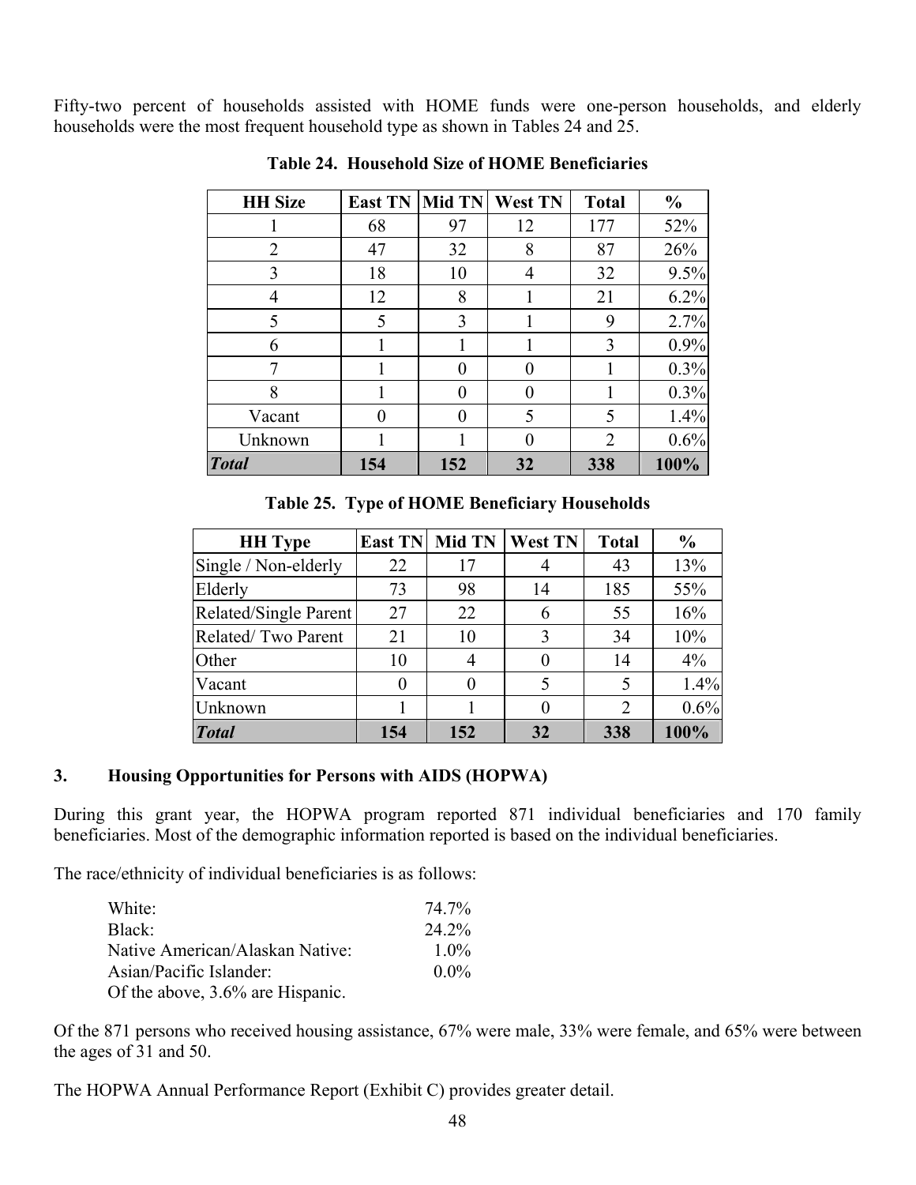Fifty-two percent of households assisted with HOME funds were one-person households, and elderly households were the most frequent household type as shown in Tables 24 and 25.

**Table 24. Household Size of HOME Beneficiaries**

| HH Size | East TN | Mid TN | West TN | Total | % |
|---|---|---|---|---|---|
| 1 | 68 | 97 | 12 | 177 | 52% |
| 2 | 47 | 32 | 8 | 87 | 26% |
| 3 | 18 | 10 | 4 | 32 | 9.5% |
| 4 | 12 | 8 | 1 | 21 | 6.2% |
| 5 | 5 | 3 | 1 | 9 | 2.7% |
| 6 | 1 | 1 | 1 | 3 | 0.9% |
| 7 | 1 | 0 | 0 | 1 | 0.3% |
| 8 | 1 | 0 | 0 | 1 | 0.3% |
| Vacant | 0 | 0 | 5 | 5 | 1.4% |
| Unknown | 1 | 1 | 0 | 2 | 0.6% |
| ***Total*** | **154** | **152** | **32** | **338** | **100%** |

**Table 25. Type of HOME Beneficiary Households**

| HH Type | East TN | Mid TN | West TN | Total | % |
|---|---|---|---|---|---|
| Single / Non-elderly | 22 | 17 | 4 | 43 | 13% |
| Elderly | 73 | 98 | 14 | 185 | 55% |
| Related/Single Parent | 27 | 22 | 6 | 55 | 16% |
| Related/ Two Parent | 21 | 10 | 3 | 34 | 10% |
| Other | 10 | 4 | 0 | 14 | 4% |
| Vacant | 0 | 0 | 5 | 5 | 1.4% |
| Unknown | 1 | 1 | 0 | 2 | 0.6% |
| ***Total*** | **154** | **152** | **32** | **338** | **100%** |

### 3. Housing Opportunities for Persons with AIDS (HOPWA)

During this grant year, the HOPWA program reported 871 individual beneficiaries and 170 family beneficiaries. Most of the demographic information reported is based on the individual beneficiaries.

The race/ethnicity of individual beneficiaries is as follows:

| | |
|---|---|
| White: | 74.7% |
| Black: | 24.2% |
| Native American/Alaskan Native: | 1.0% |
| Asian/Pacific Islander: | 0.0% |

Of the above, 3.6% are Hispanic.

Of the 871 persons who received housing assistance, 67% were male, 33% were female, and 65% were between the ages of 31 and 50.

The HOPWA Annual Performance Report (Exhibit C) provides greater detail.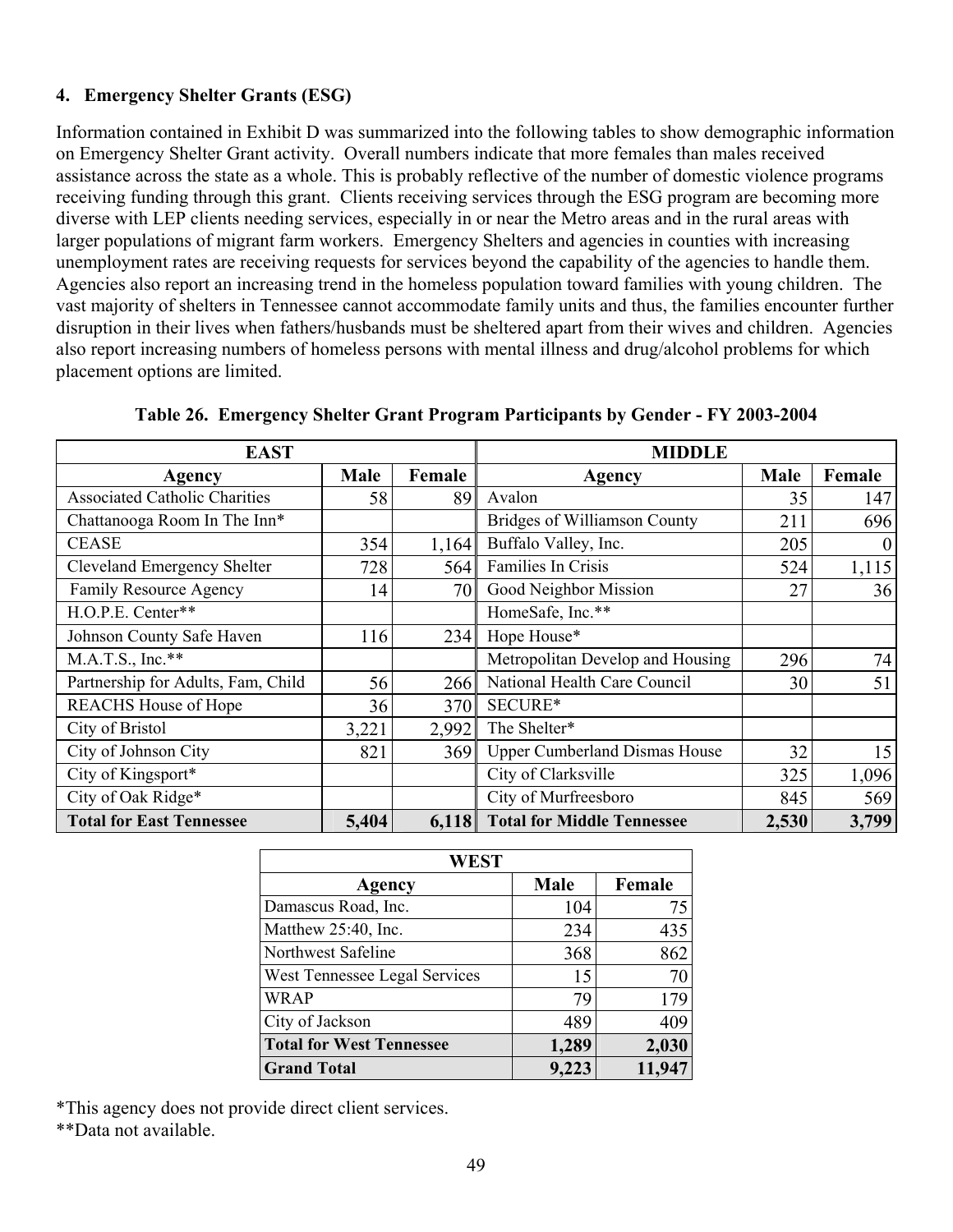### 4. Emergency Shelter Grants (ESG)

Information contained in Exhibit D was summarized into the following tables to show demographic information on Emergency Shelter Grant activity. Overall numbers indicate that more females than males received assistance across the state as a whole. This is probably reflective of the number of domestic violence programs receiving funding through this grant. Clients receiving services through the ESG program are becoming more diverse with LEP clients needing services, especially in or near the Metro areas and in the rural areas with larger populations of migrant farm workers. Emergency Shelters and agencies in counties with increasing unemployment rates are receiving requests for services beyond the capability of the agencies to handle them. Agencies also report an increasing trend in the homeless population toward families with young children. The vast majority of shelters in Tennessee cannot accommodate family units and thus, the families encounter further disruption in their lives when fathers/husbands must be sheltered apart from their wives and children. Agencies also report increasing numbers of homeless persons with mental illness and drug/alcohol problems for which placement options are limited.

**Table 26. Emergency Shelter Grant Program Participants by Gender - FY 2003-2004**

| EAST | | | MIDDLE | | |
|---|---|---|---|---|---|
| **Agency** | **Male** | **Female** | **Agency** | **Male** | **Female** |
| Associated Catholic Charities | 58 | 89 | Avalon | 35 | 147 |
| Chattanooga Room In The Inn* | | | Bridges of Williamson County | 211 | 696 |
| CEASE | 354 | 1,164 | Buffalo Valley, Inc. | 205 | 0 |
| Cleveland Emergency Shelter | 728 | 564 | Families In Crisis | 524 | 1,115 |
| Family Resource Agency | 14 | 70 | Good Neighbor Mission | 27 | 36 |
| H.O.P.E. Center** | | | HomeSafe, Inc.** | | |
| Johnson County Safe Haven | 116 | 234 | Hope House* | | |
| M.A.T.S., Inc.** | | | Metropolitan Develop and Housing | 296 | 74 |
| Partnership for Adults, Fam, Child | 56 | 266 | National Health Care Council | 30 | 51 |
| REACHS House of Hope | 36 | 370 | SECURE* | | |
| City of Bristol | 3,221 | 2,992 | The Shelter* | | |
| City of Johnson City | 821 | 369 | Upper Cumberland Dismas House | 32 | 15 |
| City of Kingsport* | | | City of Clarksville | 325 | 1,096 |
| City of Oak Ridge* | | | City of Murfreesboro | 845 | 569 |
| **Total for East Tennessee** | **5,404** | **6,118** | **Total for Middle Tennessee** | **2,530** | **3,799** |

| WEST | | |
|---|---|---|
| **Agency** | **Male** | **Female** |
| Damascus Road, Inc. | 104 | 75 |
| Matthew 25:40, Inc. | 234 | 435 |
| Northwest Safeline | 368 | 862 |
| West Tennessee Legal Services | 15 | 70 |
| WRAP | 79 | 179 |
| City of Jackson | 489 | 409 |
| **Total for West Tennessee** | **1,289** | **2,030** |
| **Grand Total** | **9,223** | **11,947** |

*This agency does not provide direct client services.
**Data not available.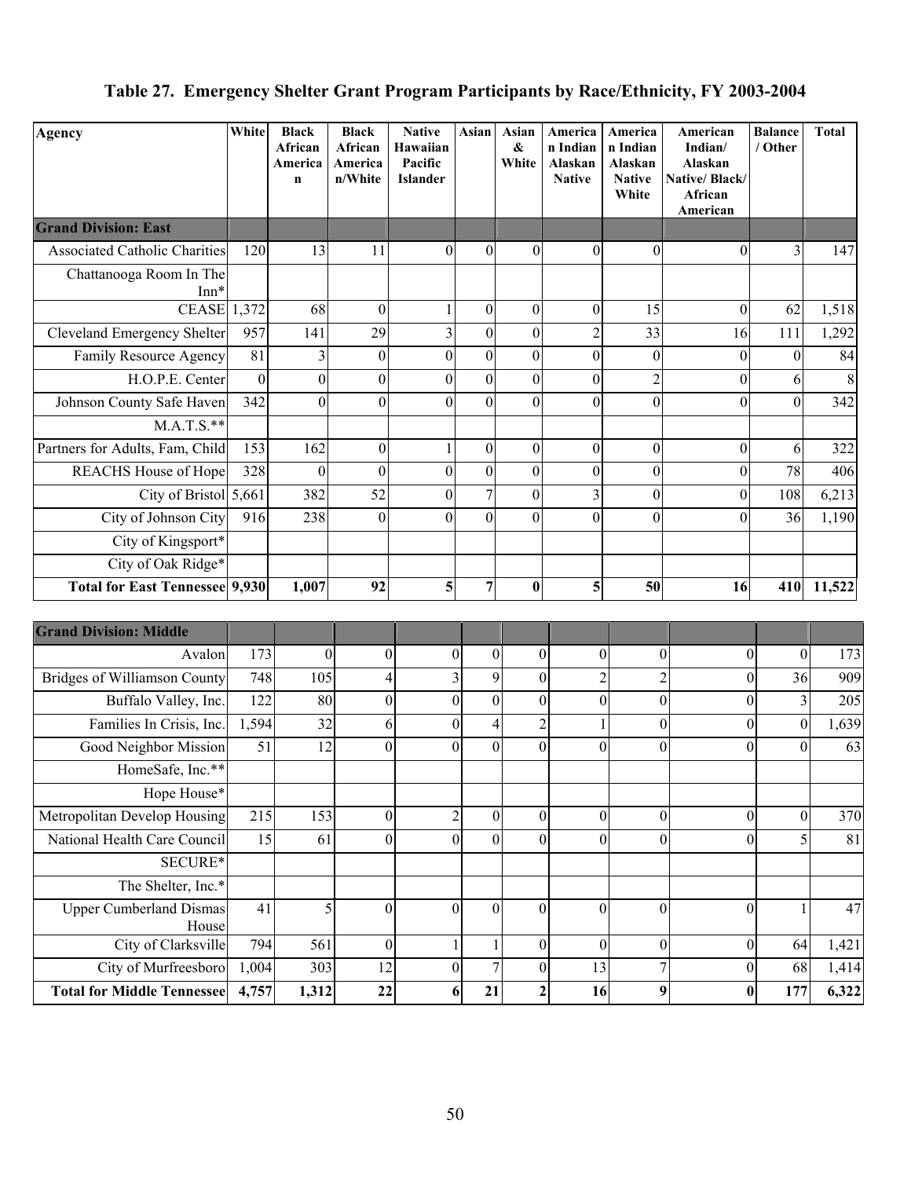# Table 27. Emergency Shelter Grant Program Participants by Race/Ethnicity, FY 2003-2004

| Agency | White | Black African American | Black African American/White | Native Hawaiian Pacific Islander | Asian | Asian & White | American Indian Alaskan Native | American Indian Alaskan Native White | American Indian/ Alaskan Native/ Black/ African American | Balance / Other | Total |
|---|---|---|---|---|---|---|---|---|---|---|---|
| **Grand Division: East** | | | | | | | | | | | |
| Associated Catholic Charities | 120 | 13 | 11 | 0 | 0 | 0 | 0 | 0 | 0 | 3 | 147 |
| Chattanooga Room In The Inn* | | | | | | | | | | | |
| CEASE | 1,372 | 68 | 0 | 1 | 0 | 0 | 0 | 15 | 0 | 62 | 1,518 |
| Cleveland Emergency Shelter | 957 | 141 | 29 | 3 | 0 | 0 | 2 | 33 | 16 | 111 | 1,292 |
| Family Resource Agency | 81 | 3 | 0 | 0 | 0 | 0 | 0 | 0 | 0 | 0 | 84 |
| H.O.P.E. Center | 0 | 0 | 0 | 0 | 0 | 0 | 0 | 2 | 0 | 6 | 8 |
| Johnson County Safe Haven | 342 | 0 | 0 | 0 | 0 | 0 | 0 | 0 | 0 | 0 | 342 |
| M.A.T.S.** | | | | | | | | | | | |
| Partners for Adults, Fam, Child | 153 | 162 | 0 | 1 | 0 | 0 | 0 | 0 | 0 | 6 | 322 |
| REACHS House of Hope | 328 | 0 | 0 | 0 | 0 | 0 | 0 | 0 | 0 | 78 | 406 |
| City of Bristol | 5,661 | 382 | 52 | 0 | 7 | 0 | 3 | 0 | 0 | 108 | 6,213 |
| City of Johnson City | 916 | 238 | 0 | 0 | 0 | 0 | 0 | 0 | 0 | 36 | 1,190 |
| City of Kingsport* | | | | | | | | | | | |
| City of Oak Ridge* | | | | | | | | | | | |
| **Total for East Tennessee** | **9,930** | **1,007** | **92** | **5** | **7** | **0** | **5** | **50** | **16** | **410** | **11,522** |
| **Grand Division: Middle** | | | | | | | | | | | |
| Avalon | 173 | 0 | 0 | 0 | 0 | 0 | 0 | 0 | 0 | 0 | 173 |
| Bridges of Williamson County | 748 | 105 | 4 | 3 | 9 | 0 | 2 | 2 | 0 | 36 | 909 |
| Buffalo Valley, Inc. | 122 | 80 | 0 | 0 | 0 | 0 | 0 | 0 | 0 | 3 | 205 |
| Families In Crisis, Inc. | 1,594 | 32 | 6 | 0 | 4 | 2 | 1 | 0 | 0 | 0 | 1,639 |
| Good Neighbor Mission | 51 | 12 | 0 | 0 | 0 | 0 | 0 | 0 | 0 | 0 | 63 |
| HomeSafe, Inc.** | | | | | | | | | | | |
| Hope House* | | | | | | | | | | | |
| Metropolitan Develop Housing | 215 | 153 | 0 | 2 | 0 | 0 | 0 | 0 | 0 | 0 | 370 |
| National Health Care Council | 15 | 61 | 0 | 0 | 0 | 0 | 0 | 0 | 0 | 5 | 81 |
| SECURE* | | | | | | | | | | | |
| The Shelter, Inc.* | | | | | | | | | | | |
| Upper Cumberland Dismas House | 41 | 5 | 0 | 0 | 0 | 0 | 0 | 0 | 0 | 1 | 47 |
| City of Clarksville | 794 | 561 | 0 | 1 | 1 | 0 | 0 | 0 | 0 | 64 | 1,421 |
| City of Murfreesboro | 1,004 | 303 | 12 | 0 | 7 | 0 | 13 | 7 | 0 | 68 | 1,414 |
| **Total for Middle Tennessee** | **4,757** | **1,312** | **22** | **6** | **21** | **2** | **16** | **9** | **0** | **177** | **6,322** |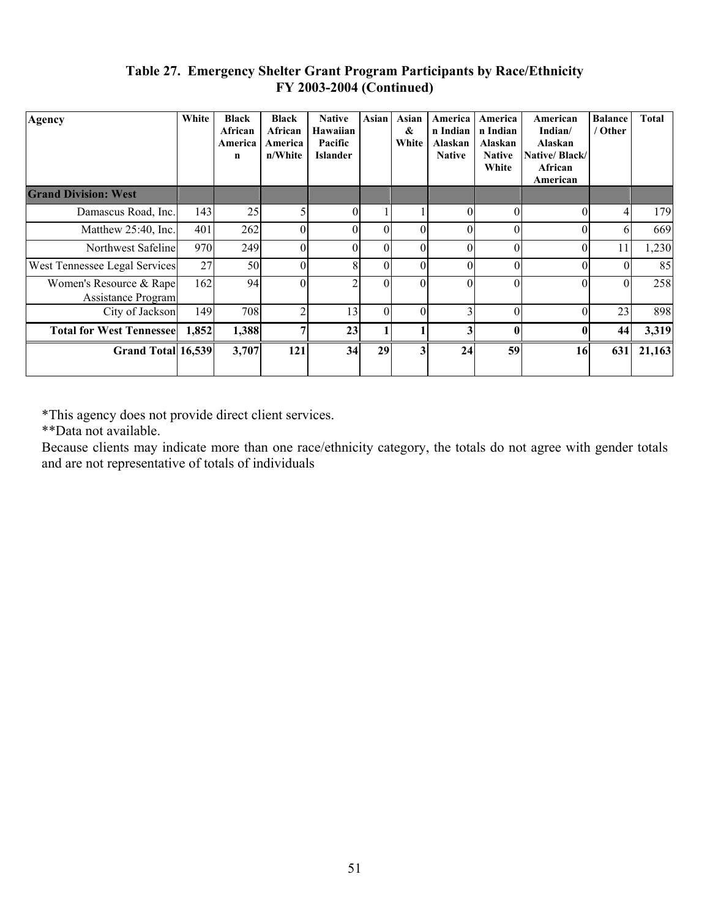### Table 27. Emergency Shelter Grant Program Participants by Race/Ethnicity FY 2003-2004 (Continued)

| Agency | White | Black African American | Black African American/White | Native Hawaiian Pacific Islander | Asian | Asian & White | American Indian Alaskan Native | American Indian Alaskan Native White | American Indian/ Alaskan Native/ Black/ African American | Balance / Other | Total |
|---|---|---|---|---|---|---|---|---|---|---|---|
| **Grand Division: West** | | | | | | | | | | | |
| Damascus Road, Inc. | 143 | 25 | 5 | 0 | 1 | 1 | 0 | 0 | 0 | 4 | 179 |
| Matthew 25:40, Inc. | 401 | 262 | 0 | 0 | 0 | 0 | 0 | 0 | 0 | 6 | 669 |
| Northwest Safeline | 970 | 249 | 0 | 0 | 0 | 0 | 0 | 0 | 0 | 11 | 1,230 |
| West Tennessee Legal Services | 27 | 50 | 0 | 8 | 0 | 0 | 0 | 0 | 0 | 0 | 85 |
| Women's Resource & Rape Assistance Program | 162 | 94 | 0 | 2 | 0 | 0 | 0 | 0 | 0 | 0 | 258 |
| City of Jackson | 149 | 708 | 2 | 13 | 0 | 0 | 3 | 0 | 0 | 23 | 898 |
| **Total for West Tennessee** | **1,852** | **1,388** | **7** | **23** | **1** | **1** | **3** | **0** | **0** | **44** | **3,319** |
| **Grand Total** | **16,539** | **3,707** | **121** | **34** | **29** | **3** | **24** | **59** | **16** | **631** | **21,163** |

*This agency does not provide direct client services.

**Data not available.

Because clients may indicate more than one race/ethnicity category, the totals do not agree with gender totals and are not representative of totals of individuals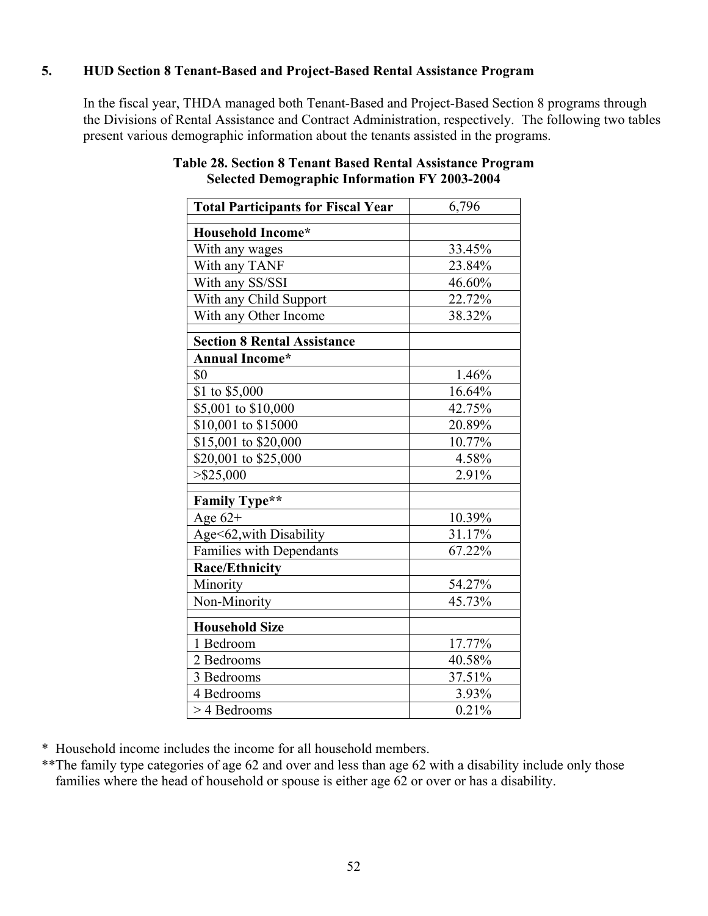### 5. HUD Section 8 Tenant-Based and Project-Based Rental Assistance Program

In the fiscal year, THDA managed both Tenant-Based and Project-Based Section 8 programs through the Divisions of Rental Assistance and Contract Administration, respectively. The following two tables present various demographic information about the tenants assisted in the programs.

**Table 28. Section 8 Tenant Based Rental Assistance Program Selected Demographic Information FY 2003-2004**

| **Total Participants for Fiscal Year** | 6,796 |
|---|---|
| | |
| **Household Income*** | |
| With any wages | 33.45% |
| With any TANF | 23.84% |
| With any SS/SSI | 46.60% |
| With any Child Support | 22.72% |
| With any Other Income | 38.32% |
| | |
| **Section 8 Rental Assistance** | |
| **Annual Income*** | |
| $0 | 1.46% |
| $1 to $5,000 | 16.64% |
| $5,001 to $10,000 | 42.75% |
| $10,001 to $15000 | 20.89% |
| $15,001 to $20,000 | 10.77% |
| $20,001 to $25,000 | 4.58% |
| >$25,000 | 2.91% |
| | |
| **Family Type**** | |
| Age 62+ | 10.39% |
| Age<62,with Disability | 31.17% |
| Families with Dependants | 67.22% |
| **Race/Ethnicity** | |
| Minority | 54.27% |
| Non-Minority | 45.73% |
| | |
| **Household Size** | |
| 1 Bedroom | 17.77% |
| 2 Bedrooms | 40.58% |
| 3 Bedrooms | 37.51% |
| 4 Bedrooms | 3.93% |
| > 4 Bedrooms | 0.21% |

\* Household income includes the income for all household members.

**The family type categories of age 62 and over and less than age 62 with a disability include only those families where the head of household or spouse is either age 62 or over or has a disability.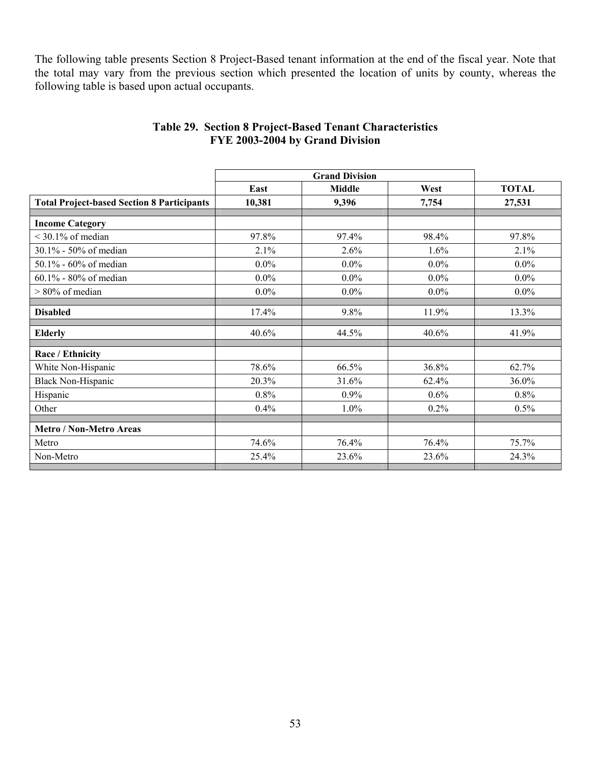The following table presents Section 8 Project-Based tenant information at the end of the fiscal year. Note that the total may vary from the previous section which presented the location of units by county, whereas the following table is based upon actual occupants.

### Table 29. Section 8 Project-Based Tenant Characteristics FYE 2003-2004 by Grand Division

| | Grand Division | | | |
|---|---|---|---|---|
| | **East** | **Middle** | **West** | **TOTAL** |
| **Total Project-based Section 8 Participants** | **10,381** | **9,396** | **7,754** | **27,531** |
| **Income Category** | | | | |
| < 30.1% of median | 97.8% | 97.4% | 98.4% | 97.8% |
| 30.1% - 50% of median | 2.1% | 2.6% | 1.6% | 2.1% |
| 50.1% - 60% of median | 0.0% | 0.0% | 0.0% | 0.0% |
| 60.1% - 80% of median | 0.0% | 0.0% | 0.0% | 0.0% |
| > 80% of median | 0.0% | 0.0% | 0.0% | 0.0% |
| **Disabled** | 17.4% | 9.8% | 11.9% | 13.3% |
| **Elderly** | 40.6% | 44.5% | 40.6% | 41.9% |
| **Race / Ethnicity** | | | | |
| White Non-Hispanic | 78.6% | 66.5% | 36.8% | 62.7% |
| Black Non-Hispanic | 20.3% | 31.6% | 62.4% | 36.0% |
| Hispanic | 0.8% | 0.9% | 0.6% | 0.8% |
| Other | 0.4% | 1.0% | 0.2% | 0.5% |
| **Metro / Non-Metro Areas** | | | | |
| Metro | 74.6% | 76.4% | 76.4% | 75.7% |
| Non-Metro | 25.4% | 23.6% | 23.6% | 24.3% |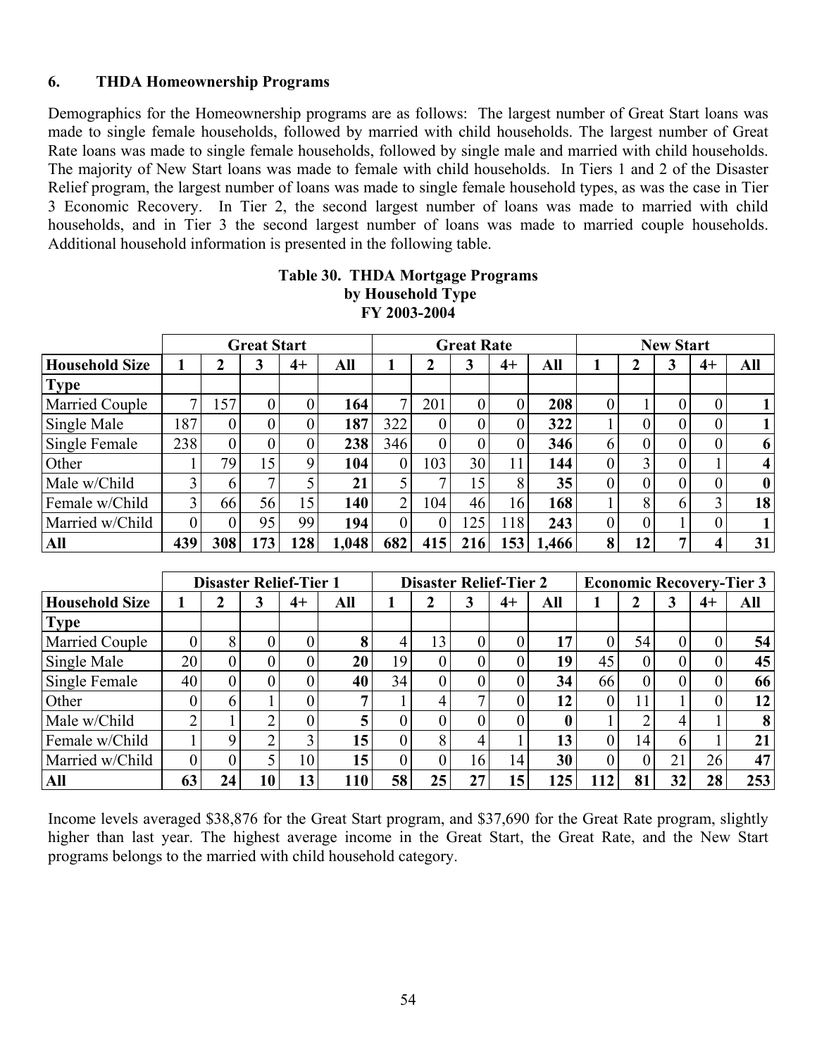## 6. THDA Homeownership Programs

Demographics for the Homeownership programs are as follows: The largest number of Great Start loans was made to single female households, followed by married with child households. The largest number of Great Rate loans was made to single female households, followed by single male and married with child households. The majority of New Start loans was made to female with child households. In Tiers 1 and 2 of the Disaster Relief program, the largest number of loans was made to single female household types, as was the case in Tier 3 Economic Recovery. In Tier 2, the second largest number of loans was made to married with child households, and in Tier 3 the second largest number of loans was made to married couple households. Additional household information is presented in the following table.

**Table 30. THDA Mortgage Programs by Household Type FY 2003-2004**

| | Great Start | | | | | Great Rate | | | | | New Start | | | | |
|---|---|---|---|---|---|---|---|---|---|---|---|---|---|---|---|
| **Household Size** | **1** | **2** | **3** | **4+** | **All** | **1** | **2** | **3** | **4+** | **All** | **1** | **2** | **3** | **4+** | **All** |
| **Type** | | | | | | | | | | | | | | | |
| Married Couple | 7 | 157 | 0 | 0 | **164** | 7 | 201 | 0 | 0 | **208** | 0 | 1 | 0 | 0 | **1** |
| Single Male | 187 | 0 | 0 | 0 | **187** | 322 | 0 | 0 | 0 | **322** | 1 | 0 | 0 | 0 | **1** |
| Single Female | 238 | 0 | 0 | 0 | **238** | 346 | 0 | 0 | 0 | **346** | 6 | 0 | 0 | 0 | **6** |
| Other | 1 | 79 | 15 | 9 | **104** | 0 | 103 | 30 | 11 | **144** | 0 | 3 | 0 | 1 | **4** |
| Male w/Child | 3 | 6 | 7 | 5 | **21** | 5 | 7 | 15 | 8 | **35** | 0 | 0 | 0 | 0 | **0** |
| Female w/Child | 3 | 66 | 56 | 15 | **140** | 2 | 104 | 46 | 16 | **168** | 1 | 8 | 6 | 3 | **18** |
| Married w/Child | 0 | 0 | 95 | 99 | **194** | 0 | 0 | 125 | 118 | **243** | 0 | 0 | 1 | 0 | **1** |
| **All** | **439** | **308** | **173** | **128** | **1,048** | **682** | **415** | **216** | **153** | **1,466** | **8** | **12** | **7** | **4** | **31** |

| | Disaster Relief-Tier 1 | | | | | Disaster Relief-Tier 2 | | | | | Economic Recovery-Tier 3 | | | | |
|---|---|---|---|---|---|---|---|---|---|---|---|---|---|---|---|
| **Household Size** | **1** | **2** | **3** | **4+** | **All** | **1** | **2** | **3** | **4+** | **All** | **1** | **2** | **3** | **4+** | **All** |
| **Type** | | | | | | | | | | | | | | | |
| Married Couple | 0 | 8 | 0 | 0 | **8** | 4 | 13 | 0 | 0 | **17** | 0 | 54 | 0 | 0 | **54** |
| Single Male | 20 | 0 | 0 | 0 | **20** | 19 | 0 | 0 | 0 | **19** | 45 | 0 | 0 | 0 | **45** |
| Single Female | 40 | 0 | 0 | 0 | **40** | 34 | 0 | 0 | 0 | **34** | 66 | 0 | 0 | 0 | **66** |
| Other | 0 | 6 | 1 | 0 | **7** | 1 | 4 | 7 | 0 | **12** | 0 | 11 | 1 | 0 | **12** |
| Male w/Child | 2 | 1 | 2 | 0 | **5** | 0 | 0 | 0 | 0 | **0** | 1 | 2 | 4 | 1 | **8** |
| Female w/Child | 1 | 9 | 2 | 3 | **15** | 0 | 8 | 4 | 1 | **13** | 0 | 14 | 6 | 1 | **21** |
| Married w/Child | 0 | 0 | 5 | 10 | **15** | 0 | 0 | 16 | 14 | **30** | 0 | 0 | 21 | 26 | **47** |
| **All** | **63** | **24** | **10** | **13** | **110** | **58** | **25** | **27** | **15** | **125** | **112** | **81** | **32** | **28** | **253** |

Income levels averaged $38,876 for the Great Start program, and $37,690 for the Great Rate program, slightly higher than last year. The highest average income in the Great Start, the Great Rate, and the New Start programs belongs to the married with child household category.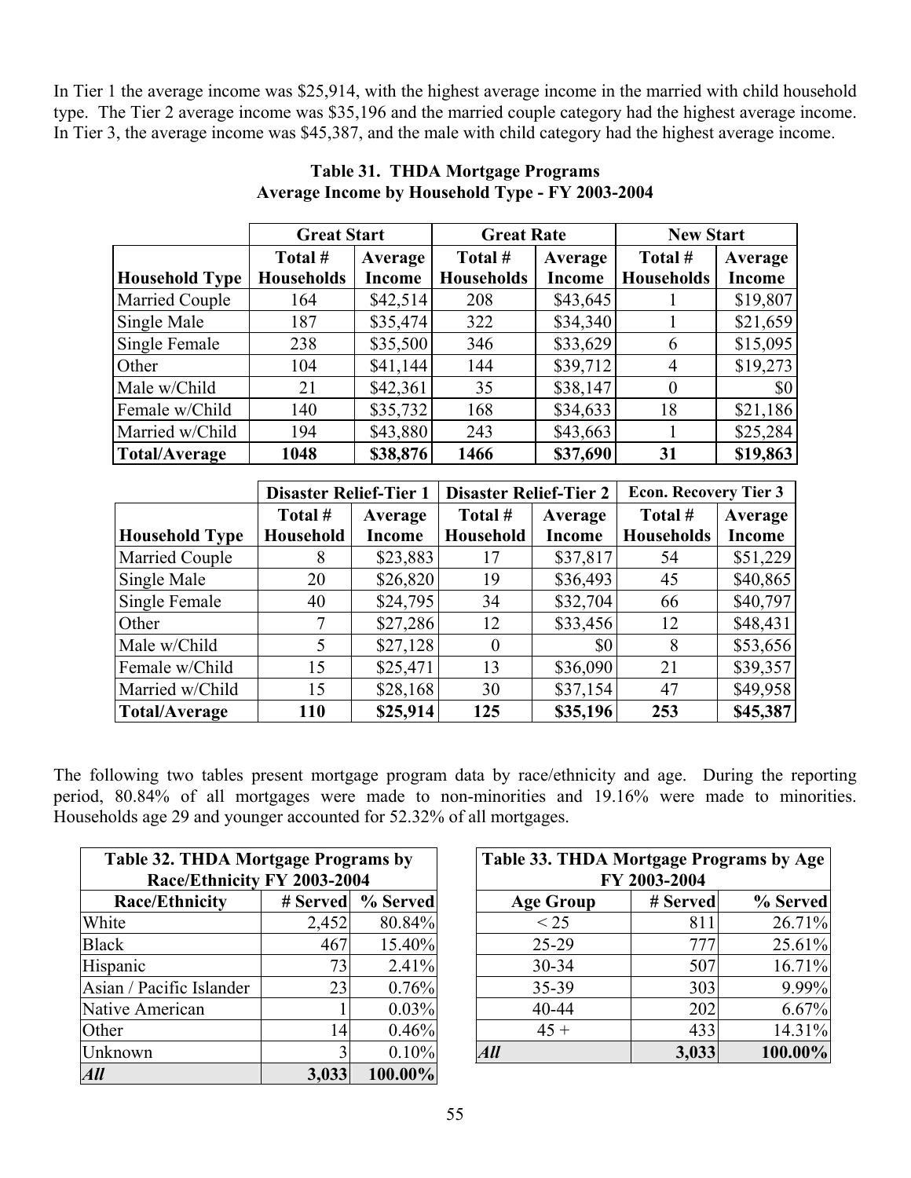In Tier 1 the average income was $25,914, with the highest average income in the married with child household type. The Tier 2 average income was $35,196 and the married couple category had the highest average income. In Tier 3, the average income was $45,387, and the male with child category had the highest average income.

**Table 31. THDA Mortgage Programs**
**Average Income by Household Type - FY 2003-2004**

| | Great Start | | Great Rate | | New Start | |
|---|---|---|---|---|---|---|
| **Household Type** | **Total # Households** | **Average Income** | **Total # Households** | **Average Income** | **Total # Households** | **Average Income** |
| Married Couple | 164 | $42,514 | 208 | $43,645 | 1 | $19,807 |
| Single Male | 187 | $35,474 | 322 | $34,340 | 1 | $21,659 |
| Single Female | 238 | $35,500 | 346 | $33,629 | 6 | $15,095 |
| Other | 104 | $41,144 | 144 | $39,712 | 4 | $19,273 |
| Male w/Child | 21 | $42,361 | 35 | $38,147 | 0 | $0 |
| Female w/Child | 140 | $35,732 | 168 | $34,633 | 18 | $21,186 |
| Married w/Child | 194 | $43,880 | 243 | $43,663 | 1 | $25,284 |
| **Total/Average** | **1048** | **$38,876** | **1466** | **$37,690** | **31** | **$19,863** |

| | Disaster Relief-Tier 1 | | Disaster Relief-Tier 2 | | Econ. Recovery Tier 3 | |
|---|---|---|---|---|---|---|
| **Household Type** | **Total # Household** | **Average Income** | **Total # Household** | **Average Income** | **Total # Households** | **Average Income** |
| Married Couple | 8 | $23,883 | 17 | $37,817 | 54 | $51,229 |
| Single Male | 20 | $26,820 | 19 | $36,493 | 45 | $40,865 |
| Single Female | 40 | $24,795 | 34 | $32,704 | 66 | $40,797 |
| Other | 7 | $27,286 | 12 | $33,456 | 12 | $48,431 |
| Male w/Child | 5 | $27,128 | 0 | $0 | 8 | $53,656 |
| Female w/Child | 15 | $25,471 | 13 | $36,090 | 21 | $39,357 |
| Married w/Child | 15 | $28,168 | 30 | $37,154 | 47 | $49,958 |
| **Total/Average** | **110** | **$25,914** | **125** | **$35,196** | **253** | **$45,387** |

The following two tables present mortgage program data by race/ethnicity and age. During the reporting period, 80.84% of all mortgages were made to non-minorities and 19.16% were made to minorities. Households age 29 and younger accounted for 52.32% of all mortgages.

**Table 32. THDA Mortgage Programs by Race/Ethnicity FY 2003-2004**

| Race/Ethnicity | # Served | % Served |
|---|---|---|
| White | 2,452 | 80.84% |
| Black | 467 | 15.40% |
| Hispanic | 73 | 2.41% |
| Asian / Pacific Islander | 23 | 0.76% |
| Native American | 1 | 0.03% |
| Other | 14 | 0.46% |
| Unknown | 3 | 0.10% |
| ***All*** | **3,033** | **100.00%** |

**Table 33. THDA Mortgage Programs by Age FY 2003-2004**

| Age Group | # Served | % Served |
|---|---|---|
| < 25 | 811 | 26.71% |
| 25-29 | 777 | 25.61% |
| 30-34 | 507 | 16.71% |
| 35-39 | 303 | 9.99% |
| 40-44 | 202 | 6.67% |
| 45 + | 433 | 14.31% |
| ***All*** | **3,033** | **100.00%** |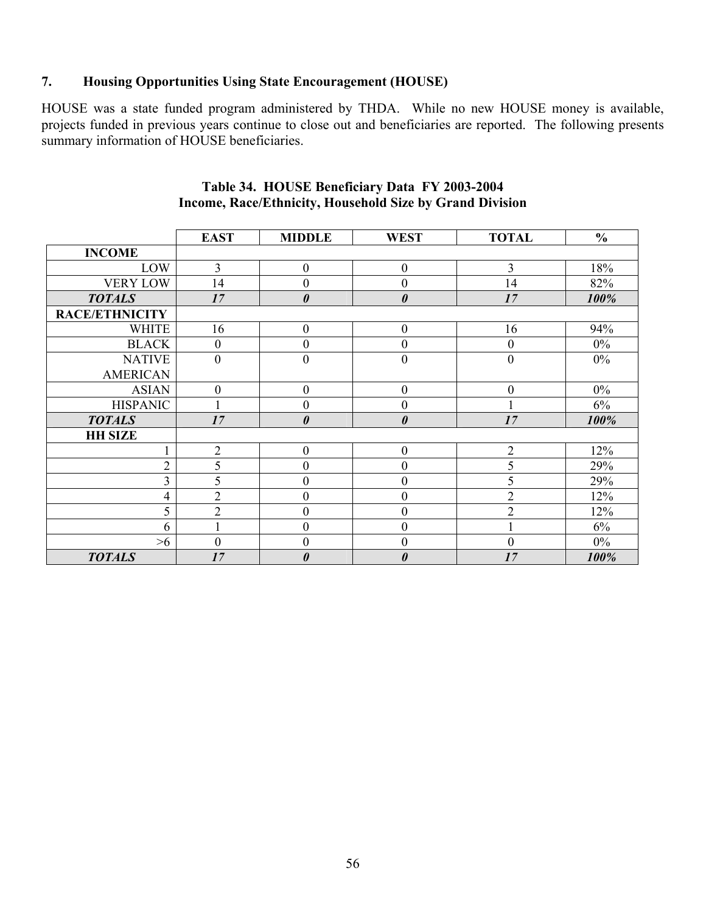## 7. Housing Opportunities Using State Encouragement (HOUSE)

HOUSE was a state funded program administered by THDA. While no new HOUSE money is available, projects funded in previous years continue to close out and beneficiaries are reported. The following presents summary information of HOUSE beneficiaries.

**Table 34. HOUSE Beneficiary Data FY 2003-2004**
**Income, Race/Ethnicity, Household Size by Grand Division**

| | EAST | MIDDLE | WEST | TOTAL | % |
|---|---|---|---|---|---|
| **INCOME** | | | | | |
| LOW | 3 | 0 | 0 | 3 | 18% |
| VERY LOW | 14 | 0 | 0 | 14 | 82% |
| ***TOTALS*** | ***17*** | ***0*** | ***0*** | ***17*** | ***100%*** |
| **RACE/ETHNICITY** | | | | | |
| WHITE | 16 | 0 | 0 | 16 | 94% |
| BLACK | 0 | 0 | 0 | 0 | 0% |
| NATIVE AMERICAN | 0 | 0 | 0 | 0 | 0% |
| ASIAN | 0 | 0 | 0 | 0 | 0% |
| HISPANIC | 1 | 0 | 0 | 1 | 6% |
| ***TOTALS*** | ***17*** | ***0*** | ***0*** | ***17*** | ***100%*** |
| **HH SIZE** | | | | | |
| 1 | 2 | 0 | 0 | 2 | 12% |
| 2 | 5 | 0 | 0 | 5 | 29% |
| 3 | 5 | 0 | 0 | 5 | 29% |
| 4 | 2 | 0 | 0 | 2 | 12% |
| 5 | 2 | 0 | 0 | 2 | 12% |
| 6 | 1 | 0 | 0 | 1 | 6% |
| >6 | 0 | 0 | 0 | 0 | 0% |
| ***TOTALS*** | ***17*** | ***0*** | ***0*** | ***17*** | ***100%*** |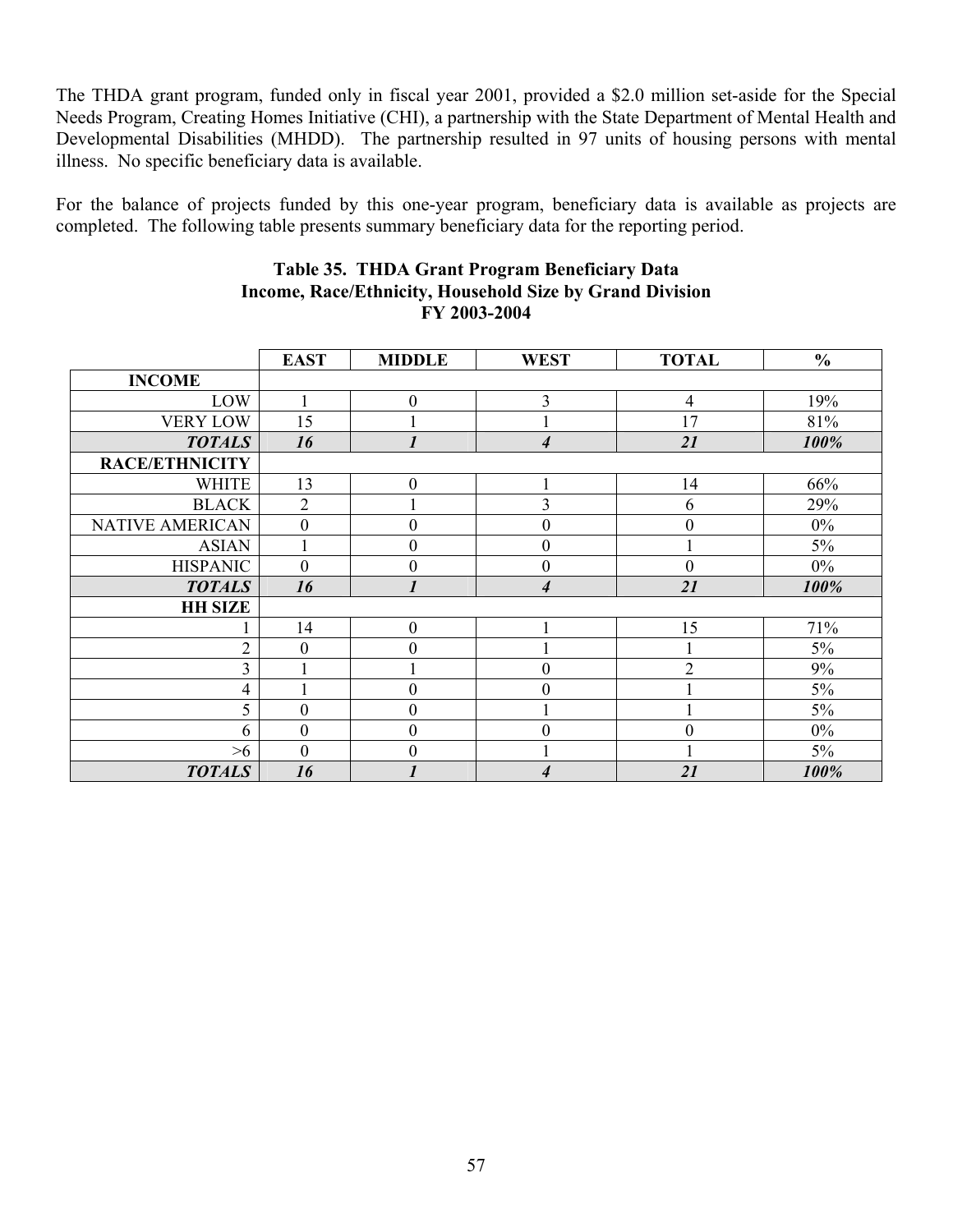The THDA grant program, funded only in fiscal year 2001, provided a $2.0 million set-aside for the Special Needs Program, Creating Homes Initiative (CHI), a partnership with the State Department of Mental Health and Developmental Disabilities (MHDD). The partnership resulted in 97 units of housing persons with mental illness. No specific beneficiary data is available.

For the balance of projects funded by this one-year program, beneficiary data is available as projects are completed. The following table presents summary beneficiary data for the reporting period.

**Table 35. THDA Grant Program Beneficiary Data**
**Income, Race/Ethnicity, Household Size by Grand Division**
**FY 2003-2004**

| | EAST | MIDDLE | WEST | TOTAL | % |
|---|---|---|---|---|---|
| **INCOME** | | | | | |
| LOW | 1 | 0 | 3 | 4 | 19% |
| VERY LOW | 15 | 1 | 1 | 17 | 81% |
| ***TOTALS*** | ***16*** | ***1*** | ***4*** | ***21*** | ***100%*** |
| **RACE/ETHNICITY** | | | | | |
| WHITE | 13 | 0 | 1 | 14 | 66% |
| BLACK | 2 | 1 | 3 | 6 | 29% |
| NATIVE AMERICAN | 0 | 0 | 0 | 0 | 0% |
| ASIAN | 1 | 0 | 0 | 1 | 5% |
| HISPANIC | 0 | 0 | 0 | 0 | 0% |
| ***TOTALS*** | ***16*** | ***1*** | ***4*** | ***21*** | ***100%*** |
| **HH SIZE** | | | | | |
| 1 | 14 | 0 | 1 | 15 | 71% |
| 2 | 0 | 0 | 1 | 1 | 5% |
| 3 | 1 | 1 | 0 | 2 | 9% |
| 4 | 1 | 0 | 0 | 1 | 5% |
| 5 | 0 | 0 | 1 | 1 | 5% |
| 6 | 0 | 0 | 0 | 0 | 0% |
| >6 | 0 | 0 | 1 | 1 | 5% |
| ***TOTALS*** | ***16*** | ***1*** | ***4*** | ***21*** | ***100%*** |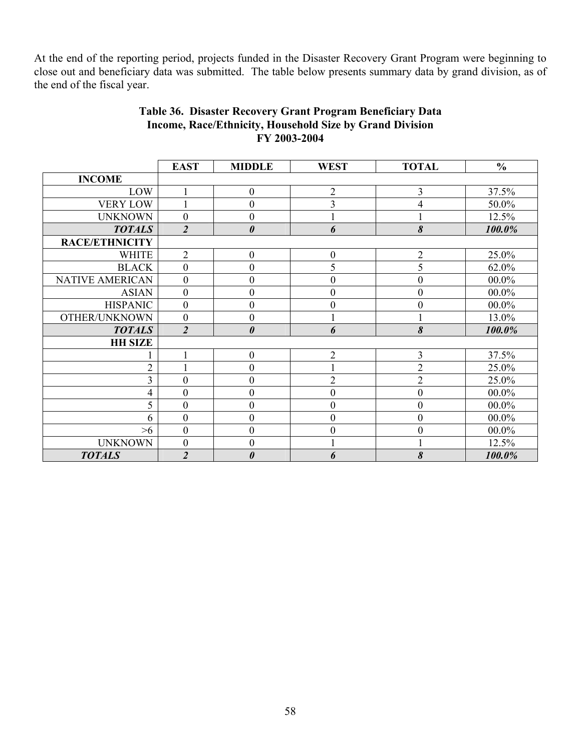At the end of the reporting period, projects funded in the Disaster Recovery Grant Program were beginning to close out and beneficiary data was submitted. The table below presents summary data by grand division, as of the end of the fiscal year.

**Table 36. Disaster Recovery Grant Program Beneficiary Data**
**Income, Race/Ethnicity, Household Size by Grand Division**
**FY 2003-2004**

| | EAST | MIDDLE | WEST | TOTAL | % |
|---|---|---|---|---|---|
| **INCOME** | | | | | |
| LOW | 1 | 0 | 2 | 3 | 37.5% |
| VERY LOW | 1 | 0 | 3 | 4 | 50.0% |
| UNKNOWN | 0 | 0 | 1 | 1 | 12.5% |
| ***TOTALS*** | ***2*** | ***0*** | ***6*** | ***8*** | ***100.0%*** |
| **RACE/ETHNICITY** | | | | | |
| WHITE | 2 | 0 | 0 | 2 | 25.0% |
| BLACK | 0 | 0 | 5 | 5 | 62.0% |
| NATIVE AMERICAN | 0 | 0 | 0 | 0 | 00.0% |
| ASIAN | 0 | 0 | 0 | 0 | 00.0% |
| HISPANIC | 0 | 0 | 0 | 0 | 00.0% |
| OTHER/UNKNOWN | 0 | 0 | 1 | 1 | 13.0% |
| ***TOTALS*** | ***2*** | ***0*** | ***6*** | ***8*** | ***100.0%*** |
| **HH SIZE** | | | | | |
| 1 | 1 | 0 | 2 | 3 | 37.5% |
| 2 | 1 | 0 | 1 | 2 | 25.0% |
| 3 | 0 | 0 | 2 | 2 | 25.0% |
| 4 | 0 | 0 | 0 | 0 | 00.0% |
| 5 | 0 | 0 | 0 | 0 | 00.0% |
| 6 | 0 | 0 | 0 | 0 | 00.0% |
| >6 | 0 | 0 | 0 | 0 | 00.0% |
| UNKNOWN | 0 | 0 | 1 | 1 | 12.5% |
| ***TOTALS*** | ***2*** | ***0*** | ***6*** | ***8*** | ***100.0%*** |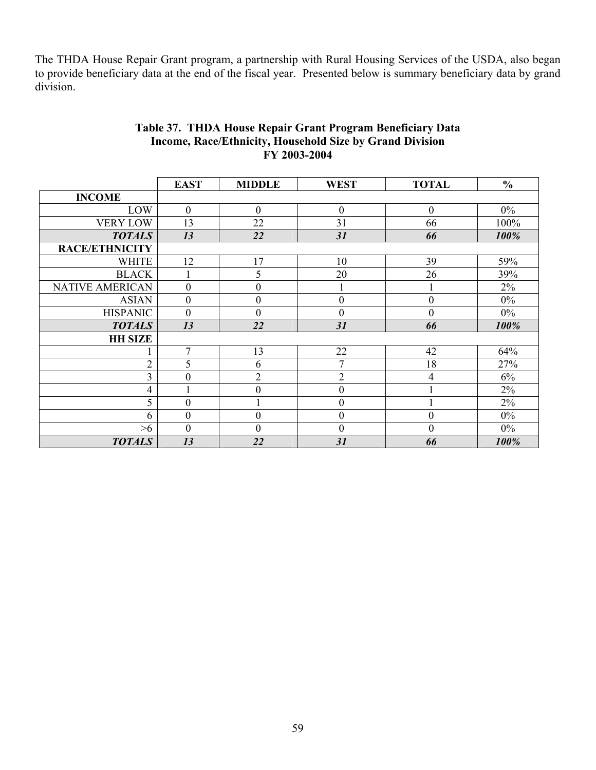The THDA House Repair Grant program, a partnership with Rural Housing Services of the USDA, also began to provide beneficiary data at the end of the fiscal year. Presented below is summary beneficiary data by grand division.

**Table 37. THDA House Repair Grant Program Beneficiary Data Income, Race/Ethnicity, Household Size by Grand Division FY 2003-2004**

| | EAST | MIDDLE | WEST | TOTAL | % |
|---|---|---|---|---|---|
| **INCOME** | | | | | |
| LOW | 0 | 0 | 0 | 0 | 0% |
| VERY LOW | 13 | 22 | 31 | 66 | 100% |
| ***TOTALS*** | ***13*** | ***22*** | ***31*** | ***66*** | ***100%*** |
| **RACE/ETHNICITY** | | | | | |
| WHITE | 12 | 17 | 10 | 39 | 59% |
| BLACK | 1 | 5 | 20 | 26 | 39% |
| NATIVE AMERICAN | 0 | 0 | 1 | 1 | 2% |
| ASIAN | 0 | 0 | 0 | 0 | 0% |
| HISPANIC | 0 | 0 | 0 | 0 | 0% |
| ***TOTALS*** | ***13*** | ***22*** | ***31*** | ***66*** | ***100%*** |
| **HH SIZE** | | | | | |
| 1 | 7 | 13 | 22 | 42 | 64% |
| 2 | 5 | 6 | 7 | 18 | 27% |
| 3 | 0 | 2 | 2 | 4 | 6% |
| 4 | 1 | 0 | 0 | 1 | 2% |
| 5 | 0 | 1 | 0 | 1 | 2% |
| 6 | 0 | 0 | 0 | 0 | 0% |
| >6 | 0 | 0 | 0 | 0 | 0% |
| ***TOTALS*** | ***13*** | ***22*** | ***31*** | ***66*** | ***100%*** |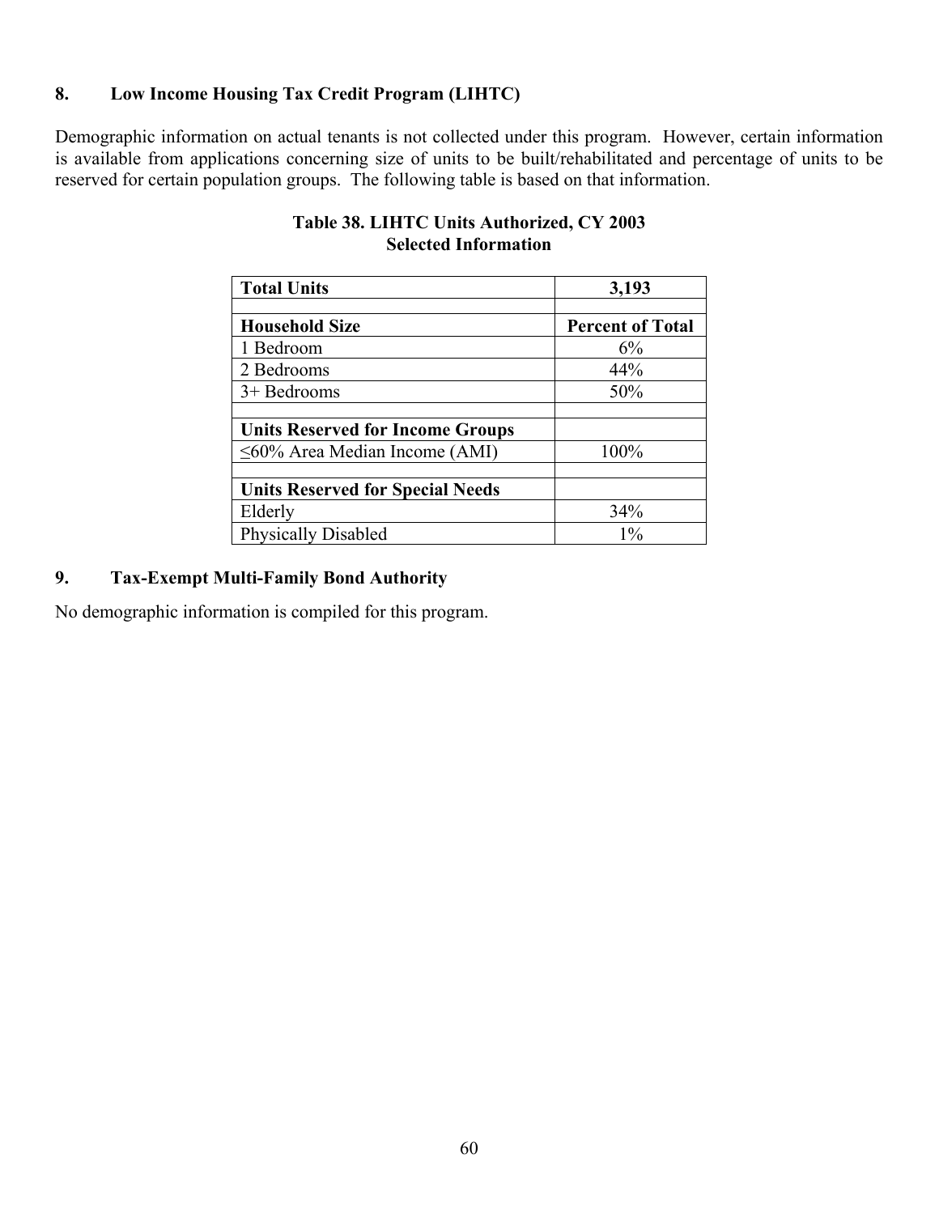## 8. Low Income Housing Tax Credit Program (LIHTC)

Demographic information on actual tenants is not collected under this program. However, certain information is available from applications concerning size of units to be built/rehabilitated and percentage of units to be reserved for certain population groups. The following table is based on that information.

**Table 38. LIHTC Units Authorized, CY 2003**
**Selected Information**

| **Total Units** | **3,193** |
|---|---|
| | |
| **Household Size** | **Percent of Total** |
| 1 Bedroom | 6% |
| 2 Bedrooms | 44% |
| 3+ Bedrooms | 50% |
| | |
| **Units Reserved for Income Groups** | |
| ≤60% Area Median Income (AMI) | 100% |
| | |
| **Units Reserved for Special Needs** | |
| Elderly | 34% |
| Physically Disabled | 1% |

## 9. Tax-Exempt Multi-Family Bond Authority

No demographic information is compiled for this program.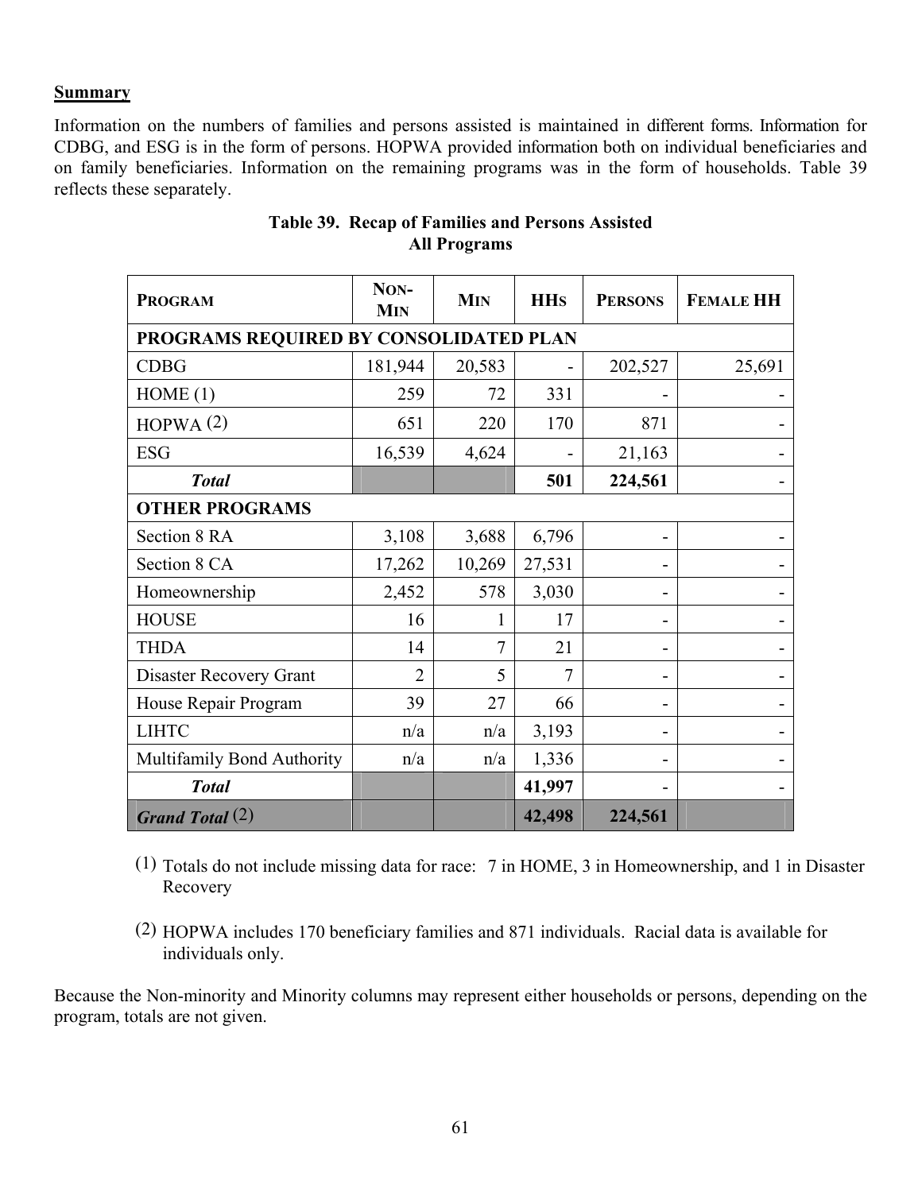**Summary**

Information on the numbers of families and persons assisted is maintained in different forms. Information for CDBG, and ESG is in the form of persons. HOPWA provided information both on individual beneficiaries and on family beneficiaries. Information on the remaining programs was in the form of households. Table 39 reflects these separately.

**Table 39. Recap of Families and Persons Assisted**
**All Programs**

| Program | Non-Min | Min | HHs | Persons | Female HH |
|---|---|---|---|---|---|
| **PROGRAMS REQUIRED BY CONSOLIDATED PLAN** | | | | | |
| CDBG | 181,944 | 20,583 | - | 202,527 | 25,691 |
| HOME (1) | 259 | 72 | 331 | - | - |
| HOPWA (2) | 651 | 220 | 170 | 871 | - |
| ESG | 16,539 | 4,624 | - | 21,163 | - |
| ***Total*** | | | **501** | **224,561** | - |
| **OTHER PROGRAMS** | | | | | |
| Section 8 RA | 3,108 | 3,688 | 6,796 | - | - |
| Section 8 CA | 17,262 | 10,269 | 27,531 | - | - |
| Homeownership | 2,452 | 578 | 3,030 | - | - |
| HOUSE | 16 | 1 | 17 | - | - |
| THDA | 14 | 7 | 21 | - | - |
| Disaster Recovery Grant | 2 | 5 | 7 | - | - |
| House Repair Program | 39 | 27 | 66 | - | - |
| LIHTC | n/a | n/a | 3,193 | - | - |
| Multifamily Bond Authority | n/a | n/a | 1,336 | - | - |
| ***Total*** | | | **41,997** | - | - |
| ***Grand Total*** (2) | | | **42,498** | **224,561** | |

(1) Totals do not include missing data for race: 7 in HOME, 3 in Homeownership, and 1 in Disaster Recovery

(2) HOPWA includes 170 beneficiary families and 871 individuals. Racial data is available for individuals only.

Because the Non-minority and Minority columns may represent either households or persons, depending on the program, totals are not given.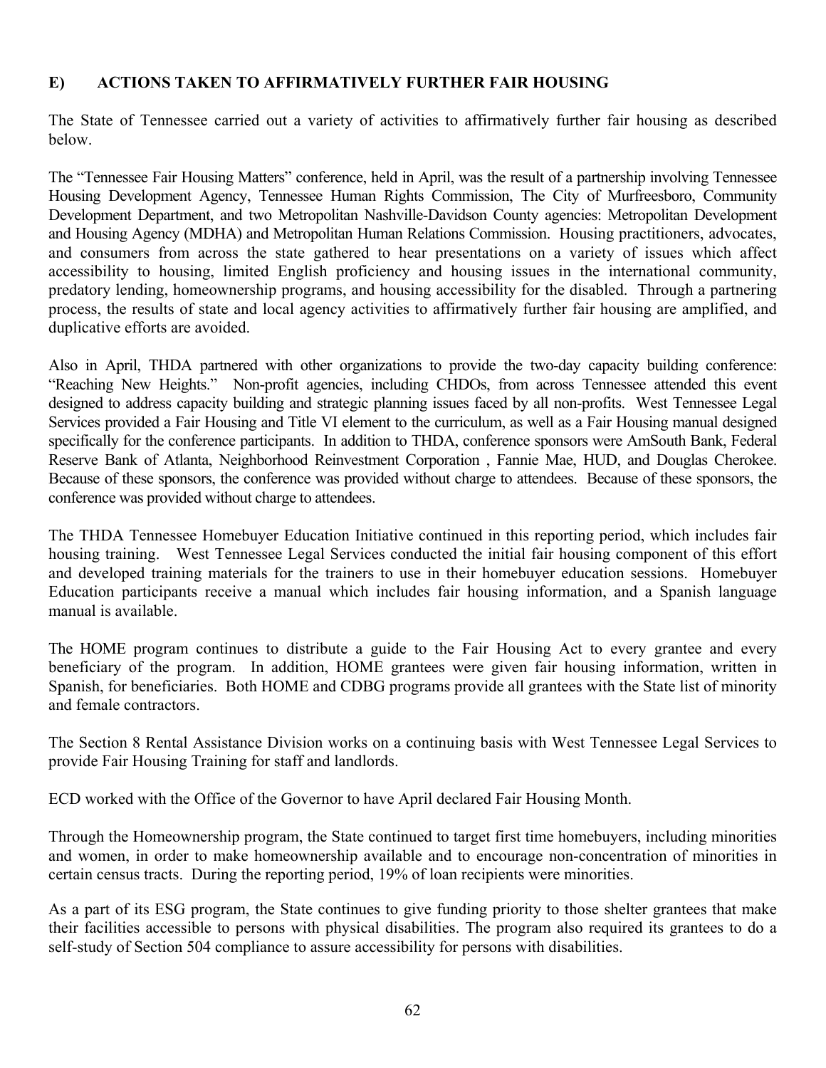## E) ACTIONS TAKEN TO AFFIRMATIVELY FURTHER FAIR HOUSING

The State of Tennessee carried out a variety of activities to affirmatively further fair housing as described below.

The "Tennessee Fair Housing Matters" conference, held in April, was the result of a partnership involving Tennessee Housing Development Agency, Tennessee Human Rights Commission, The City of Murfreesboro, Community Development Department, and two Metropolitan Nashville-Davidson County agencies: Metropolitan Development and Housing Agency (MDHA) and Metropolitan Human Relations Commission. Housing practitioners, advocates, and consumers from across the state gathered to hear presentations on a variety of issues which affect accessibility to housing, limited English proficiency and housing issues in the international community, predatory lending, homeownership programs, and housing accessibility for the disabled. Through a partnering process, the results of state and local agency activities to affirmatively further fair housing are amplified, and duplicative efforts are avoided.

Also in April, THDA partnered with other organizations to provide the two-day capacity building conference: "Reaching New Heights." Non-profit agencies, including CHDOs, from across Tennessee attended this event designed to address capacity building and strategic planning issues faced by all non-profits. West Tennessee Legal Services provided a Fair Housing and Title VI element to the curriculum, as well as a Fair Housing manual designed specifically for the conference participants. In addition to THDA, conference sponsors were AmSouth Bank, Federal Reserve Bank of Atlanta, Neighborhood Reinvestment Corporation , Fannie Mae, HUD, and Douglas Cherokee. Because of these sponsors, the conference was provided without charge to attendees. Because of these sponsors, the conference was provided without charge to attendees.

The THDA Tennessee Homebuyer Education Initiative continued in this reporting period, which includes fair housing training. West Tennessee Legal Services conducted the initial fair housing component of this effort and developed training materials for the trainers to use in their homebuyer education sessions. Homebuyer Education participants receive a manual which includes fair housing information, and a Spanish language manual is available.

The HOME program continues to distribute a guide to the Fair Housing Act to every grantee and every beneficiary of the program. In addition, HOME grantees were given fair housing information, written in Spanish, for beneficiaries. Both HOME and CDBG programs provide all grantees with the State list of minority and female contractors.

The Section 8 Rental Assistance Division works on a continuing basis with West Tennessee Legal Services to provide Fair Housing Training for staff and landlords.

ECD worked with the Office of the Governor to have April declared Fair Housing Month.

Through the Homeownership program, the State continued to target first time homebuyers, including minorities and women, in order to make homeownership available and to encourage non-concentration of minorities in certain census tracts. During the reporting period, 19% of loan recipients were minorities.

As a part of its ESG program, the State continues to give funding priority to those shelter grantees that make their facilities accessible to persons with physical disabilities. The program also required its grantees to do a self-study of Section 504 compliance to assure accessibility for persons with disabilities.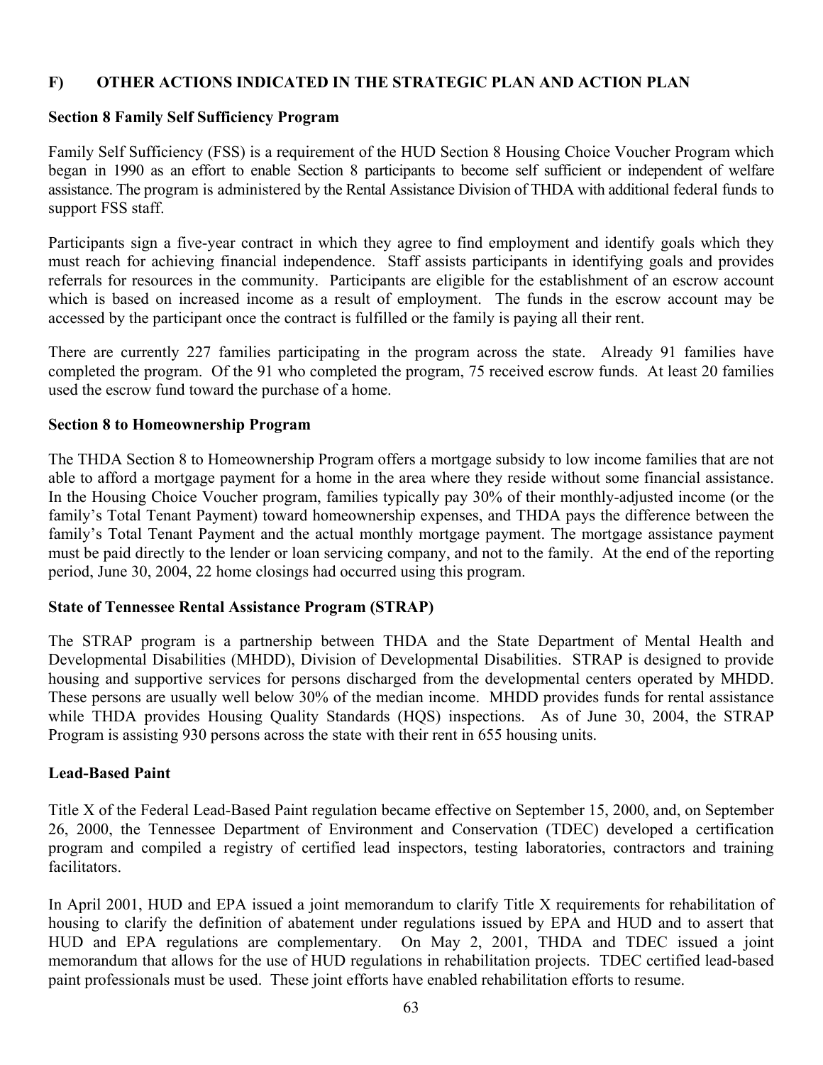## F) OTHER ACTIONS INDICATED IN THE STRATEGIC PLAN AND ACTION PLAN

### Section 8 Family Self Sufficiency Program

Family Self Sufficiency (FSS) is a requirement of the HUD Section 8 Housing Choice Voucher Program which began in 1990 as an effort to enable Section 8 participants to become self sufficient or independent of welfare assistance. The program is administered by the Rental Assistance Division of THDA with additional federal funds to support FSS staff.

Participants sign a five-year contract in which they agree to find employment and identify goals which they must reach for achieving financial independence. Staff assists participants in identifying goals and provides referrals for resources in the community. Participants are eligible for the establishment of an escrow account which is based on increased income as a result of employment. The funds in the escrow account may be accessed by the participant once the contract is fulfilled or the family is paying all their rent.

There are currently 227 families participating in the program across the state. Already 91 families have completed the program. Of the 91 who completed the program, 75 received escrow funds. At least 20 families used the escrow fund toward the purchase of a home.

### Section 8 to Homeownership Program

The THDA Section 8 to Homeownership Program offers a mortgage subsidy to low income families that are not able to afford a mortgage payment for a home in the area where they reside without some financial assistance. In the Housing Choice Voucher program, families typically pay 30% of their monthly-adjusted income (or the family's Total Tenant Payment) toward homeownership expenses, and THDA pays the difference between the family's Total Tenant Payment and the actual monthly mortgage payment. The mortgage assistance payment must be paid directly to the lender or loan servicing company, and not to the family. At the end of the reporting period, June 30, 2004, 22 home closings had occurred using this program.

### State of Tennessee Rental Assistance Program (STRAP)

The STRAP program is a partnership between THDA and the State Department of Mental Health and Developmental Disabilities (MHDD), Division of Developmental Disabilities. STRAP is designed to provide housing and supportive services for persons discharged from the developmental centers operated by MHDD. These persons are usually well below 30% of the median income. MHDD provides funds for rental assistance while THDA provides Housing Quality Standards (HQS) inspections. As of June 30, 2004, the STRAP Program is assisting 930 persons across the state with their rent in 655 housing units.

### Lead-Based Paint

Title X of the Federal Lead-Based Paint regulation became effective on September 15, 2000, and, on September 26, 2000, the Tennessee Department of Environment and Conservation (TDEC) developed a certification program and compiled a registry of certified lead inspectors, testing laboratories, contractors and training facilitators.

In April 2001, HUD and EPA issued a joint memorandum to clarify Title X requirements for rehabilitation of housing to clarify the definition of abatement under regulations issued by EPA and HUD and to assert that HUD and EPA regulations are complementary. On May 2, 2001, THDA and TDEC issued a joint memorandum that allows for the use of HUD regulations in rehabilitation projects. TDEC certified lead-based paint professionals must be used. These joint efforts have enabled rehabilitation efforts to resume.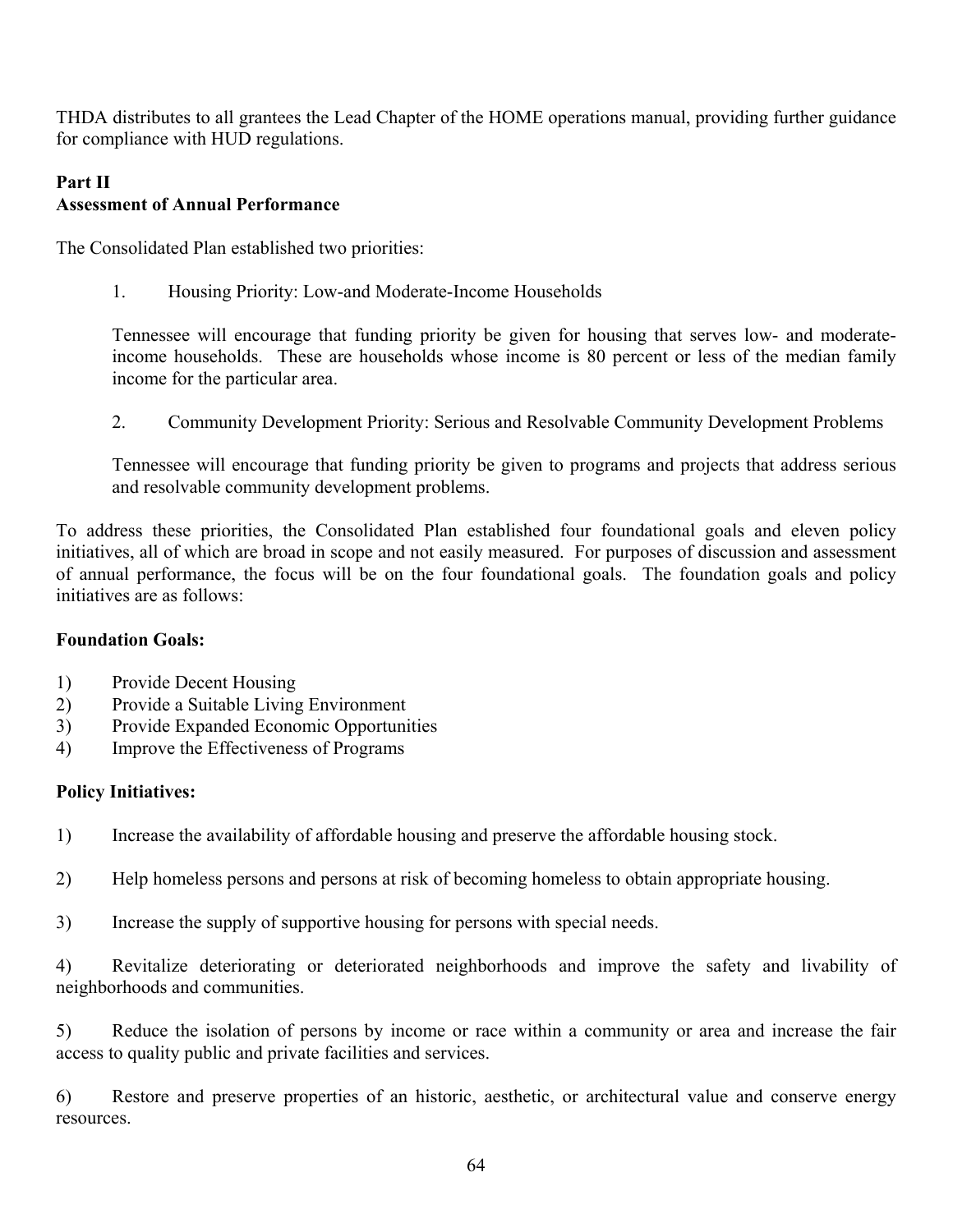THDA distributes to all grantees the Lead Chapter of the HOME operations manual, providing further guidance for compliance with HUD regulations.

**Part II**
**Assessment of Annual Performance**

The Consolidated Plan established two priorities:

1. Housing Priority: Low-and Moderate-Income Households

   Tennessee will encourage that funding priority be given for housing that serves low- and moderate-income households. These are households whose income is 80 percent or less of the median family income for the particular area.

2. Community Development Priority: Serious and Resolvable Community Development Problems

   Tennessee will encourage that funding priority be given to programs and projects that address serious and resolvable community development problems.

To address these priorities, the Consolidated Plan established four foundational goals and eleven policy initiatives, all of which are broad in scope and not easily measured. For purposes of discussion and assessment of annual performance, the focus will be on the four foundational goals. The foundation goals and policy initiatives are as follows:

**Foundation Goals:**

1) Provide Decent Housing
2) Provide a Suitable Living Environment
3) Provide Expanded Economic Opportunities
4) Improve the Effectiveness of Programs

**Policy Initiatives:**

1) Increase the availability of affordable housing and preserve the affordable housing stock.

2) Help homeless persons and persons at risk of becoming homeless to obtain appropriate housing.

3) Increase the supply of supportive housing for persons with special needs.

4) Revitalize deteriorating or deteriorated neighborhoods and improve the safety and livability of neighborhoods and communities.

5) Reduce the isolation of persons by income or race within a community or area and increase the fair access to quality public and private facilities and services.

6) Restore and preserve properties of an historic, aesthetic, or architectural value and conserve energy resources.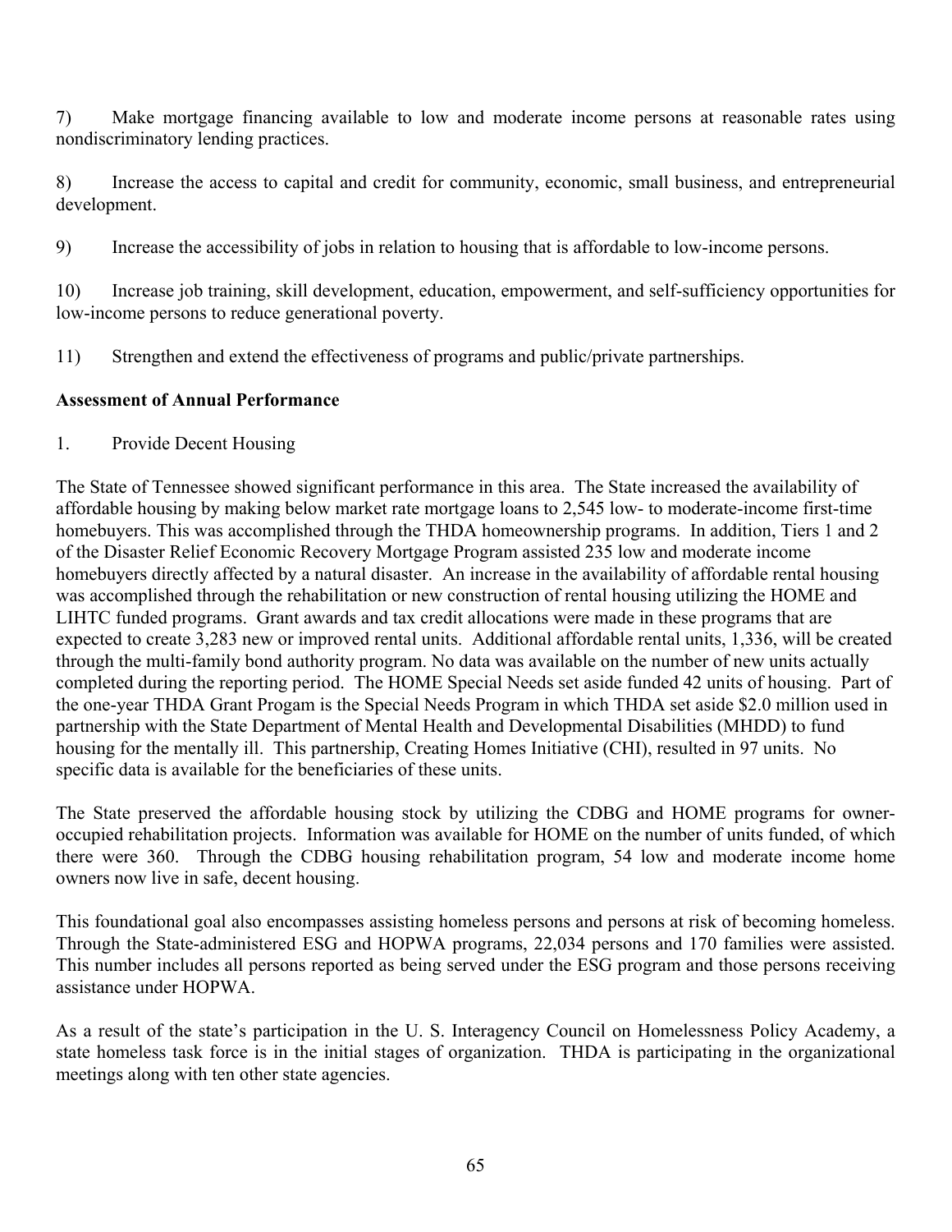7) Make mortgage financing available to low and moderate income persons at reasonable rates using nondiscriminatory lending practices.

8) Increase the access to capital and credit for community, economic, small business, and entrepreneurial development.

9) Increase the accessibility of jobs in relation to housing that is affordable to low-income persons.

10) Increase job training, skill development, education, empowerment, and self-sufficiency opportunities for low-income persons to reduce generational poverty.

11) Strengthen and extend the effectiveness of programs and public/private partnerships.

**Assessment of Annual Performance**

1. Provide Decent Housing

The State of Tennessee showed significant performance in this area. The State increased the availability of affordable housing by making below market rate mortgage loans to 2,545 low- to moderate-income first-time homebuyers. This was accomplished through the THDA homeownership programs. In addition, Tiers 1 and 2 of the Disaster Relief Economic Recovery Mortgage Program assisted 235 low and moderate income homebuyers directly affected by a natural disaster. An increase in the availability of affordable rental housing was accomplished through the rehabilitation or new construction of rental housing utilizing the HOME and LIHTC funded programs. Grant awards and tax credit allocations were made in these programs that are expected to create 3,283 new or improved rental units. Additional affordable rental units, 1,336, will be created through the multi-family bond authority program. No data was available on the number of new units actually completed during the reporting period. The HOME Special Needs set aside funded 42 units of housing. Part of the one-year THDA Grant Progam is the Special Needs Program in which THDA set aside $2.0 million used in partnership with the State Department of Mental Health and Developmental Disabilities (MHDD) to fund housing for the mentally ill. This partnership, Creating Homes Initiative (CHI), resulted in 97 units. No specific data is available for the beneficiaries of these units.

The State preserved the affordable housing stock by utilizing the CDBG and HOME programs for owner-occupied rehabilitation projects. Information was available for HOME on the number of units funded, of which there were 360. Through the CDBG housing rehabilitation program, 54 low and moderate income home owners now live in safe, decent housing.

This foundational goal also encompasses assisting homeless persons and persons at risk of becoming homeless. Through the State-administered ESG and HOPWA programs, 22,034 persons and 170 families were assisted. This number includes all persons reported as being served under the ESG program and those persons receiving assistance under HOPWA.

As a result of the state's participation in the U. S. Interagency Council on Homelessness Policy Academy, a state homeless task force is in the initial stages of organization. THDA is participating in the organizational meetings along with ten other state agencies.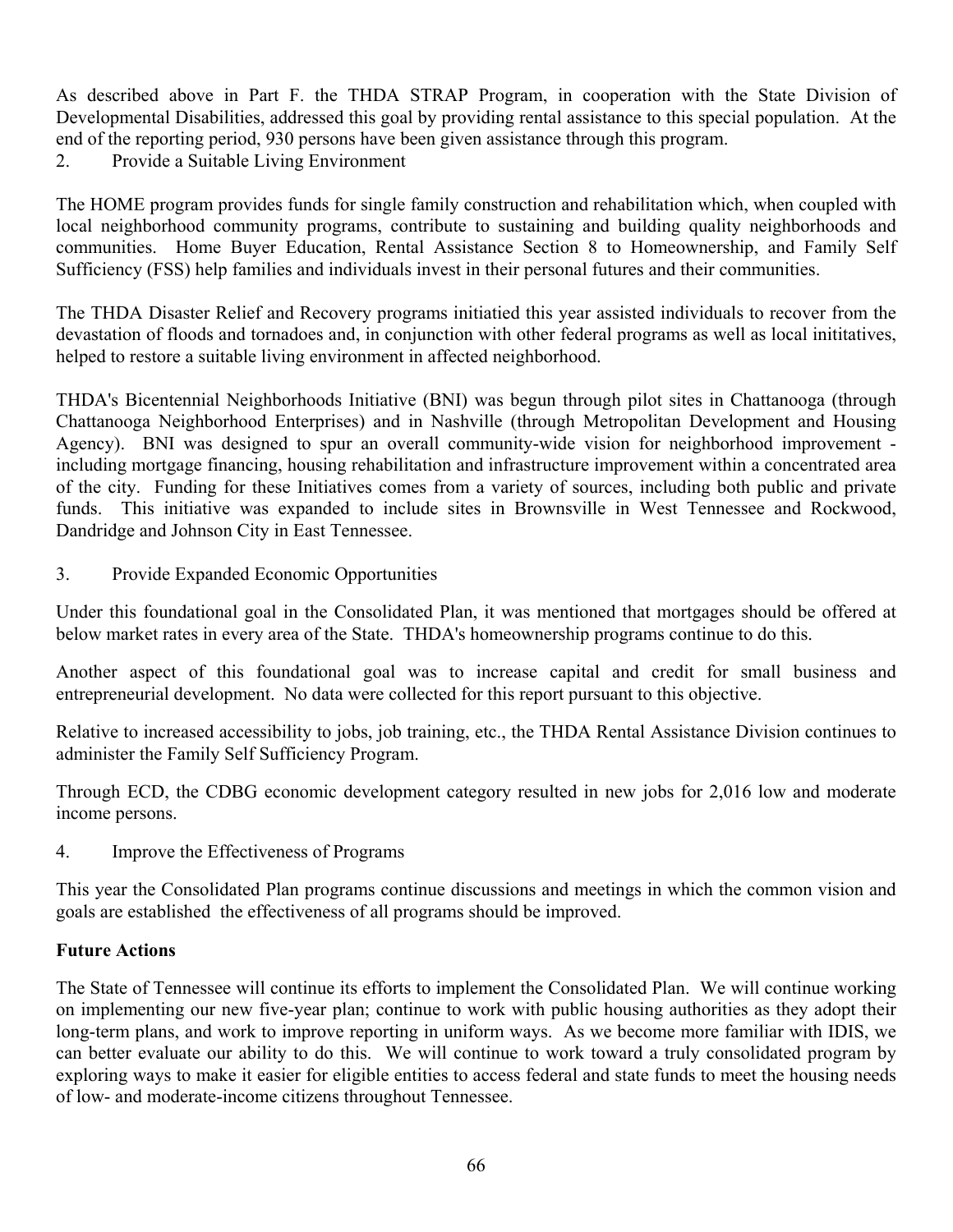As described above in Part F. the THDA STRAP Program, in cooperation with the State Division of Developmental Disabilities, addressed this goal by providing rental assistance to this special population. At the end of the reporting period, 930 persons have been given assistance through this program.

2. Provide a Suitable Living Environment

The HOME program provides funds for single family construction and rehabilitation which, when coupled with local neighborhood community programs, contribute to sustaining and building quality neighborhoods and communities. Home Buyer Education, Rental Assistance Section 8 to Homeownership, and Family Self Sufficiency (FSS) help families and individuals invest in their personal futures and their communities.

The THDA Disaster Relief and Recovery programs initiatied this year assisted individuals to recover from the devastation of floods and tornadoes and, in conjunction with other federal programs as well as local inititatives, helped to restore a suitable living environment in affected neighborhood.

THDA's Bicentennial Neighborhoods Initiative (BNI) was begun through pilot sites in Chattanooga (through Chattanooga Neighborhood Enterprises) and in Nashville (through Metropolitan Development and Housing Agency). BNI was designed to spur an overall community-wide vision for neighborhood improvement - including mortgage financing, housing rehabilitation and infrastructure improvement within a concentrated area of the city. Funding for these Initiatives comes from a variety of sources, including both public and private funds. This initiative was expanded to include sites in Brownsville in West Tennessee and Rockwood, Dandridge and Johnson City in East Tennessee.

3. Provide Expanded Economic Opportunities

Under this foundational goal in the Consolidated Plan, it was mentioned that mortgages should be offered at below market rates in every area of the State. THDA's homeownership programs continue to do this.

Another aspect of this foundational goal was to increase capital and credit for small business and entrepreneurial development. No data were collected for this report pursuant to this objective.

Relative to increased accessibility to jobs, job training, etc., the THDA Rental Assistance Division continues to administer the Family Self Sufficiency Program.

Through ECD, the CDBG economic development category resulted in new jobs for 2,016 low and moderate income persons.

4. Improve the Effectiveness of Programs

This year the Consolidated Plan programs continue discussions and meetings in which the common vision and goals are established the effectiveness of all programs should be improved.

**Future Actions**

The State of Tennessee will continue its efforts to implement the Consolidated Plan. We will continue working on implementing our new five-year plan; continue to work with public housing authorities as they adopt their long-term plans, and work to improve reporting in uniform ways. As we become more familiar with IDIS, we can better evaluate our ability to do this. We will continue to work toward a truly consolidated program by exploring ways to make it easier for eligible entities to access federal and state funds to meet the housing needs of low- and moderate-income citizens throughout Tennessee.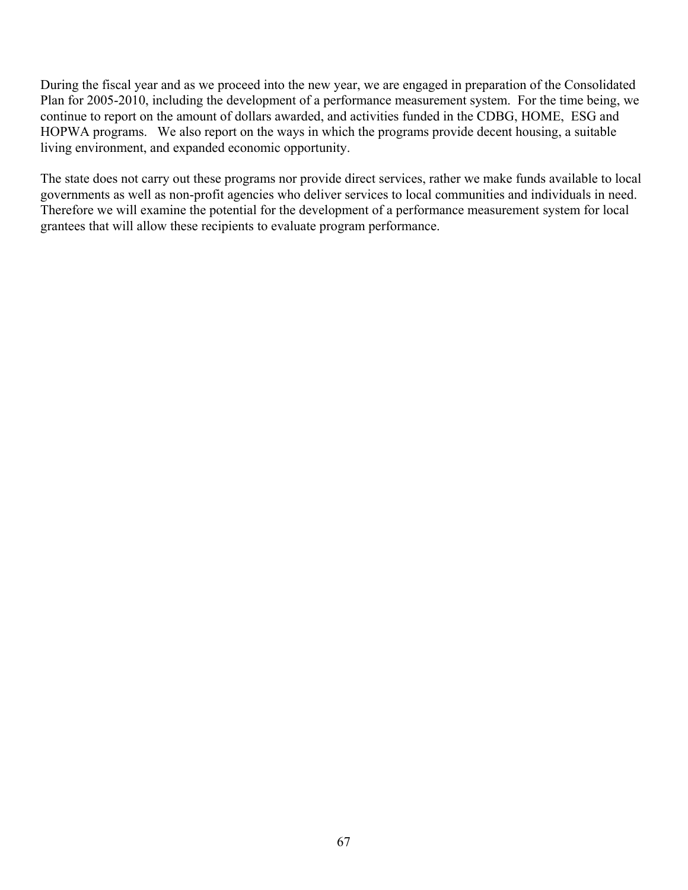During the fiscal year and as we proceed into the new year, we are engaged in preparation of the Consolidated Plan for 2005-2010, including the development of a performance measurement system. For the time being, we continue to report on the amount of dollars awarded, and activities funded in the CDBG, HOME, ESG and HOPWA programs. We also report on the ways in which the programs provide decent housing, a suitable living environment, and expanded economic opportunity.

The state does not carry out these programs nor provide direct services, rather we make funds available to local governments as well as non-profit agencies who deliver services to local communities and individuals in need. Therefore we will examine the potential for the development of a performance measurement system for local grantees that will allow these recipients to evaluate program performance.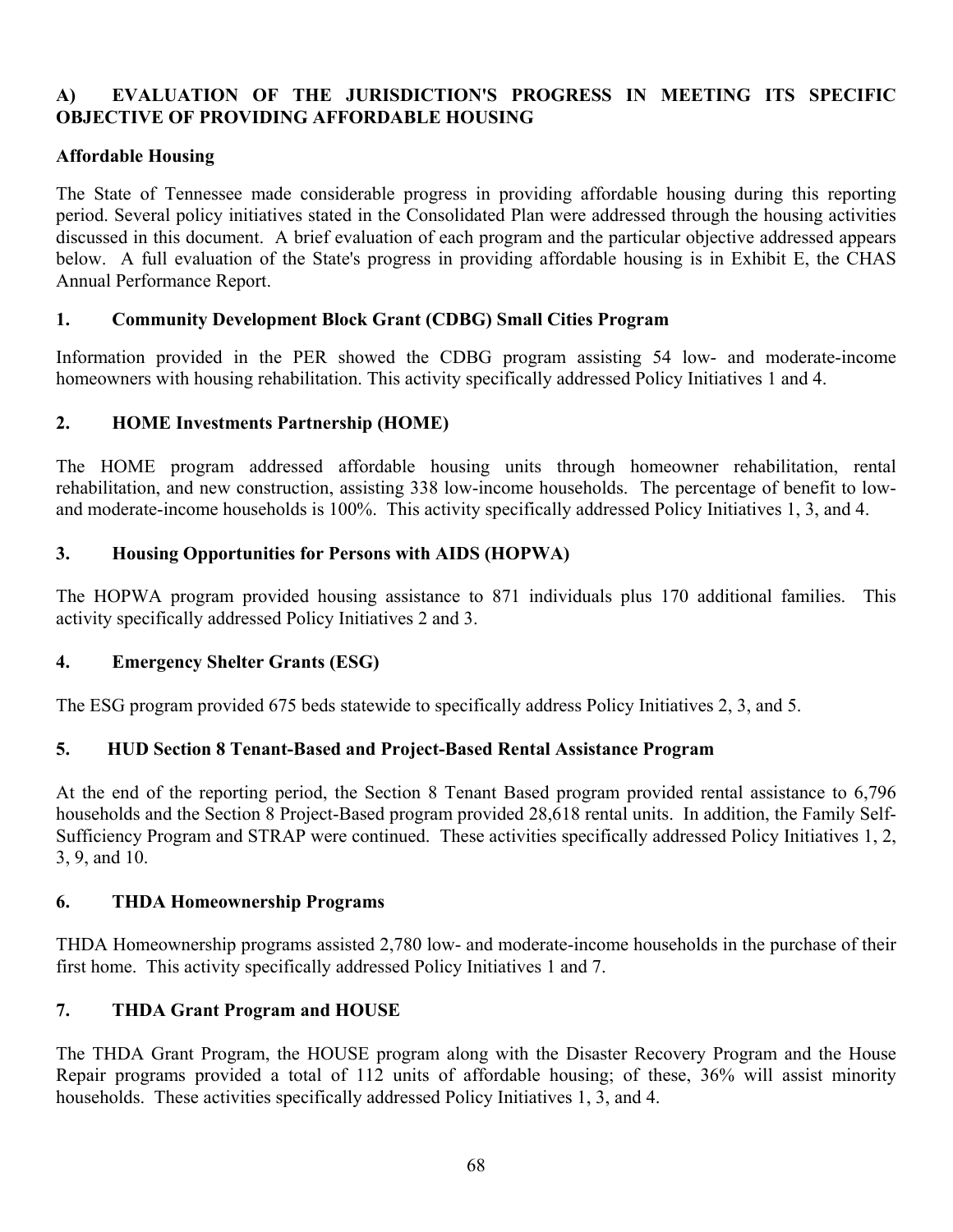## A) EVALUATION OF THE JURISDICTION'S PROGRESS IN MEETING ITS SPECIFIC OBJECTIVE OF PROVIDING AFFORDABLE HOUSING

### Affordable Housing

The State of Tennessee made considerable progress in providing affordable housing during this reporting period. Several policy initiatives stated in the Consolidated Plan were addressed through the housing activities discussed in this document. A brief evaluation of each program and the particular objective addressed appears below. A full evaluation of the State's progress in providing affordable housing is in Exhibit E, the CHAS Annual Performance Report.

### 1. Community Development Block Grant (CDBG) Small Cities Program

Information provided in the PER showed the CDBG program assisting 54 low- and moderate-income homeowners with housing rehabilitation. This activity specifically addressed Policy Initiatives 1 and 4.

### 2. HOME Investments Partnership (HOME)

The HOME program addressed affordable housing units through homeowner rehabilitation, rental rehabilitation, and new construction, assisting 338 low-income households. The percentage of benefit to low- and moderate-income households is 100%. This activity specifically addressed Policy Initiatives 1, 3, and 4.

### 3. Housing Opportunities for Persons with AIDS (HOPWA)

The HOPWA program provided housing assistance to 871 individuals plus 170 additional families. This activity specifically addressed Policy Initiatives 2 and 3.

### 4. Emergency Shelter Grants (ESG)

The ESG program provided 675 beds statewide to specifically address Policy Initiatives 2, 3, and 5.

### 5. HUD Section 8 Tenant-Based and Project-Based Rental Assistance Program

At the end of the reporting period, the Section 8 Tenant Based program provided rental assistance to 6,796 households and the Section 8 Project-Based program provided 28,618 rental units. In addition, the Family Self-Sufficiency Program and STRAP were continued. These activities specifically addressed Policy Initiatives 1, 2, 3, 9, and 10.

### 6. THDA Homeownership Programs

THDA Homeownership programs assisted 2,780 low- and moderate-income households in the purchase of their first home. This activity specifically addressed Policy Initiatives 1 and 7.

### 7. THDA Grant Program and HOUSE

The THDA Grant Program, the HOUSE program along with the Disaster Recovery Program and the House Repair programs provided a total of 112 units of affordable housing; of these, 36% will assist minority households. These activities specifically addressed Policy Initiatives 1, 3, and 4.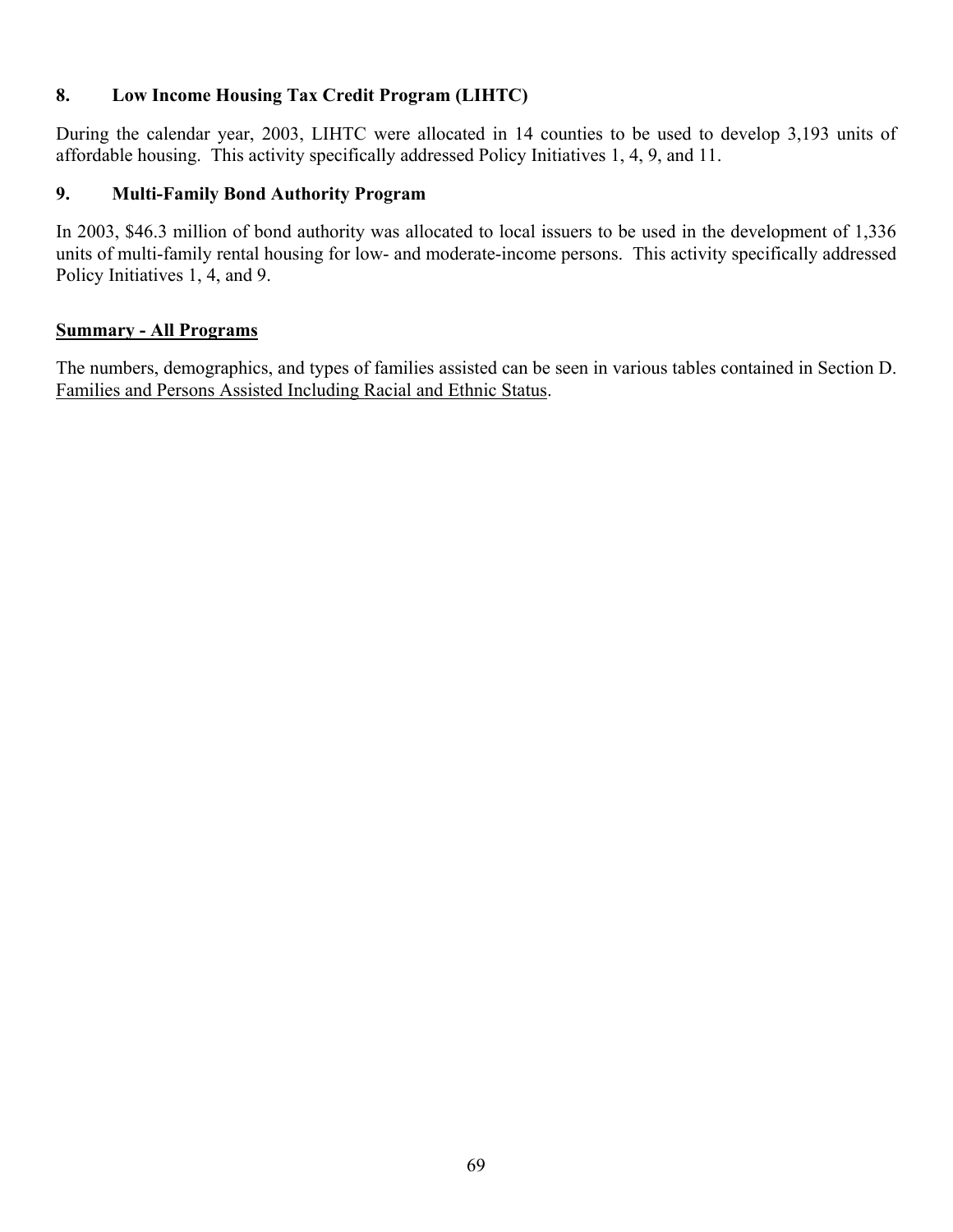### 8. Low Income Housing Tax Credit Program (LIHTC)

During the calendar year, 2003, LIHTC were allocated in 14 counties to be used to develop 3,193 units of affordable housing. This activity specifically addressed Policy Initiatives 1, 4, 9, and 11.

### 9. Multi-Family Bond Authority Program

In 2003, $46.3 million of bond authority was allocated to local issuers to be used in the development of 1,336 units of multi-family rental housing for low- and moderate-income persons. This activity specifically addressed Policy Initiatives 1, 4, and 9.

**Summary - All Programs**

The numbers, demographics, and types of families assisted can be seen in various tables contained in Section D. Families and Persons Assisted Including Racial and Ethnic Status.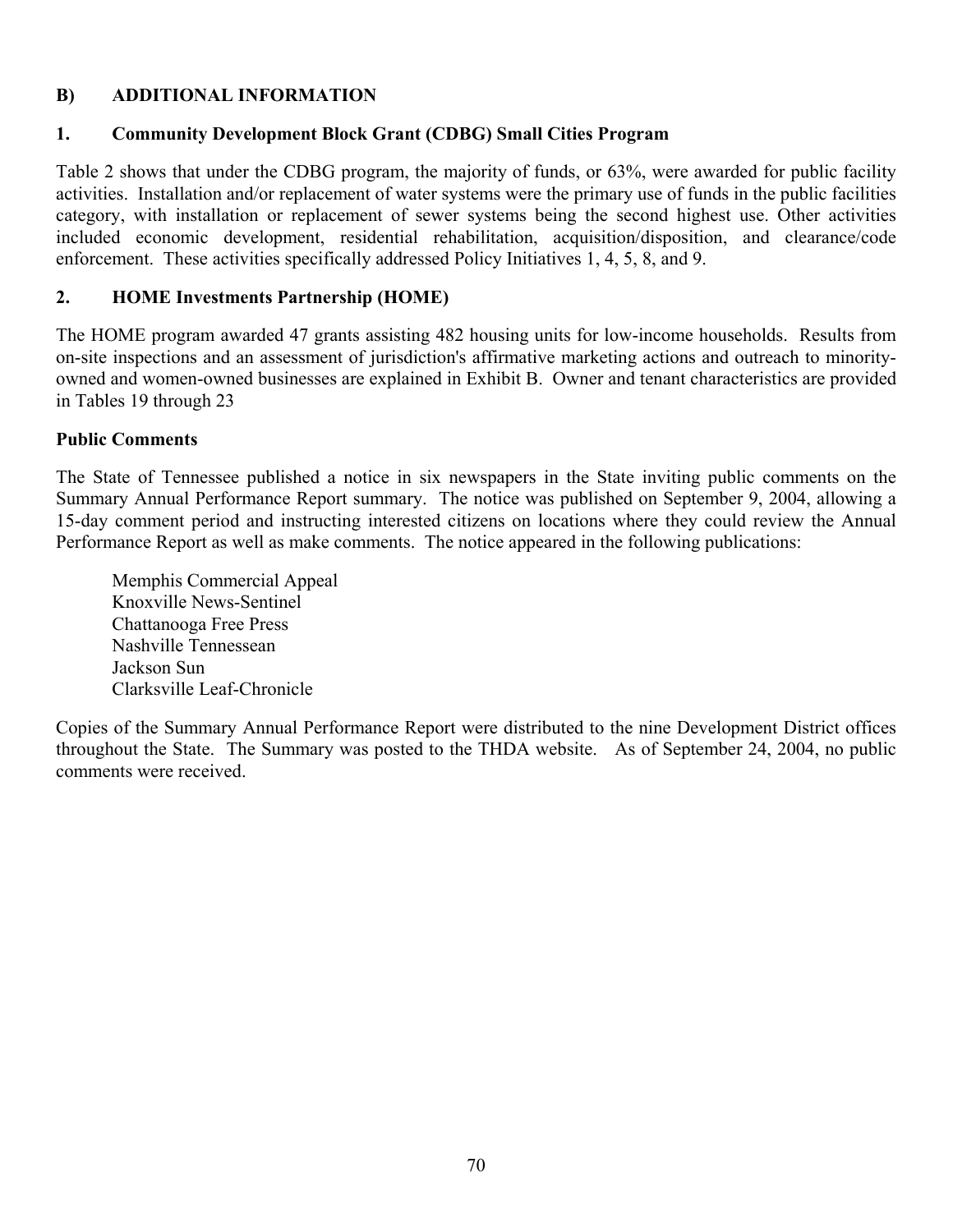## B) ADDITIONAL INFORMATION

### 1. Community Development Block Grant (CDBG) Small Cities Program

Table 2 shows that under the CDBG program, the majority of funds, or 63%, were awarded for public facility activities. Installation and/or replacement of water systems were the primary use of funds in the public facilities category, with installation or replacement of sewer systems being the second highest use. Other activities included economic development, residential rehabilitation, acquisition/disposition, and clearance/code enforcement. These activities specifically addressed Policy Initiatives 1, 4, 5, 8, and 9.

### 2. HOME Investments Partnership (HOME)

The HOME program awarded 47 grants assisting 482 housing units for low-income households. Results from on-site inspections and an assessment of jurisdiction's affirmative marketing actions and outreach to minority-owned and women-owned businesses are explained in Exhibit B. Owner and tenant characteristics are provided in Tables 19 through 23

### Public Comments

The State of Tennessee published a notice in six newspapers in the State inviting public comments on the Summary Annual Performance Report summary. The notice was published on September 9, 2004, allowing a 15-day comment period and instructing interested citizens on locations where they could review the Annual Performance Report as well as make comments. The notice appeared in the following publications:

Memphis Commercial Appeal
Knoxville News-Sentinel
Chattanooga Free Press
Nashville Tennessean
Jackson Sun
Clarksville Leaf-Chronicle

Copies of the Summary Annual Performance Report were distributed to the nine Development District offices throughout the State. The Summary was posted to the THDA website. As of September 24, 2004, no public comments were received.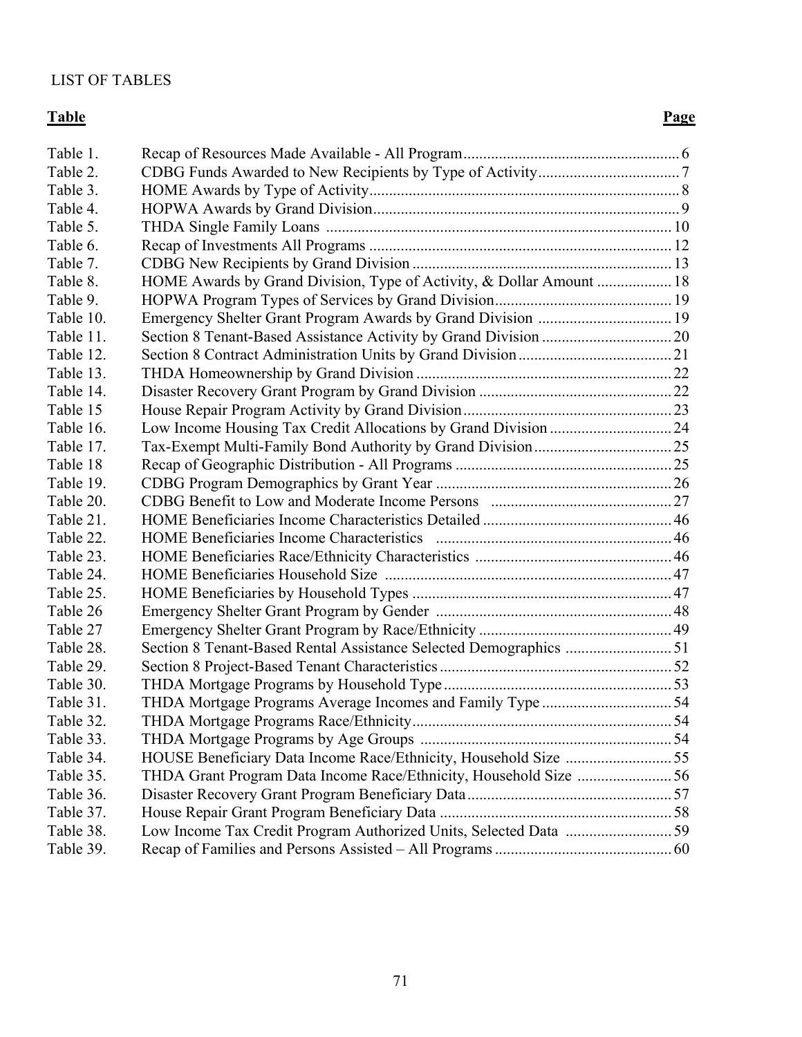LIST OF TABLES

| **Table** | | **Page** |
|---|---|---|
| Table 1. | Recap of Resources Made Available - All Program | 6 |
| Table 2. | CDBG Funds Awarded to New Recipients by Type of Activity | 7 |
| Table 3. | HOME Awards by Type of Activity | 8 |
| Table 4. | HOPWA Awards by Grand Division | 9 |
| Table 5. | THDA Single Family Loans | 10 |
| Table 6. | Recap of Investments All Programs | 12 |
| Table 7. | CDBG New Recipients by Grand Division | 13 |
| Table 8. | HOME Awards by Grand Division, Type of Activity, & Dollar Amount | 18 |
| Table 9. | HOPWA Program Types of Services by Grand Division | 19 |
| Table 10. | Emergency Shelter Grant Program Awards by Grand Division | 19 |
| Table 11. | Section 8 Tenant-Based Assistance Activity by Grand Division | 20 |
| Table 12. | Section 8 Contract Administration Units by Grand Division | 21 |
| Table 13. | THDA Homeownership by Grand Division | 22 |
| Table 14. | Disaster Recovery Grant Program by Grand Division | 22 |
| Table 15 | House Repair Program Activity by Grand Division | 23 |
| Table 16. | Low Income Housing Tax Credit Allocations by Grand Division | 24 |
| Table 17. | Tax-Exempt Multi-Family Bond Authority by Grand Division | 25 |
| Table 18 | Recap of Geographic Distribution - All Programs | 25 |
| Table 19. | CDBG Program Demographics by Grant Year | 26 |
| Table 20. | CDBG Benefit to Low and Moderate Income Persons | 27 |
| Table 21. | HOME Beneficiaries Income Characteristics Detailed | 46 |
| Table 22. | HOME Beneficiaries Income Characteristics | 46 |
| Table 23. | HOME Beneficiaries Race/Ethnicity Characteristics | 46 |
| Table 24. | HOME Beneficiaries Household Size | 47 |
| Table 25. | HOME Beneficiaries by Household Types | 47 |
| Table 26 | Emergency Shelter Grant Program by Gender | 48 |
| Table 27 | Emergency Shelter Grant Program by Race/Ethnicity | 49 |
| Table 28. | Section 8 Tenant-Based Rental Assistance Selected Demographics | 51 |
| Table 29. | Section 8 Project-Based Tenant Characteristics | 52 |
| Table 30. | THDA Mortgage Programs by Household Type | 53 |
| Table 31. | THDA Mortgage Programs Average Incomes and Family Type | 54 |
| Table 32. | THDA Mortgage Programs Race/Ethnicity | 54 |
| Table 33. | THDA Mortgage Programs by Age Groups | 54 |
| Table 34. | HOUSE Beneficiary Data Income Race/Ethnicity, Household Size | 55 |
| Table 35. | THDA Grant Program Data Income Race/Ethnicity, Household Size | 56 |
| Table 36. | Disaster Recovery Grant Program Beneficiary Data | 57 |
| Table 37. | House Repair Grant Program Beneficiary Data | 58 |
| Table 38. | Low Income Tax Credit Program Authorized Units, Selected Data | 59 |
| Table 39. | Recap of Families and Persons Assisted – All Programs | 60 |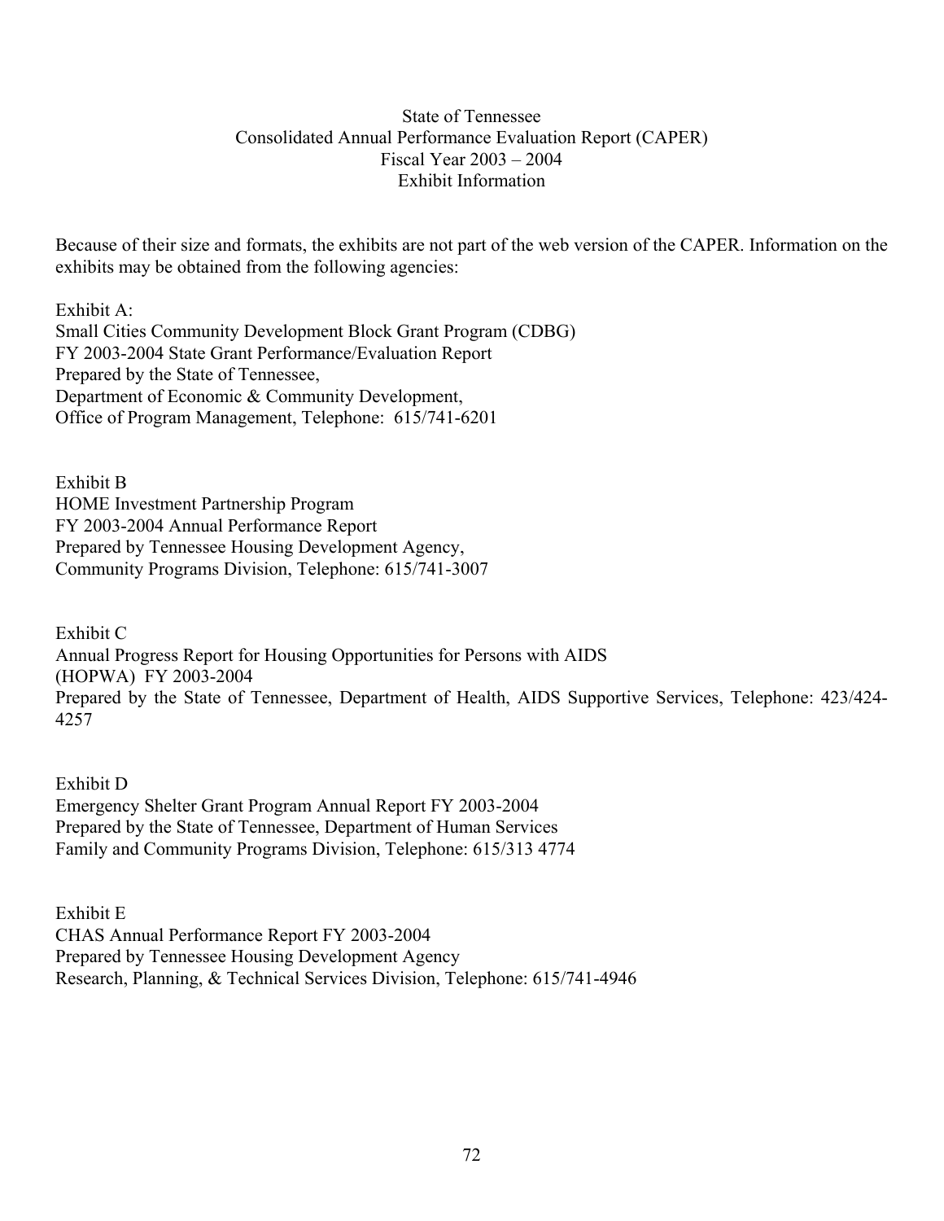# State of Tennessee
## Consolidated Annual Performance Evaluation Report (CAPER)
## Fiscal Year 2003 – 2004
## Exhibit Information

Because of their size and formats, the exhibits are not part of the web version of the CAPER. Information on the exhibits may be obtained from the following agencies:

Exhibit A:
Small Cities Community Development Block Grant Program (CDBG)
FY 2003-2004 State Grant Performance/Evaluation Report
Prepared by the State of Tennessee,
Department of Economic & Community Development,
Office of Program Management, Telephone: 615/741-6201

Exhibit B
HOME Investment Partnership Program
FY 2003-2004 Annual Performance Report
Prepared by Tennessee Housing Development Agency,
Community Programs Division, Telephone: 615/741-3007

Exhibit C
Annual Progress Report for Housing Opportunities for Persons with AIDS (HOPWA) FY 2003-2004
Prepared by the State of Tennessee, Department of Health, AIDS Supportive Services, Telephone: 423/424-4257

Exhibit D
Emergency Shelter Grant Program Annual Report FY 2003-2004
Prepared by the State of Tennessee, Department of Human Services
Family and Community Programs Division, Telephone: 615/313 4774

Exhibit E
CHAS Annual Performance Report FY 2003-2004
Prepared by Tennessee Housing Development Agency
Research, Planning, & Technical Services Division, Telephone: 615/741-4946